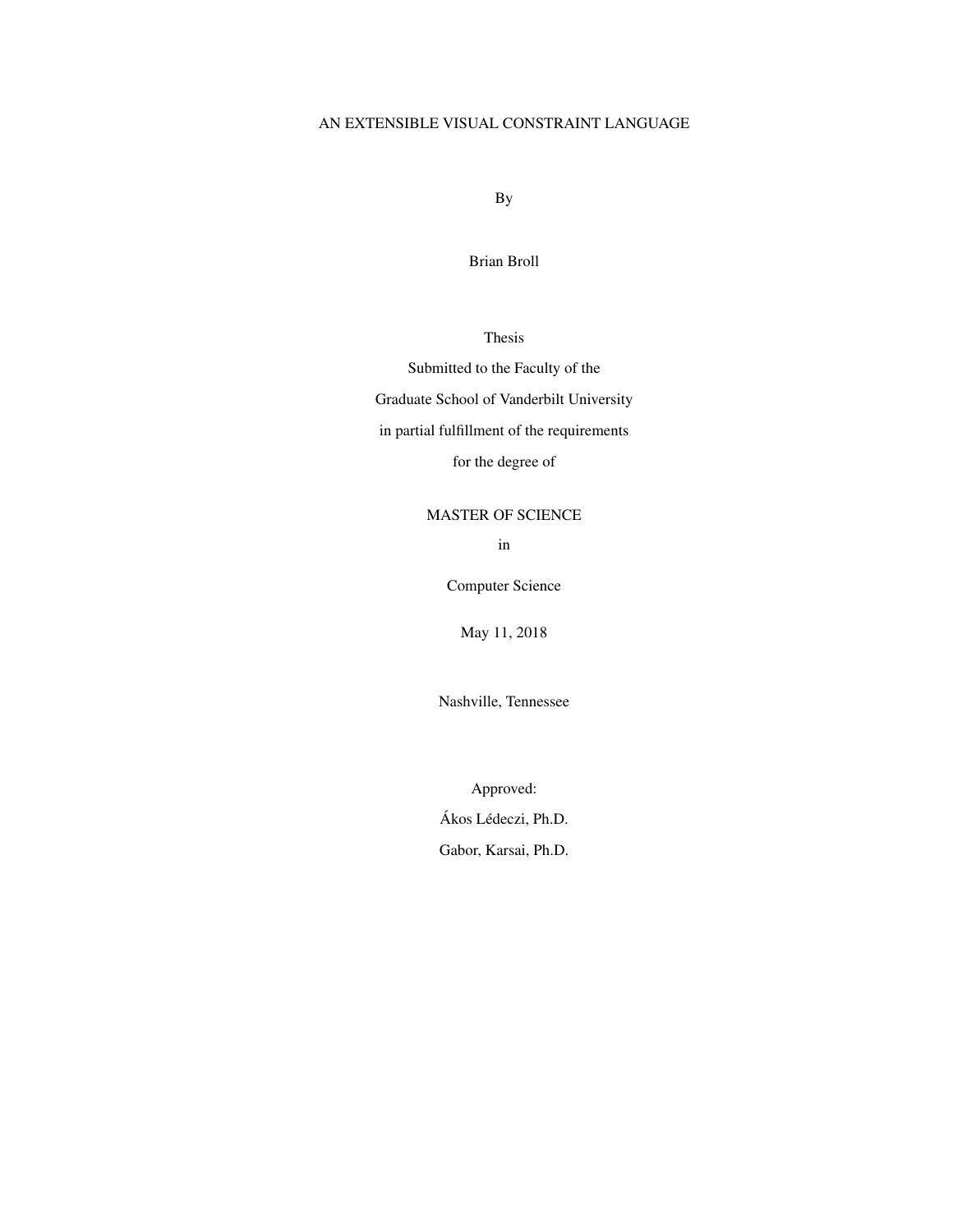# AN EXTENSIBLE VISUAL CONSTRAINT LANGUAGE

By

Brian Broll

Thesis

Submitted to the Faculty of the

Graduate School of Vanderbilt University

in partial fulfillment of the requirements

for the degree of

MASTER OF SCIENCE

in

Computer Science

May 11, 2018

Nashville, Tennessee

Approved:

Ákos Lédeczi, Ph.D.

Gabor, Karsai, Ph.D.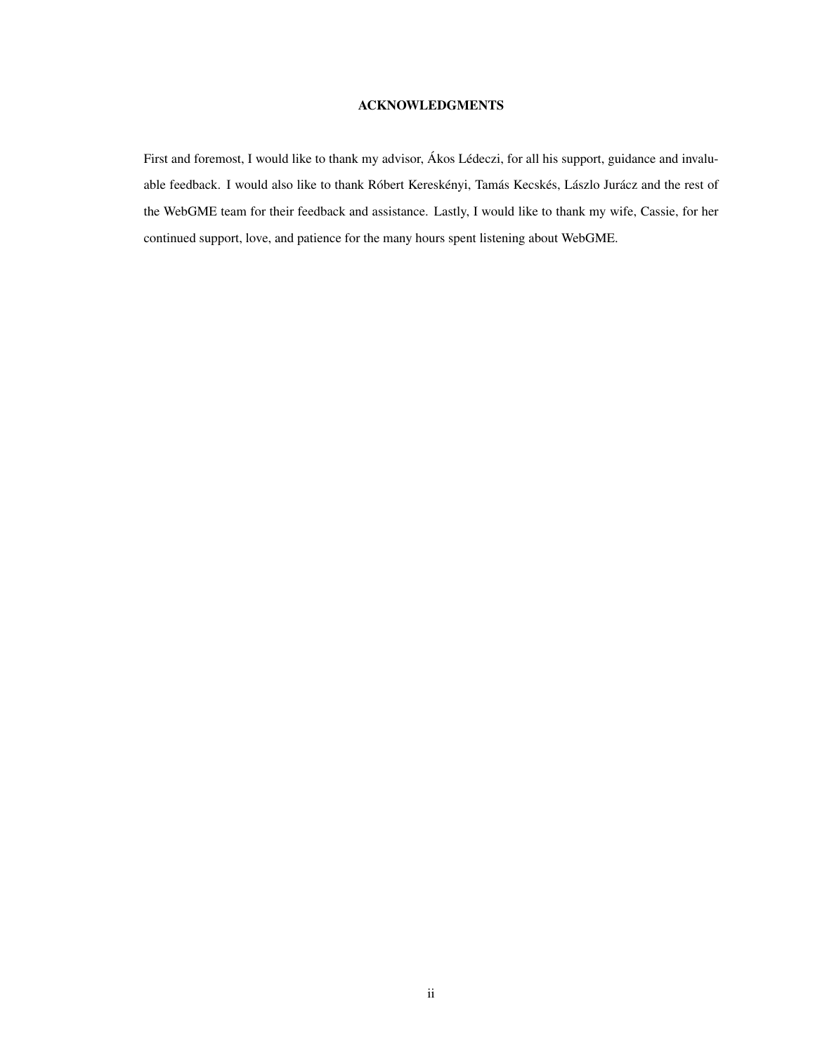## ACKNOWLEDGMENTS

First and foremost, I would like to thank my advisor, Ákos Lédeczi, for all his support, guidance and invaluable feedback. I would also like to thank Róbert Kereskényi, Tamás Kecskés, Lászlo Jurácz and the rest of the WebGME team for their feedback and assistance. Lastly, I would like to thank my wife, Cassie, for her continued support, love, and patience for the many hours spent listening about WebGME.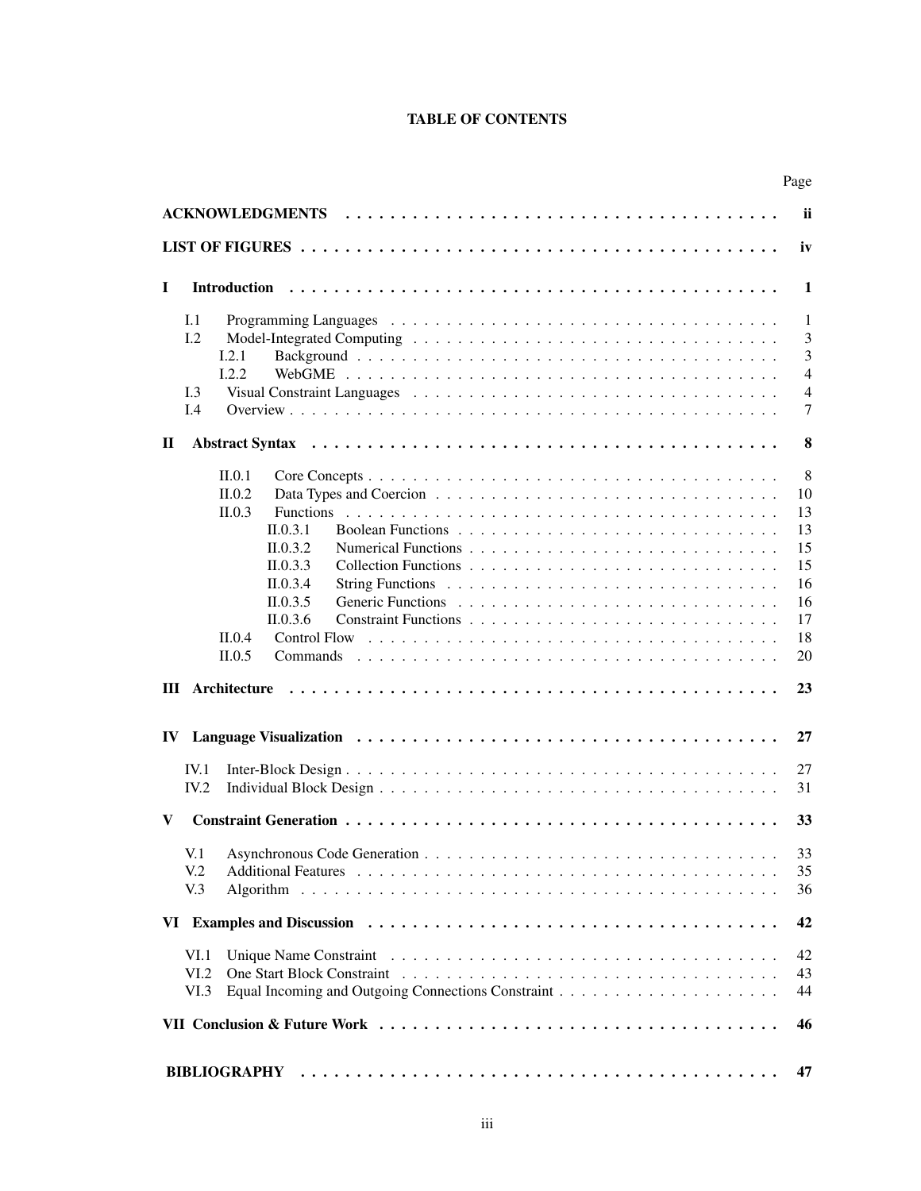# TABLE OF CONTENTS

| | | Page |
|---|---|---|
| **ACKNOWLEDGMENTS** | | **ii** |
| **LIST OF FIGURES** | | **iv** |
| **I** | **Introduction** | **1** |
| I.1 | Programming Languages | 1 |
| I.2 | Model-Integrated Computing | 3 |
| I.2.1 | Background | 3 |
| I.2.2 | WebGME | 4 |
| I.3 | Visual Constraint Languages | 4 |
| I.4 | Overview | 7 |
| **II** | **Abstract Syntax** | **8** |
| II.0.1 | Core Concepts | 8 |
| II.0.2 | Data Types and Coercion | 10 |
| II.0.3 | Functions | 13 |
| II.0.3.1 | Boolean Functions | 13 |
| II.0.3.2 | Numerical Functions | 15 |
| II.0.3.3 | Collection Functions | 15 |
| II.0.3.4 | String Functions | 16 |
| II.0.3.5 | Generic Functions | 16 |
| II.0.3.6 | Constraint Functions | 17 |
| II.0.4 | Control Flow | 18 |
| II.0.5 | Commands | 20 |
| **III** | **Architecture** | **23** |
| **IV** | **Language Visualization** | **27** |
| IV.1 | Inter-Block Design | 27 |
| IV.2 | Individual Block Design | 31 |
| **V** | **Constraint Generation** | **33** |
| V.1 | Asynchronous Code Generation | 33 |
| V.2 | Additional Features | 35 |
| V.3 | Algorithm | 36 |
| **VI** | **Examples and Discussion** | **42** |
| VI.1 | Unique Name Constraint | 42 |
| VI.2 | One Start Block Constraint | 43 |
| VI.3 | Equal Incoming and Outgoing Connections Constraint | 44 |
| **VII** | **Conclusion & Future Work** | **46** |
| **BIBLIOGRAPHY** | | **47** |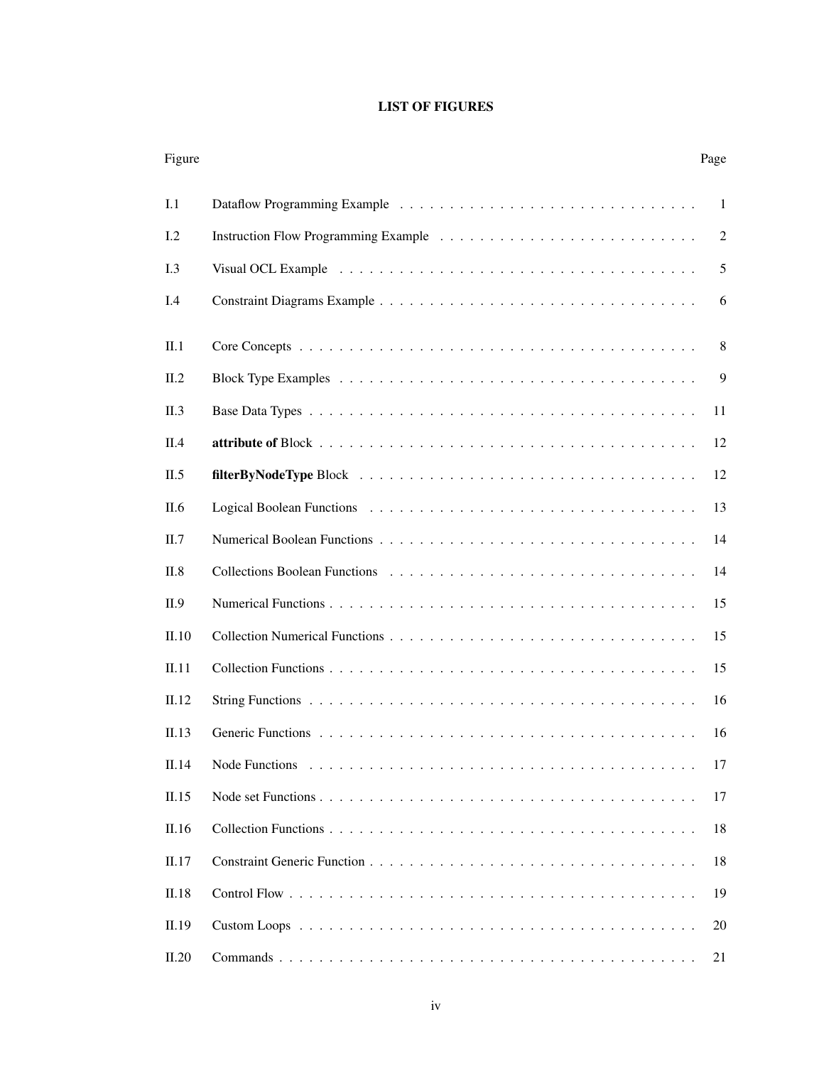# LIST OF FIGURES

| Figure | | Page |
|---|---|---|
| I.1 | Dataflow Programming Example | 1 |
| I.2 | Instruction Flow Programming Example | 2 |
| I.3 | Visual OCL Example | 5 |
| I.4 | Constraint Diagrams Example | 6 |
| II.1 | Core Concepts | 8 |
| II.2 | Block Type Examples | 9 |
| II.3 | Base Data Types | 11 |
| II.4 | **attribute of** Block | 12 |
| II.5 | **filterByNodeType** Block | 12 |
| II.6 | Logical Boolean Functions | 13 |
| II.7 | Numerical Boolean Functions | 14 |
| II.8 | Collections Boolean Functions | 14 |
| II.9 | Numerical Functions | 15 |
| II.10 | Collection Numerical Functions | 15 |
| II.11 | Collection Functions | 15 |
| II.12 | String Functions | 16 |
| II.13 | Generic Functions | 16 |
| II.14 | Node Functions | 17 |
| II.15 | Node set Functions | 17 |
| II.16 | Collection Functions | 18 |
| II.17 | Constraint Generic Function | 18 |
| II.18 | Control Flow | 19 |
| II.19 | Custom Loops | 20 |
| II.20 | Commands | 21 |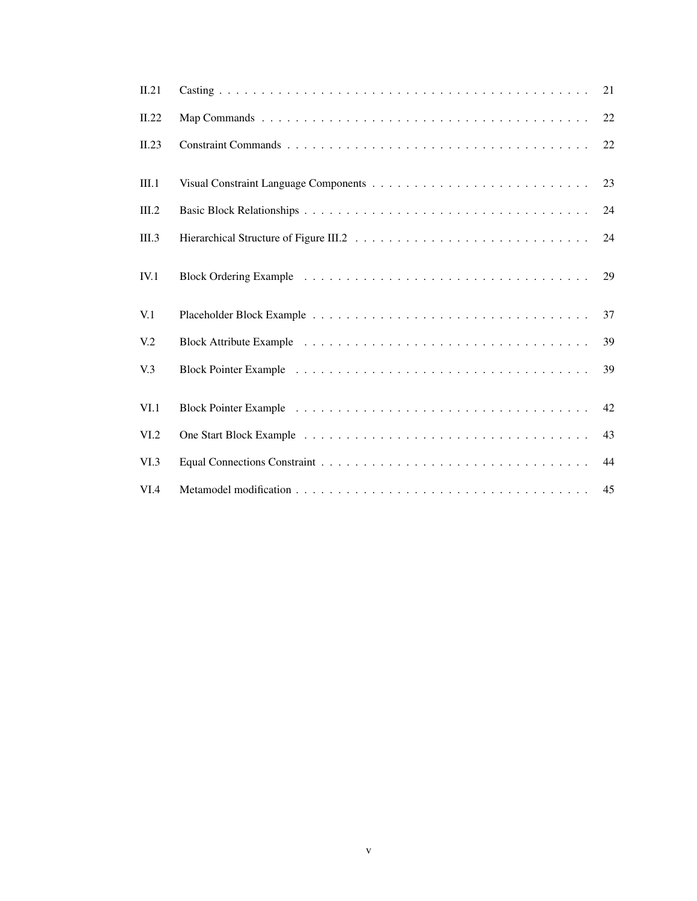| | | |
|---|---|---|
| II.21 | Casting | 21 |
| II.22 | Map Commands | 22 |
| II.23 | Constraint Commands | 22 |
| III.1 | Visual Constraint Language Components | 23 |
| III.2 | Basic Block Relationships | 24 |
| III.3 | Hierarchical Structure of Figure III.2 | 24 |
| IV.1 | Block Ordering Example | 29 |
| V.1 | Placeholder Block Example | 37 |
| V.2 | Block Attribute Example | 39 |
| V.3 | Block Pointer Example | 39 |
| VI.1 | Block Pointer Example | 42 |
| VI.2 | One Start Block Example | 43 |
| VI.3 | Equal Connections Constraint | 44 |
| VI.4 | Metamodel modification | 45 |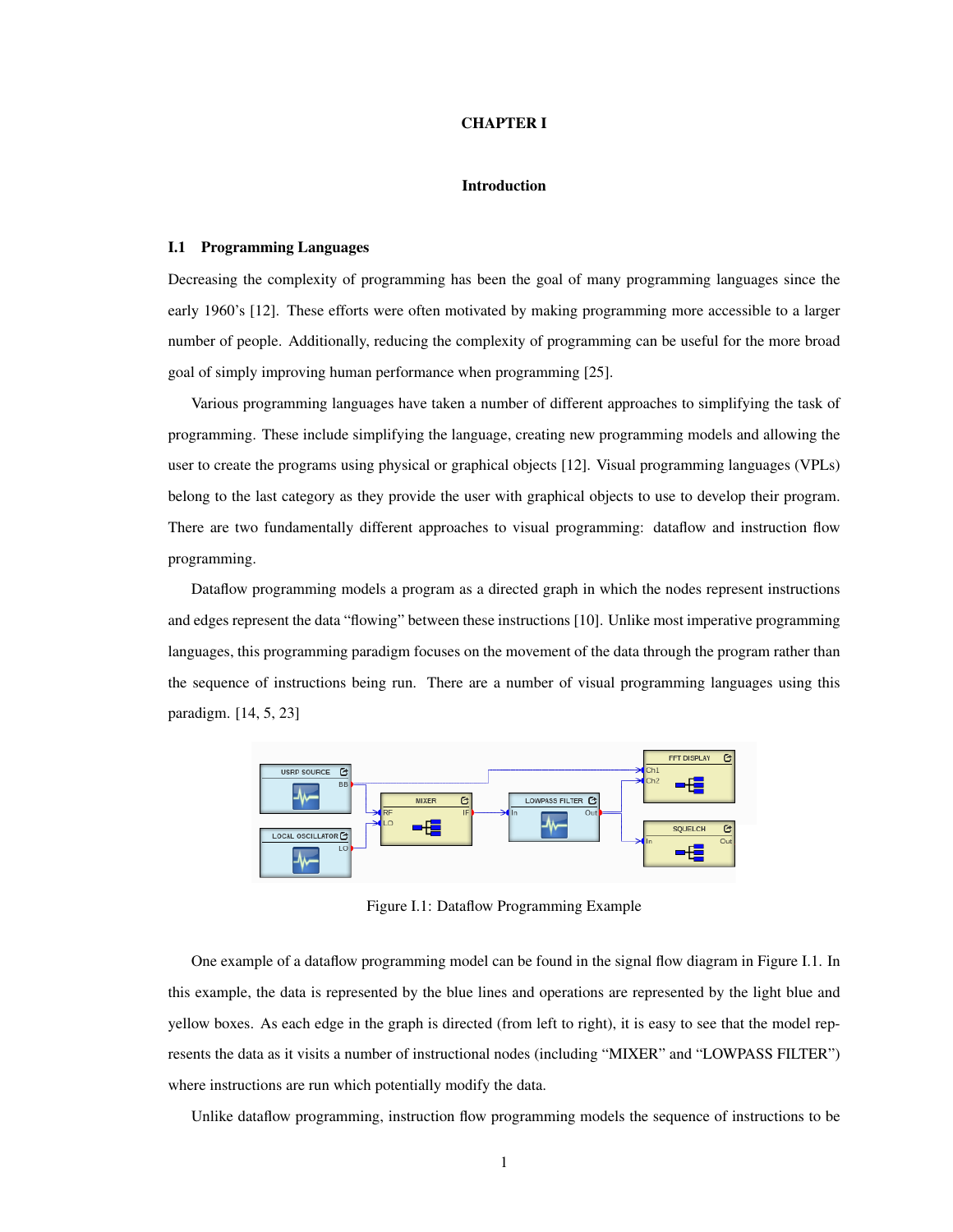# CHAPTER I

## Introduction

### I.1 Programming Languages

Decreasing the complexity of programming has been the goal of many programming languages since the early 1960's [12]. These efforts were often motivated by making programming more accessible to a larger number of people. Additionally, reducing the complexity of programming can be useful for the more broad goal of simply improving human performance when programming [25].

Various programming languages have taken a number of different approaches to simplifying the task of programming. These include simplifying the language, creating new programming models and allowing the user to create the programs using physical or graphical objects [12]. Visual programming languages (VPLs) belong to the last category as they provide the user with graphical objects to use to develop their program. There are two fundamentally different approaches to visual programming: dataflow and instruction flow programming.

Dataflow programming models a program as a directed graph in which the nodes represent instructions and edges represent the data "flowing" between these instructions [10]. Unlike most imperative programming languages, this programming paradigm focuses on the movement of the data through the program rather than the sequence of instructions being run. There are a number of visual programming languages using this paradigm. [14, 5, 23]

Figure I.1: Dataflow Programming Example

One example of a dataflow programming model can be found in the signal flow diagram in Figure I.1. In this example, the data is represented by the blue lines and operations are represented by the light blue and yellow boxes. As each edge in the graph is directed (from left to right), it is easy to see that the model represents the data as it visits a number of instructional nodes (including "MIXER" and "LOWPASS FILTER") where instructions are run which potentially modify the data.

Unlike dataflow programming, instruction flow programming models the sequence of instructions to be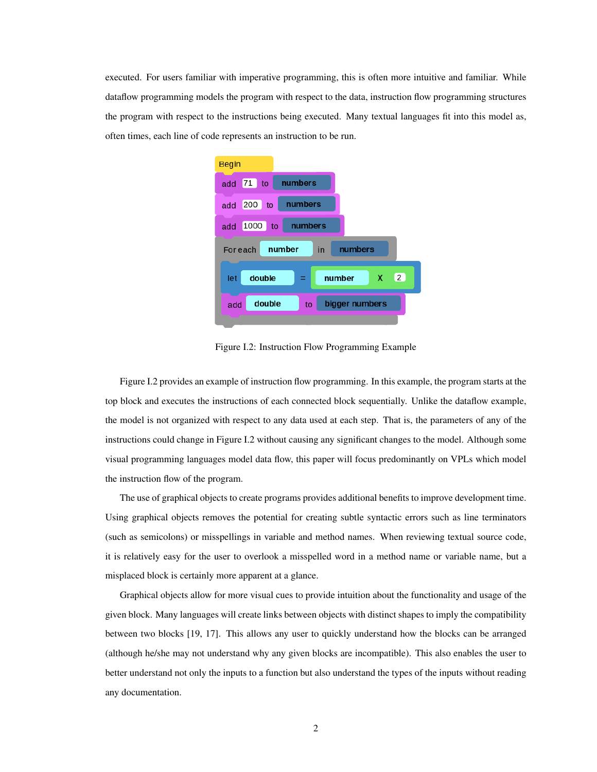executed. For users familiar with imperative programming, this is often more intuitive and familiar. While dataflow programming models the program with respect to the data, instruction flow programming structures the program with respect to the instructions being executed. Many textual languages fit into this model as, often times, each line of code represents an instruction to be run.

Figure I.2: Instruction Flow Programming Example

Figure I.2 provides an example of instruction flow programming. In this example, the program starts at the top block and executes the instructions of each connected block sequentially. Unlike the dataflow example, the model is not organized with respect to any data used at each step. That is, the parameters of any of the instructions could change in Figure I.2 without causing any significant changes to the model. Although some visual programming languages model data flow, this paper will focus predominantly on VPLs which model the instruction flow of the program.

The use of graphical objects to create programs provides additional benefits to improve development time. Using graphical objects removes the potential for creating subtle syntactic errors such as line terminators (such as semicolons) or misspellings in variable and method names. When reviewing textual source code, it is relatively easy for the user to overlook a misspelled word in a method name or variable name, but a misplaced block is certainly more apparent at a glance.

Graphical objects allow for more visual cues to provide intuition about the functionality and usage of the given block. Many languages will create links between objects with distinct shapes to imply the compatibility between two blocks [19, 17]. This allows any user to quickly understand how the blocks can be arranged (although he/she may not understand why any given blocks are incompatible). This also enables the user to better understand not only the inputs to a function but also understand the types of the inputs without reading any documentation.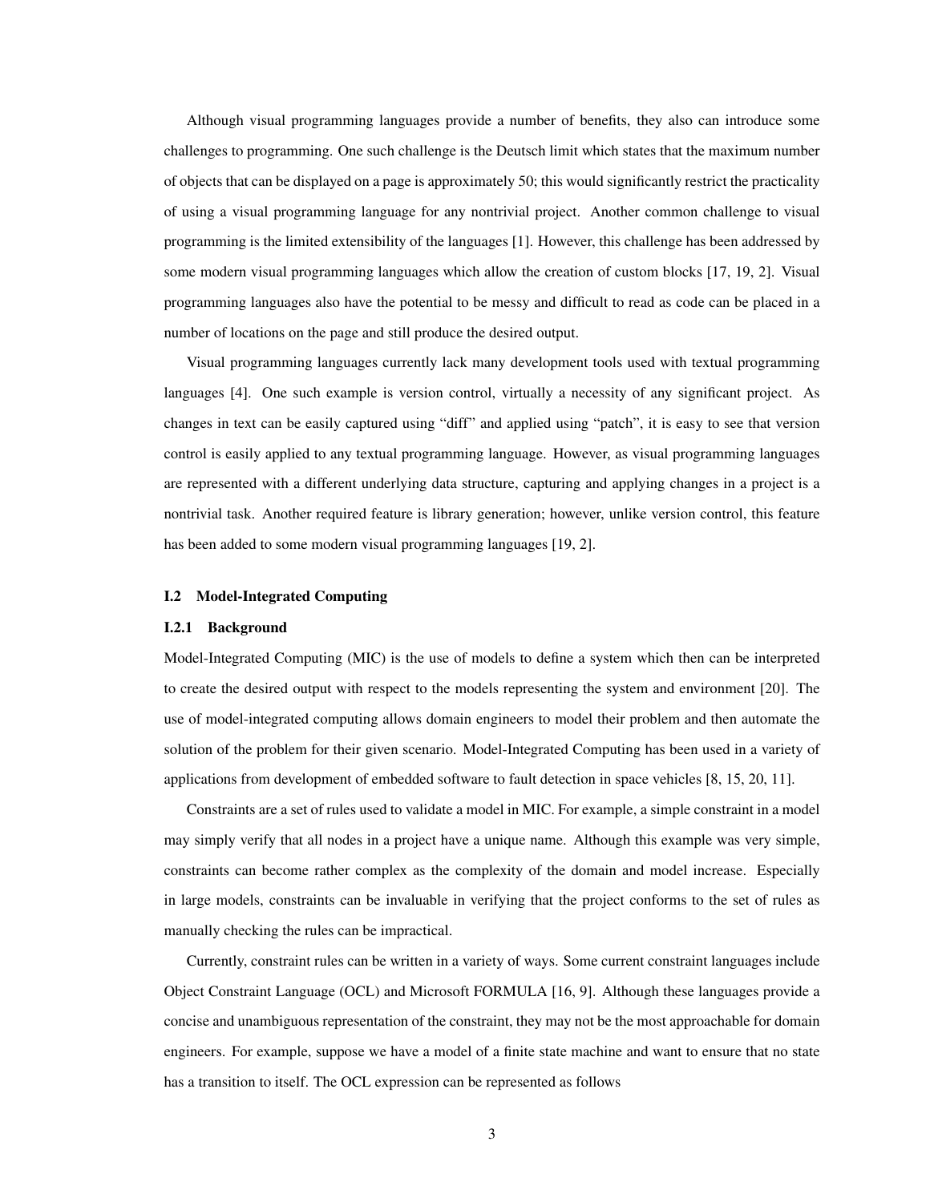Although visual programming languages provide a number of benefits, they also can introduce some challenges to programming. One such challenge is the Deutsch limit which states that the maximum number of objects that can be displayed on a page is approximately 50; this would significantly restrict the practicality of using a visual programming language for any nontrivial project. Another common challenge to visual programming is the limited extensibility of the languages [1]. However, this challenge has been addressed by some modern visual programming languages which allow the creation of custom blocks [17, 19, 2]. Visual programming languages also have the potential to be messy and difficult to read as code can be placed in a number of locations on the page and still produce the desired output.

Visual programming languages currently lack many development tools used with textual programming languages [4]. One such example is version control, virtually a necessity of any significant project. As changes in text can be easily captured using "diff" and applied using "patch", it is easy to see that version control is easily applied to any textual programming language. However, as visual programming languages are represented with a different underlying data structure, capturing and applying changes in a project is a nontrivial task. Another required feature is library generation; however, unlike version control, this feature has been added to some modern visual programming languages [19, 2].

## I.2 Model-Integrated Computing

### I.2.1 Background

Model-Integrated Computing (MIC) is the use of models to define a system which then can be interpreted to create the desired output with respect to the models representing the system and environment [20]. The use of model-integrated computing allows domain engineers to model their problem and then automate the solution of the problem for their given scenario. Model-Integrated Computing has been used in a variety of applications from development of embedded software to fault detection in space vehicles [8, 15, 20, 11].

Constraints are a set of rules used to validate a model in MIC. For example, a simple constraint in a model may simply verify that all nodes in a project have a unique name. Although this example was very simple, constraints can become rather complex as the complexity of the domain and model increase. Especially in large models, constraints can be invaluable in verifying that the project conforms to the set of rules as manually checking the rules can be impractical.

Currently, constraint rules can be written in a variety of ways. Some current constraint languages include Object Constraint Language (OCL) and Microsoft FORMULA [16, 9]. Although these languages provide a concise and unambiguous representation of the constraint, they may not be the most approachable for domain engineers. For example, suppose we have a model of a finite state machine and want to ensure that no state has a transition to itself. The OCL expression can be represented as follows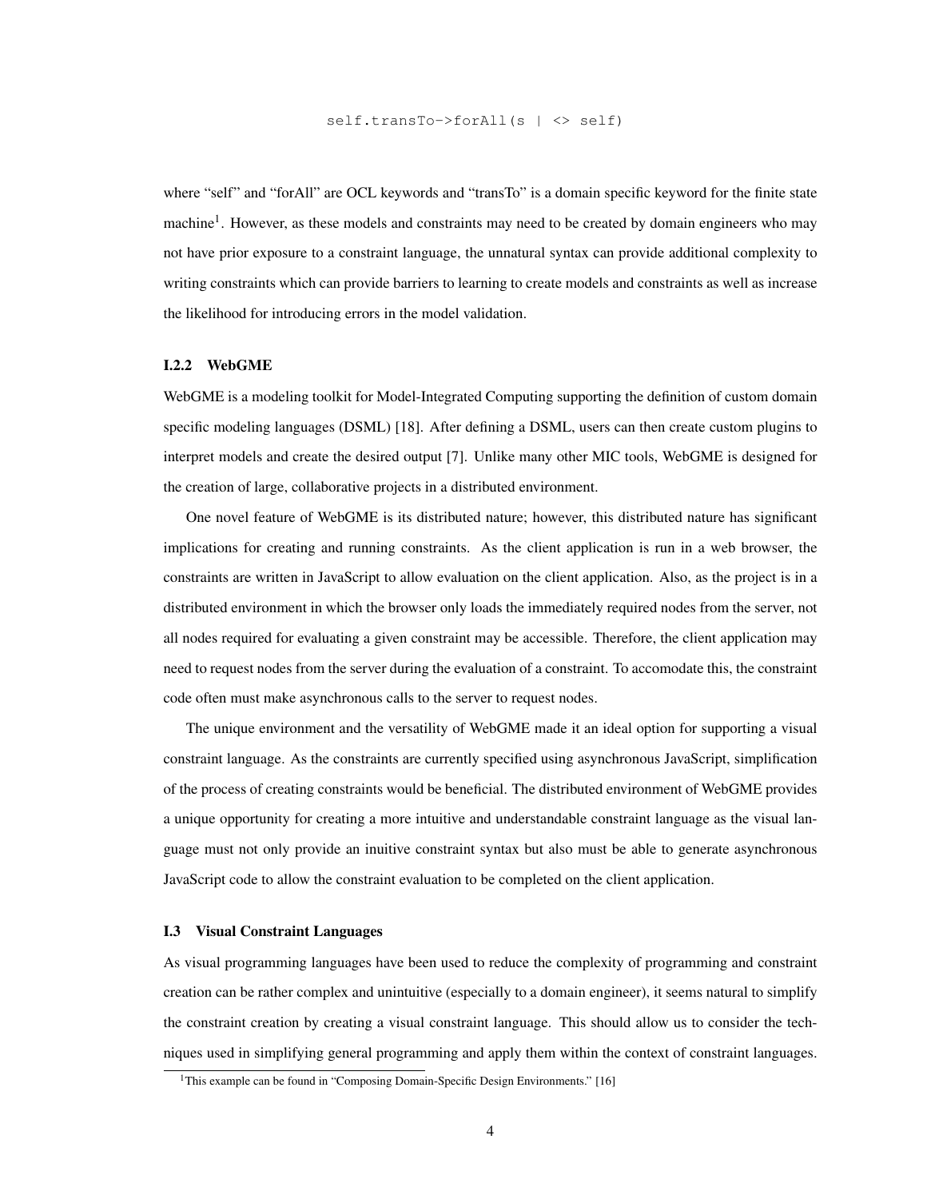```
self.transTo->forAll(s | <> self)
```

where “self” and “forAll” are OCL keywords and “transTo” is a domain specific keyword for the finite state machine[1]. However, as these models and constraints may need to be created by domain engineers who may not have prior exposure to a constraint language, the unnatural syntax can provide additional complexity to writing constraints which can provide barriers to learning to create models and constraints as well as increase the likelihood for introducing errors in the model validation.

### I.2.2 WebGME

WebGME is a modeling toolkit for Model-Integrated Computing supporting the definition of custom domain specific modeling languages (DSML) [18]. After defining a DSML, users can then create custom plugins to interpret models and create the desired output [7]. Unlike many other MIC tools, WebGME is designed for the creation of large, collaborative projects in a distributed environment.

One novel feature of WebGME is its distributed nature; however, this distributed nature has significant implications for creating and running constraints. As the client application is run in a web browser, the constraints are written in JavaScript to allow evaluation on the client application. Also, as the project is in a distributed environment in which the browser only loads the immediately required nodes from the server, not all nodes required for evaluating a given constraint may be accessible. Therefore, the client application may need to request nodes from the server during the evaluation of a constraint. To accomodate this, the constraint code often must make asynchronous calls to the server to request nodes.

The unique environment and the versatility of WebGME made it an ideal option for supporting a visual constraint language. As the constraints are currently specified using asynchronous JavaScript, simplification of the process of creating constraints would be beneficial. The distributed environment of WebGME provides a unique opportunity for creating a more intuitive and understandable constraint language as the visual language must not only provide an inuitive constraint syntax but also must be able to generate asynchronous JavaScript code to allow the constraint evaluation to be completed on the client application.

### I.3 Visual Constraint Languages

As visual programming languages have been used to reduce the complexity of programming and constraint creation can be rather complex and unintuitive (especially to a domain engineer), it seems natural to simplify the constraint creation by creating a visual constraint language. This should allow us to consider the techniques used in simplifying general programming and apply them within the context of constraint languages.

[1] This example can be found in “Composing Domain-Specific Design Environments.” [16]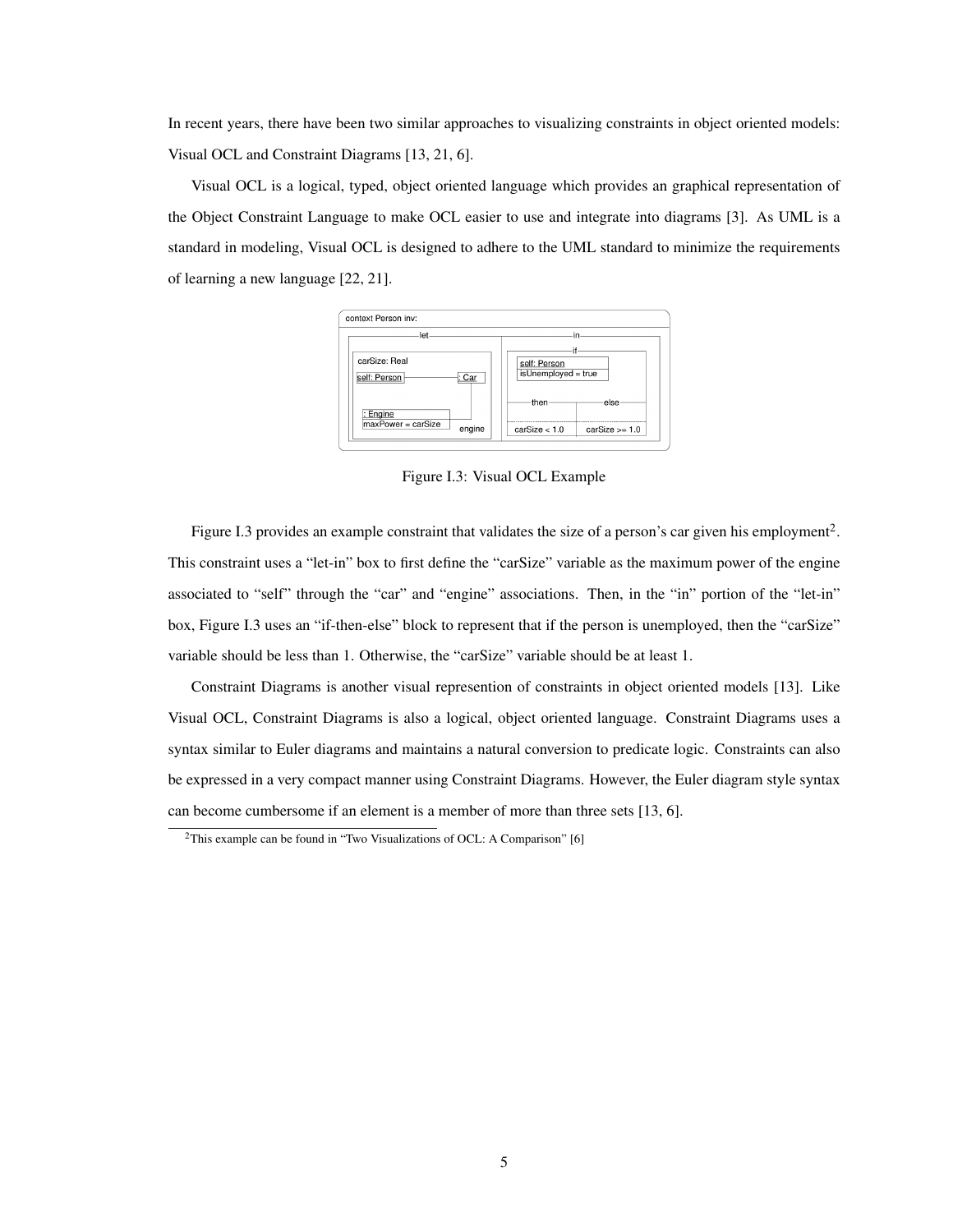In recent years, there have been two similar approaches to visualizing constraints in object oriented models: Visual OCL and Constraint Diagrams [13, 21, 6].

Visual OCL is a logical, typed, object oriented language which provides an graphical representation of the Object Constraint Language to make OCL easier to use and integrate into diagrams [3]. As UML is a standard in modeling, Visual OCL is designed to adhere to the UML standard to minimize the requirements of learning a new language [22, 21].

Figure I.3: Visual OCL Example

Figure I.3 provides an example constraint that validates the size of a person's car given his employment[2]. This constraint uses a "let-in" box to first define the "carSize" variable as the maximum power of the engine associated to "self" through the "car" and "engine" associations. Then, in the "in" portion of the "let-in" box, Figure I.3 uses an "if-then-else" block to represent that if the person is unemployed, then the "carSize" variable should be less than 1. Otherwise, the "carSize" variable should be at least 1.

Constraint Diagrams is another visual represention of constraints in object oriented models [13]. Like Visual OCL, Constraint Diagrams is also a logical, object oriented language. Constraint Diagrams uses a syntax similar to Euler diagrams and maintains a natural conversion to predicate logic. Constraints can also be expressed in a very compact manner using Constraint Diagrams. However, the Euler diagram style syntax can become cumbersome if an element is a member of more than three sets [13, 6].

[2]This example can be found in "Two Visualizations of OCL: A Comparison" [6]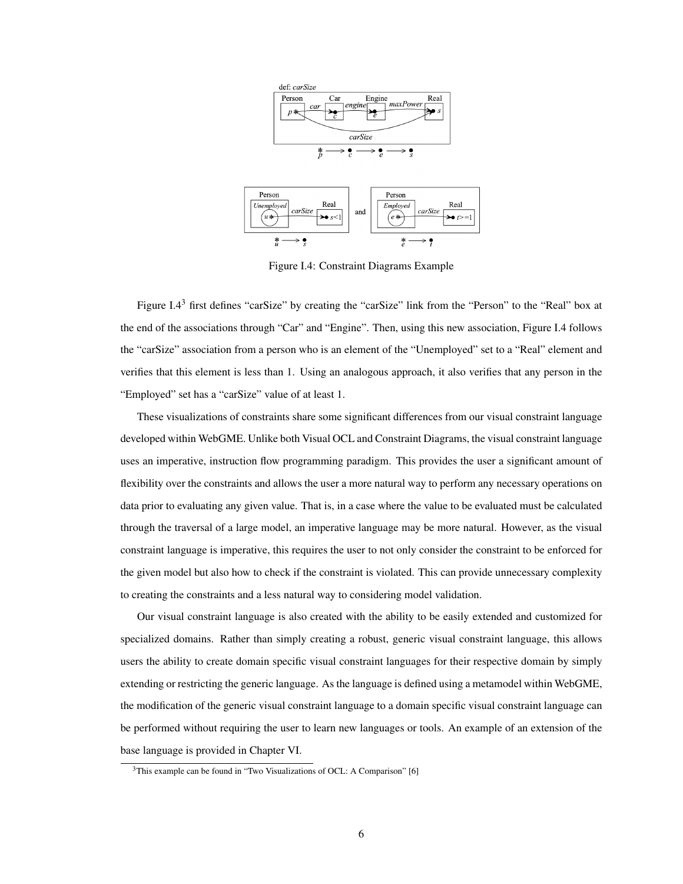Figure I.4: Constraint Diagrams Example

Figure I.4[3] first defines "carSize" by creating the "carSize" link from the "Person" to the "Real" box at the end of the associations through "Car" and "Engine". Then, using this new association, Figure I.4 follows the "carSize" association from a person who is an element of the "Unemployed" set to a "Real" element and verifies that this element is less than 1. Using an analogous approach, it also verifies that any person in the "Employed" set has a "carSize" value of at least 1.

These visualizations of constraints share some significant differences from our visual constraint language developed within WebGME. Unlike both Visual OCL and Constraint Diagrams, the visual constraint language uses an imperative, instruction flow programming paradigm. This provides the user a significant amount of flexibility over the constraints and allows the user a more natural way to perform any necessary operations on data prior to evaluating any given value. That is, in a case where the value to be evaluated must be calculated through the traversal of a large model, an imperative language may be more natural. However, as the visual constraint language is imperative, this requires the user to not only consider the constraint to be enforced for the given model but also how to check if the constraint is violated. This can provide unnecessary complexity to creating the constraints and a less natural way to considering model validation.

Our visual constraint language is also created with the ability to be easily extended and customized for specialized domains. Rather than simply creating a robust, generic visual constraint language, this allows users the ability to create domain specific visual constraint languages for their respective domain by simply extending or restricting the generic language. As the language is defined using a metamodel within WebGME, the modification of the generic visual constraint language to a domain specific visual constraint language can be performed without requiring the user to learn new languages or tools. An example of an extension of the base language is provided in Chapter VI.

[3] This example can be found in "Two Visualizations of OCL: A Comparison" [6]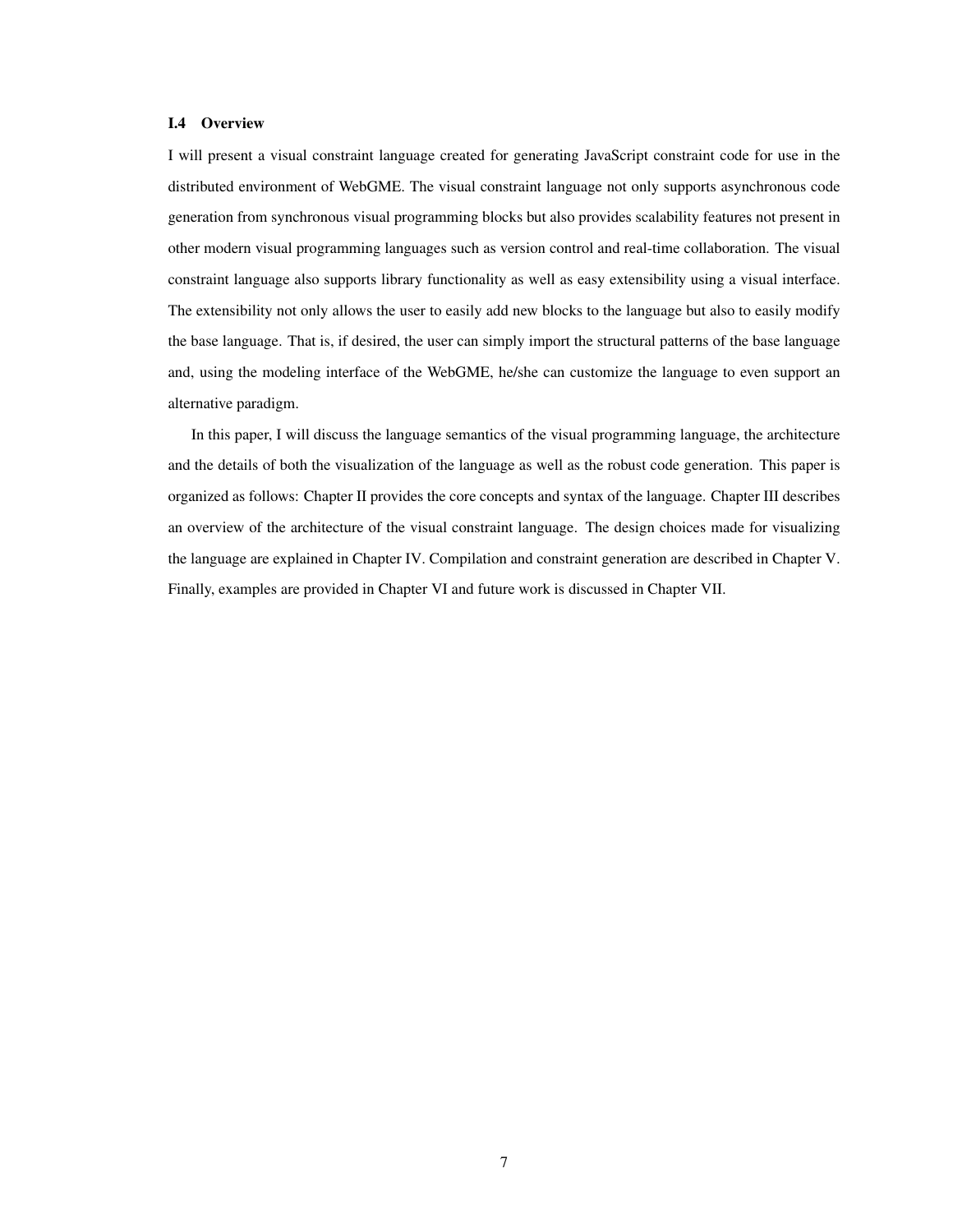### I.4 Overview

I will present a visual constraint language created for generating JavaScript constraint code for use in the distributed environment of WebGME. The visual constraint language not only supports asynchronous code generation from synchronous visual programming blocks but also provides scalability features not present in other modern visual programming languages such as version control and real-time collaboration. The visual constraint language also supports library functionality as well as easy extensibility using a visual interface. The extensibility not only allows the user to easily add new blocks to the language but also to easily modify the base language. That is, if desired, the user can simply import the structural patterns of the base language and, using the modeling interface of the WebGME, he/she can customize the language to even support an alternative paradigm.

In this paper, I will discuss the language semantics of the visual programming language, the architecture and the details of both the visualization of the language as well as the robust code generation. This paper is organized as follows: Chapter II provides the core concepts and syntax of the language. Chapter III describes an overview of the architecture of the visual constraint language. The design choices made for visualizing the language are explained in Chapter IV. Compilation and constraint generation are described in Chapter V. Finally, examples are provided in Chapter VI and future work is discussed in Chapter VII.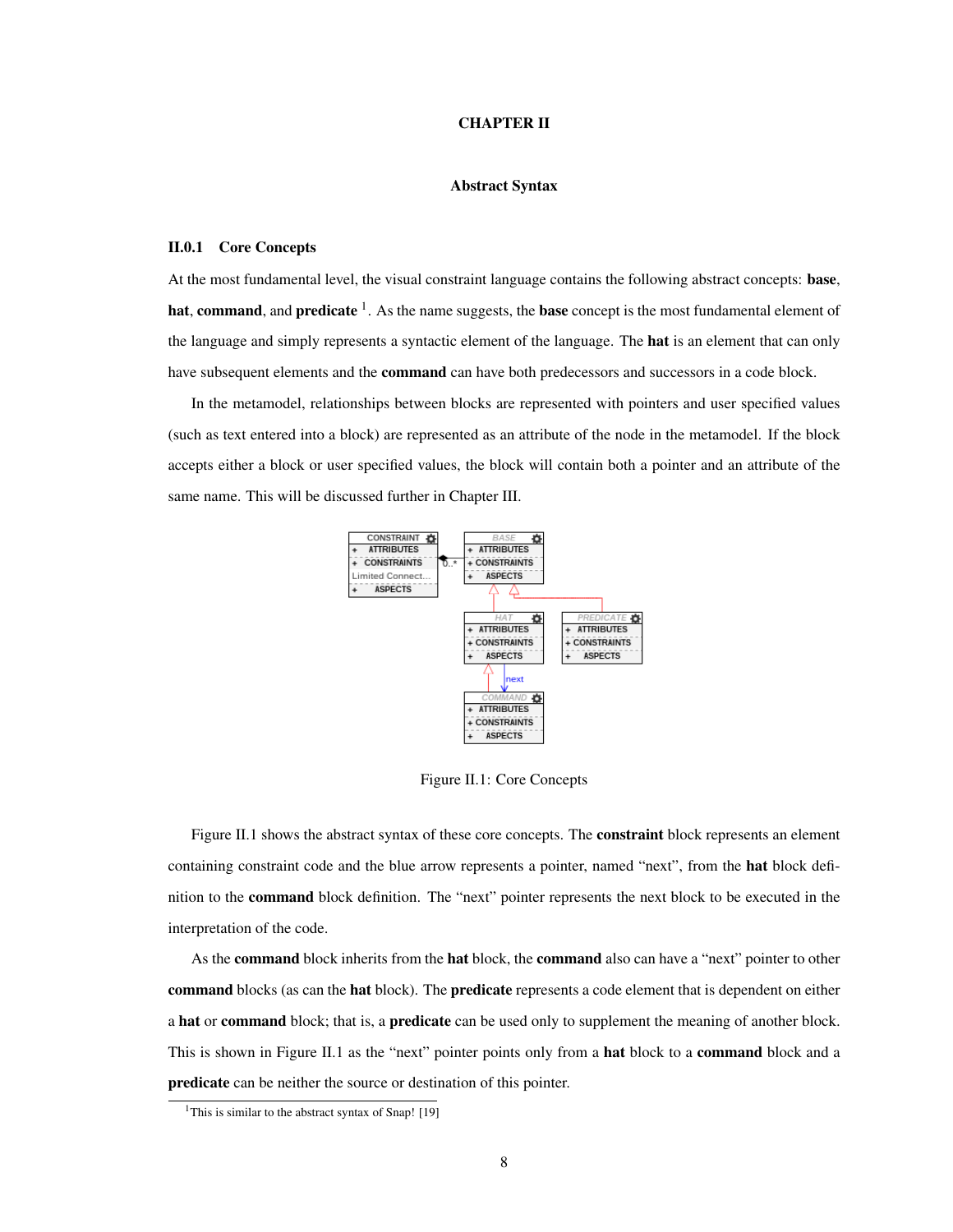# CHAPTER II

## Abstract Syntax

### II.0.1 Core Concepts

At the most fundamental level, the visual constraint language contains the following abstract concepts: **base**, **hat**, **command**, and **predicate** [1]. As the name suggests, the **base** concept is the most fundamental element of the language and simply represents a syntactic element of the language. The **hat** is an element that can only have subsequent elements and the **command** can have both predecessors and successors in a code block.

In the metamodel, relationships between blocks are represented with pointers and user specified values (such as text entered into a block) are represented as an attribute of the node in the metamodel. If the block accepts either a block or user specified values, the block will contain both a pointer and an attribute of the same name. This will be discussed further in Chapter III.

Figure II.1: Core Concepts

Figure II.1 shows the abstract syntax of these core concepts. The **constraint** block represents an element containing constraint code and the blue arrow represents a pointer, named "next", from the **hat** block definition to the **command** block definition. The "next" pointer represents the next block to be executed in the interpretation of the code.

As the **command** block inherits from the **hat** block, the **command** also can have a "next" pointer to other **command** blocks (as can the **hat** block). The **predicate** represents a code element that is dependent on either a **hat** or **command** block; that is, a **predicate** can be used only to supplement the meaning of another block. This is shown in Figure II.1 as the "next" pointer points only from a **hat** block to a **command** block and a **predicate** can be neither the source or destination of this pointer.

[1] This is similar to the abstract syntax of Snap! [19]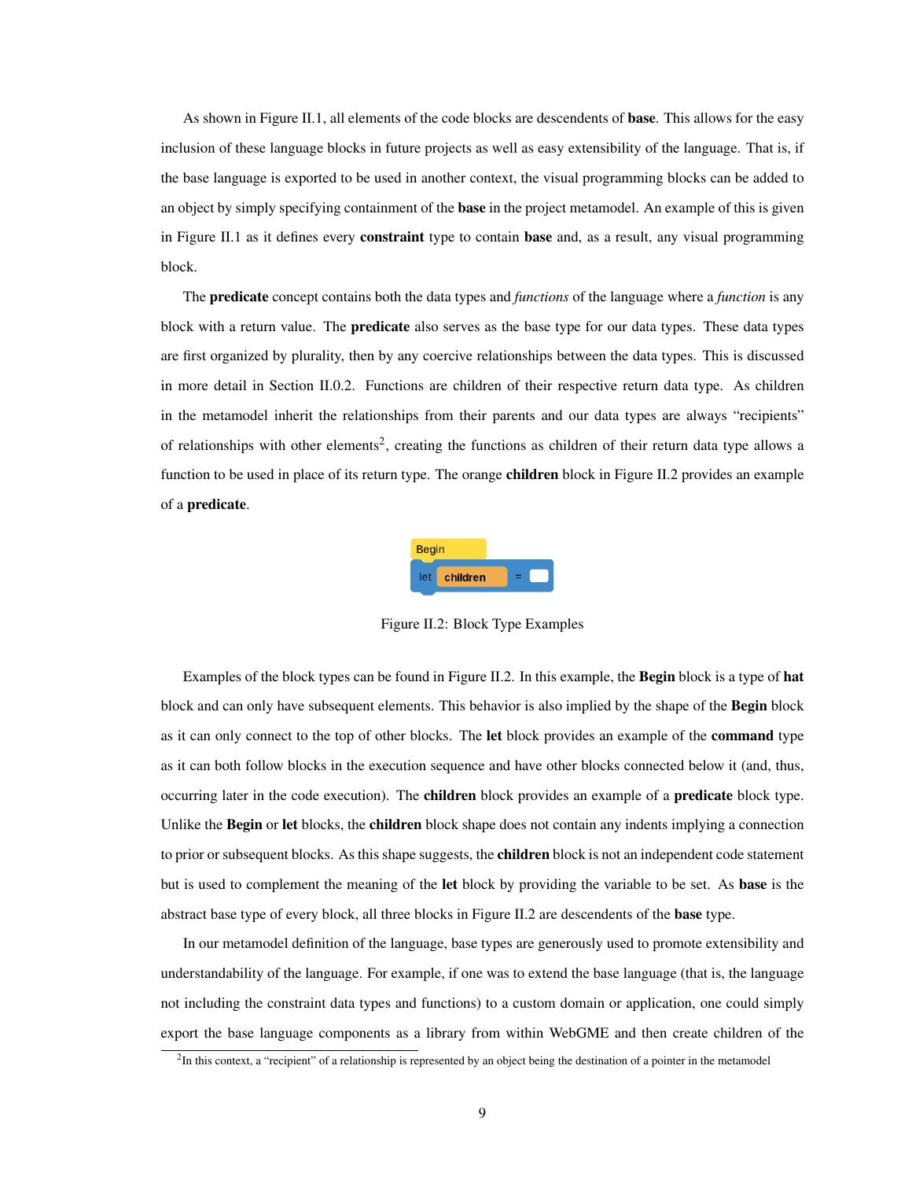As shown in Figure II.1, all elements of the code blocks are descendents of **base**. This allows for the easy inclusion of these language blocks in future projects as well as easy extensibility of the language. That is, if the base language is exported to be used in another context, the visual programming blocks can be added to an object by simply specifying containment of the **base** in the project metamodel. An example of this is given in Figure II.1 as it defines every **constraint** type to contain **base** and, as a result, any visual programming block.

The **predicate** concept contains both the data types and *functions* of the language where a *function* is any block with a return value. The **predicate** also serves as the base type for our data types. These data types are first organized by plurality, then by any coercive relationships between the data types. This is discussed in more detail in Section II.0.2. Functions are children of their respective return data type. As children in the metamodel inherit the relationships from their parents and our data types are always "recipients" of relationships with other elements[2], creating the functions as children of their return data type allows a function to be used in place of its return type. The orange **children** block in Figure II.2 provides an example of a **predicate**.

Figure II.2: Block Type Examples

Examples of the block types can be found in Figure II.2. In this example, the **Begin** block is a type of **hat** block and can only have subsequent elements. This behavior is also implied by the shape of the **Begin** block as it can only connect to the top of other blocks. The **let** block provides an example of the **command** type as it can both follow blocks in the execution sequence and have other blocks connected below it (and, thus, occurring later in the code execution). The **children** block provides an example of a **predicate** block type. Unlike the **Begin** or **let** blocks, the **children** block shape does not contain any indents implying a connection to prior or subsequent blocks. As this shape suggests, the **children** block is not an independent code statement but is used to complement the meaning of the **let** block by providing the variable to be set. As **base** is the abstract base type of every block, all three blocks in Figure II.2 are descendents of the **base** type.

In our metamodel definition of the language, base types are generously used to promote extensibility and understandability of the language. For example, if one was to extend the base language (that is, the language not including the constraint data types and functions) to a custom domain or application, one could simply export the base language components as a library from within WebGME and then create children of the

[2] In this context, a "recipient" of a relationship is represented by an object being the destination of a pointer in the metamodel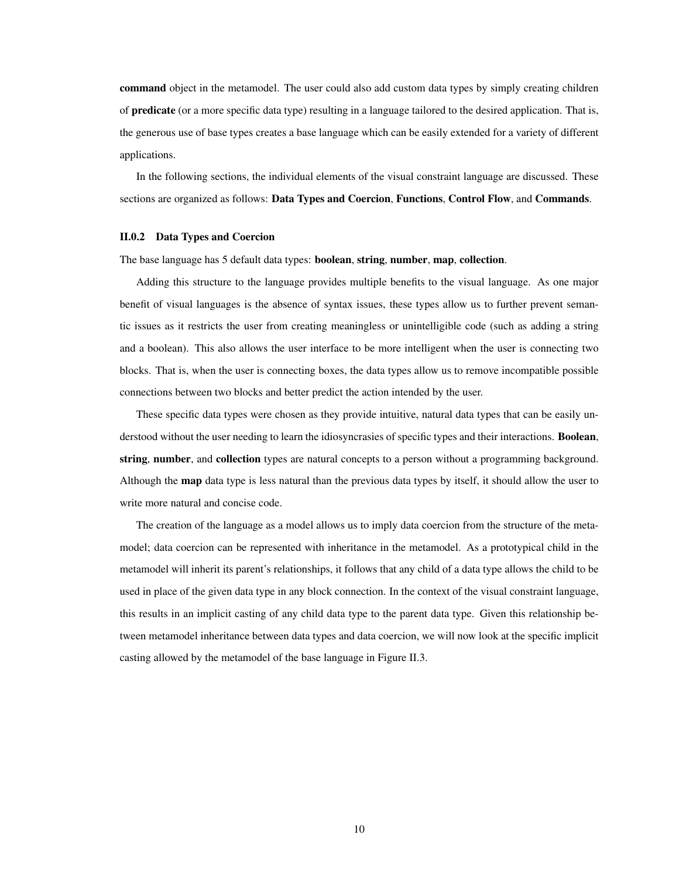**command** object in the metamodel. The user could also add custom data types by simply creating children of **predicate** (or a more specific data type) resulting in a language tailored to the desired application. That is, the generous use of base types creates a base language which can be easily extended for a variety of different applications.

In the following sections, the individual elements of the visual constraint language are discussed. These sections are organized as follows: **Data Types and Coercion**, **Functions**, **Control Flow**, and **Commands**.

### II.0.2 Data Types and Coercion

The base language has 5 default data types: **boolean**, **string**, **number**, **map**, **collection**.

Adding this structure to the language provides multiple benefits to the visual language. As one major benefit of visual languages is the absence of syntax issues, these types allow us to further prevent semantic issues as it restricts the user from creating meaningless or unintelligible code (such as adding a string and a boolean). This also allows the user interface to be more intelligent when the user is connecting two blocks. That is, when the user is connecting boxes, the data types allow us to remove incompatible possible connections between two blocks and better predict the action intended by the user.

These specific data types were chosen as they provide intuitive, natural data types that can be easily understood without the user needing to learn the idiosyncrasies of specific types and their interactions. **Boolean**, **string**, **number**, and **collection** types are natural concepts to a person without a programming background. Although the **map** data type is less natural than the previous data types by itself, it should allow the user to write more natural and concise code.

The creation of the language as a model allows us to imply data coercion from the structure of the metamodel; data coercion can be represented with inheritance in the metamodel. As a prototypical child in the metamodel will inherit its parent's relationships, it follows that any child of a data type allows the child to be used in place of the given data type in any block connection. In the context of the visual constraint language, this results in an implicit casting of any child data type to the parent data type. Given this relationship between metamodel inheritance between data types and data coercion, we will now look at the specific implicit casting allowed by the metamodel of the base language in Figure II.3.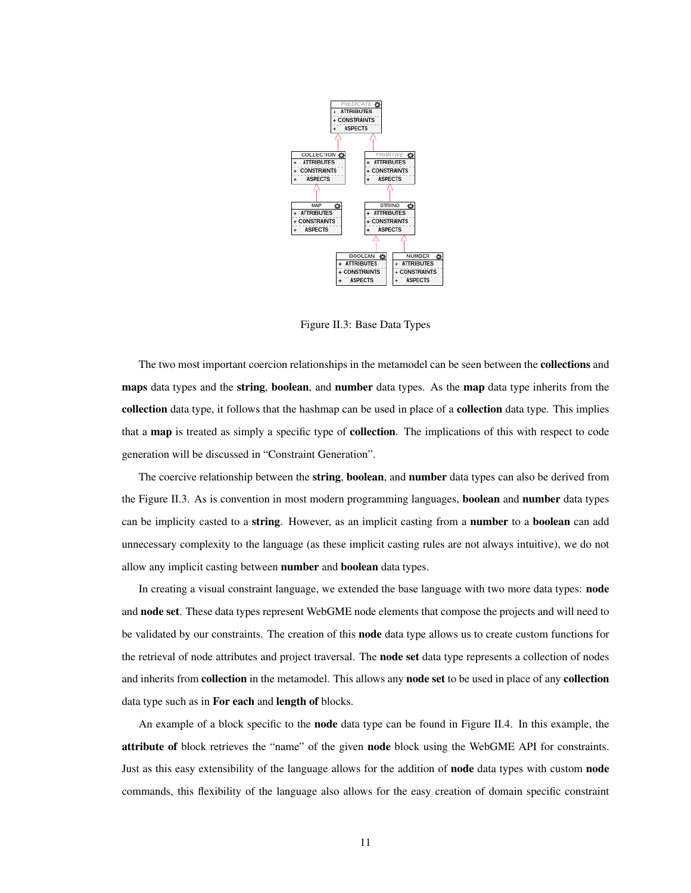Figure II.3: Base Data Types

The two most important coercion relationships in the metamodel can be seen between the **collections** and **maps** data types and the **string**, **boolean**, and **number** data types. As the **map** data type inherits from the **collection** data type, it follows that the hashmap can be used in place of a **collection** data type. This implies that a **map** is treated as simply a specific type of **collection**. The implications of this with respect to code generation will be discussed in "Constraint Generation".

The coercive relationship between the **string**, **boolean**, and **number** data types can also be derived from the Figure II.3. As is convention in most modern programming languages, **boolean** and **number** data types can be implicity casted to a **string**. However, as an implicit casting from a **number** to a **boolean** can add unnecessary complexity to the language (as these implicit casting rules are not always intuitive), we do not allow any implicit casting between **number** and **boolean** data types.

In creating a visual constraint language, we extended the base language with two more data types: **node** and **node set**. These data types represent WebGME node elements that compose the projects and will need to be validated by our constraints. The creation of this **node** data type allows us to create custom functions for the retrieval of node attributes and project traversal. The **node set** data type represents a collection of nodes and inherits from **collection** in the metamodel. This allows any **node set** to be used in place of any **collection** data type such as in **For each** and **length of** blocks.

An example of a block specific to the **node** data type can be found in Figure II.4. In this example, the **attribute of** block retrieves the "name" of the given **node** block using the WebGME API for constraints. Just as this easy extensibility of the language allows for the addition of **node** data types with custom **node** commands, this flexibility of the language also allows for the easy creation of domain specific constraint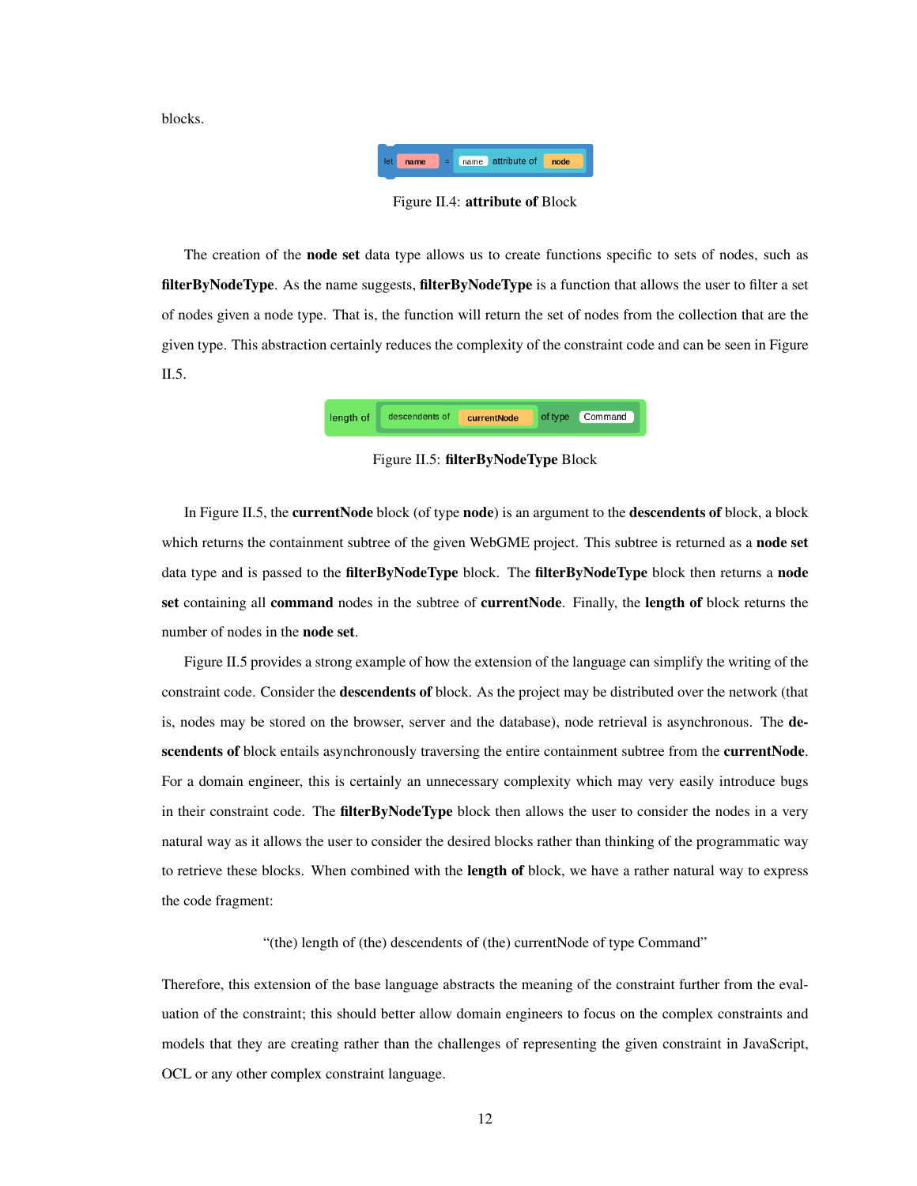blocks.

Figure II.4: **attribute of** Block

The creation of the **node set** data type allows us to create functions specific to sets of nodes, such as **filterByNodeType**. As the name suggests, **filterByNodeType** is a function that allows the user to filter a set of nodes given a node type. That is, the function will return the set of nodes from the collection that are the given type. This abstraction certainly reduces the complexity of the constraint code and can be seen in Figure II.5.

Figure II.5: **filterByNodeType** Block

In Figure II.5, the **currentNode** block (of type **node**) is an argument to the **descendents of** block, a block which returns the containment subtree of the given WebGME project. This subtree is returned as a **node set** data type and is passed to the **filterByNodeType** block. The **filterByNodeType** block then returns a **node set** containing all **command** nodes in the subtree of **currentNode**. Finally, the **length of** block returns the number of nodes in the **node set**.

Figure II.5 provides a strong example of how the extension of the language can simplify the writing of the constraint code. Consider the **descendents of** block. As the project may be distributed over the network (that is, nodes may be stored on the browser, server and the database), node retrieval is asynchronous. The **descendents of** block entails asynchronously traversing the entire containment subtree from the **currentNode**. For a domain engineer, this is certainly an unnecessary complexity which may very easily introduce bugs in their constraint code. The **filterByNodeType** block then allows the user to consider the nodes in a very natural way as it allows the user to consider the desired blocks rather than thinking of the programmatic way to retrieve these blocks. When combined with the **length of** block, we have a rather natural way to express the code fragment:

"(the) length of (the) descendents of (the) currentNode of type Command"

Therefore, this extension of the base language abstracts the meaning of the constraint further from the evaluation of the constraint; this should better allow domain engineers to focus on the complex constraints and models that they are creating rather than the challenges of representing the given constraint in JavaScript, OCL or any other complex constraint language.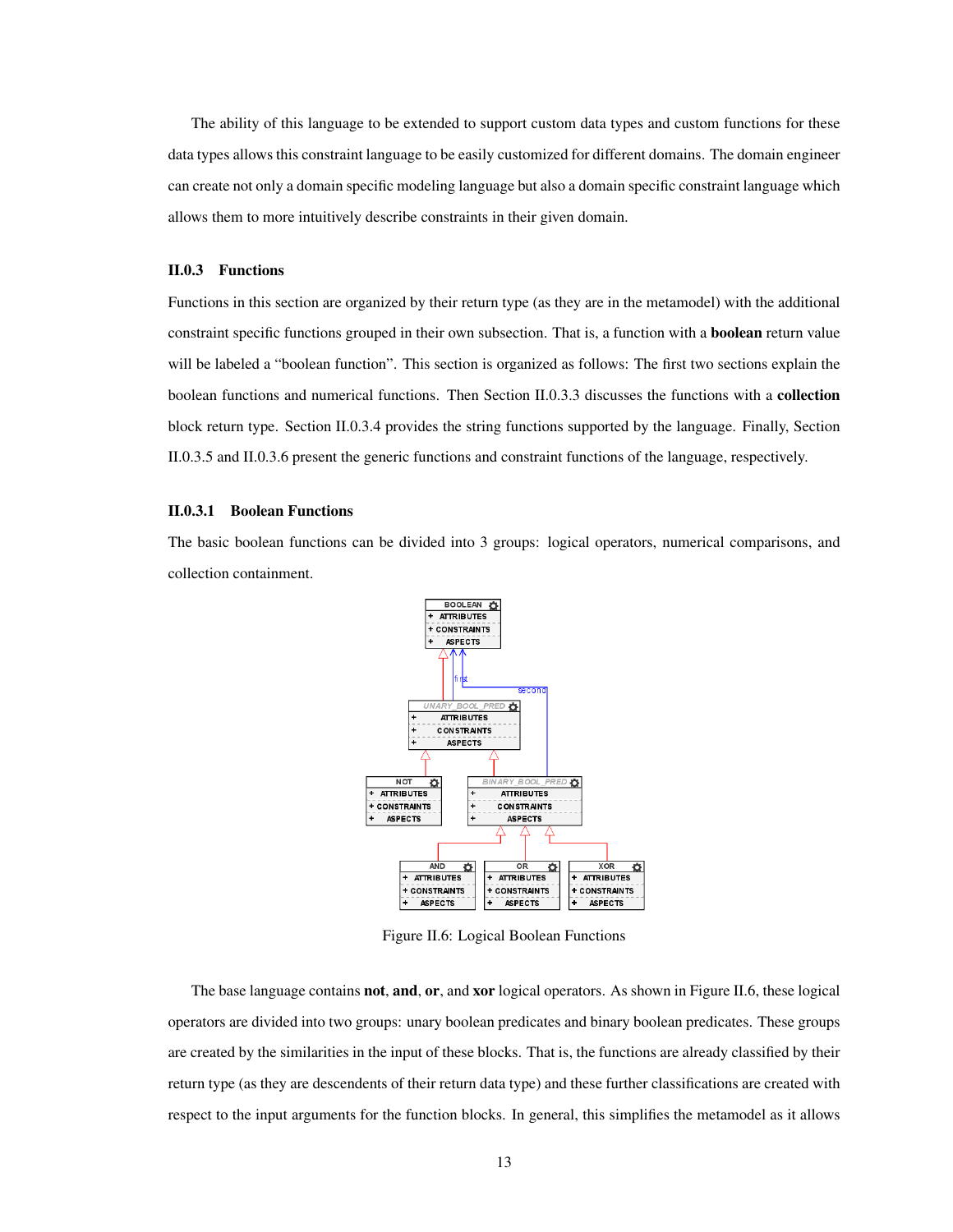The ability of this language to be extended to support custom data types and custom functions for these data types allows this constraint language to be easily customized for different domains. The domain engineer can create not only a domain specific modeling language but also a domain specific constraint language which allows them to more intuitively describe constraints in their given domain.

### II.0.3 Functions

Functions in this section are organized by their return type (as they are in the metamodel) with the additional constraint specific functions grouped in their own subsection. That is, a function with a **boolean** return value will be labeled a "boolean function". This section is organized as follows: The first two sections explain the boolean functions and numerical functions. Then Section II.0.3.3 discusses the functions with a **collection** block return type. Section II.0.3.4 provides the string functions supported by the language. Finally, Section II.0.3.5 and II.0.3.6 present the generic functions and constraint functions of the language, respectively.

#### II.0.3.1 Boolean Functions

The basic boolean functions can be divided into 3 groups: logical operators, numerical comparisons, and collection containment.

Figure II.6: Logical Boolean Functions

The base language contains **not**, **and**, **or**, and **xor** logical operators. As shown in Figure II.6, these logical operators are divided into two groups: unary boolean predicates and binary boolean predicates. These groups are created by the similarities in the input of these blocks. That is, the functions are already classified by their return type (as they are descendents of their return data type) and these further classifications are created with respect to the input arguments for the function blocks. In general, this simplifies the metamodel as it allows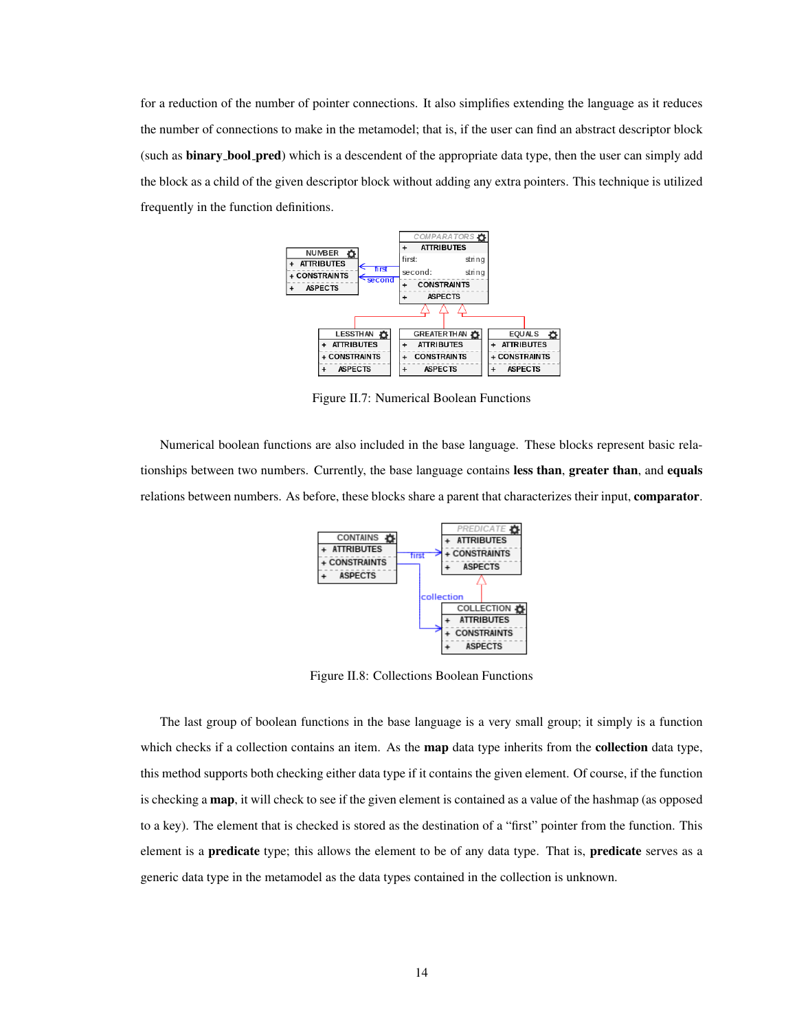for a reduction of the number of pointer connections. It also simplifies extending the language as it reduces the number of connections to make in the metamodel; that is, if the user can find an abstract descriptor block (such as **binary_bool_pred**) which is a descendent of the appropriate data type, then the user can simply add the block as a child of the given descriptor block without adding any extra pointers. This technique is utilized frequently in the function definitions.

Figure II.7: Numerical Boolean Functions

Numerical boolean functions are also included in the base language. These blocks represent basic relationships between two numbers. Currently, the base language contains **less than**, **greater than**, and **equals** relations between numbers. As before, these blocks share a parent that characterizes their input, **comparator**.

Figure II.8: Collections Boolean Functions

The last group of boolean functions in the base language is a very small group; it simply is a function which checks if a collection contains an item. As the **map** data type inherits from the **collection** data type, this method supports both checking either data type if it contains the given element. Of course, if the function is checking a **map**, it will check to see if the given element is contained as a value of the hashmap (as opposed to a key). The element that is checked is stored as the destination of a "first" pointer from the function. This element is a **predicate** type; this allows the element to be of any data type. That is, **predicate** serves as a generic data type in the metamodel as the data types contained in the collection is unknown.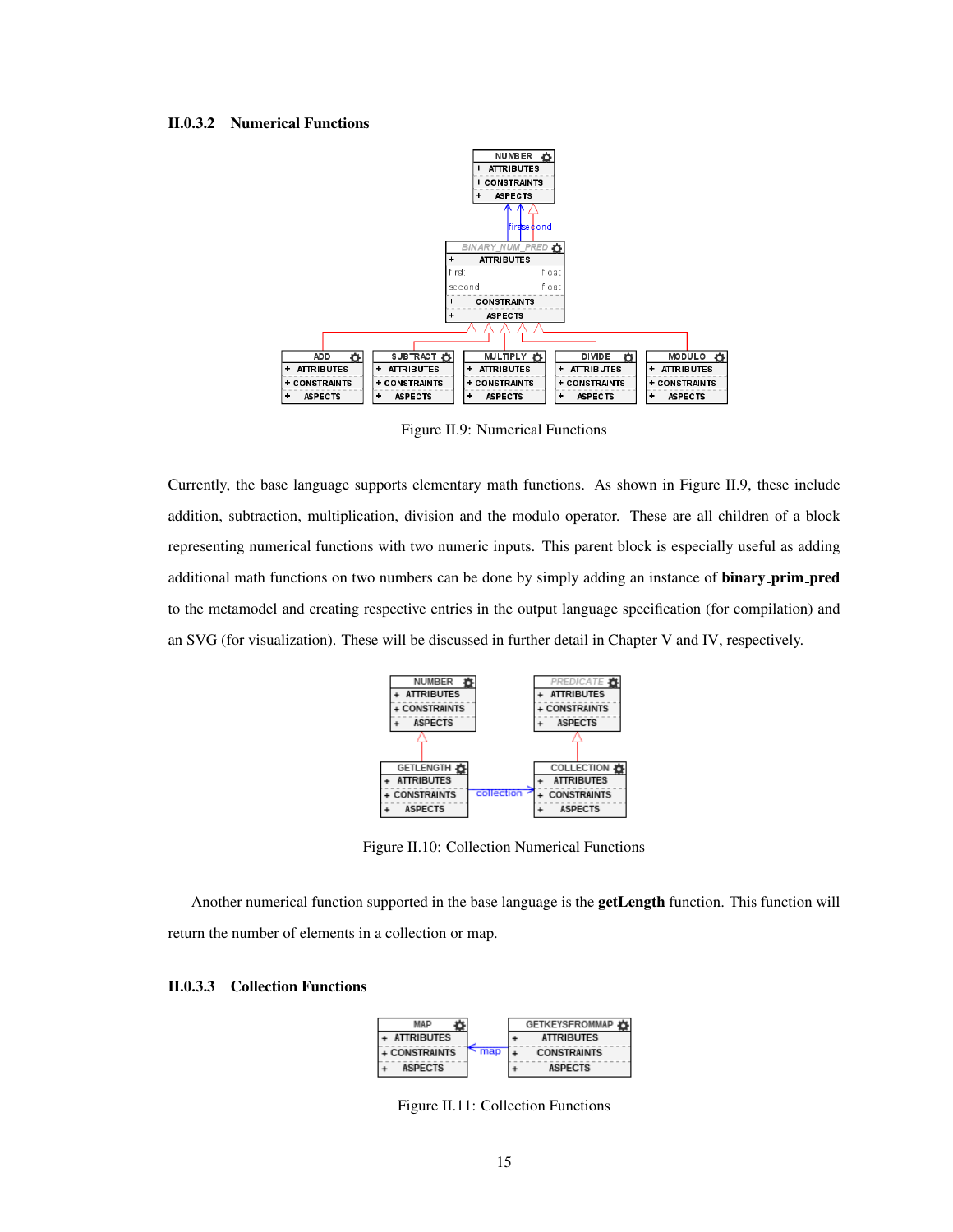### II.0.3.2 Numerical Functions

Figure II.9: Numerical Functions

Currently, the base language supports elementary math functions. As shown in Figure II.9, these include addition, subtraction, multiplication, division and the modulo operator. These are all children of a block representing numerical functions with two numeric inputs. This parent block is especially useful as adding additional math functions on two numbers can be done by simply adding an instance of **binary_prim_pred** to the metamodel and creating respective entries in the output language specification (for compilation) and an SVG (for visualization). These will be discussed in further detail in Chapter V and IV, respectively.

Figure II.10: Collection Numerical Functions

Another numerical function supported in the base language is the **getLength** function. This function will return the number of elements in a collection or map.

### II.0.3.3 Collection Functions

Figure II.11: Collection Functions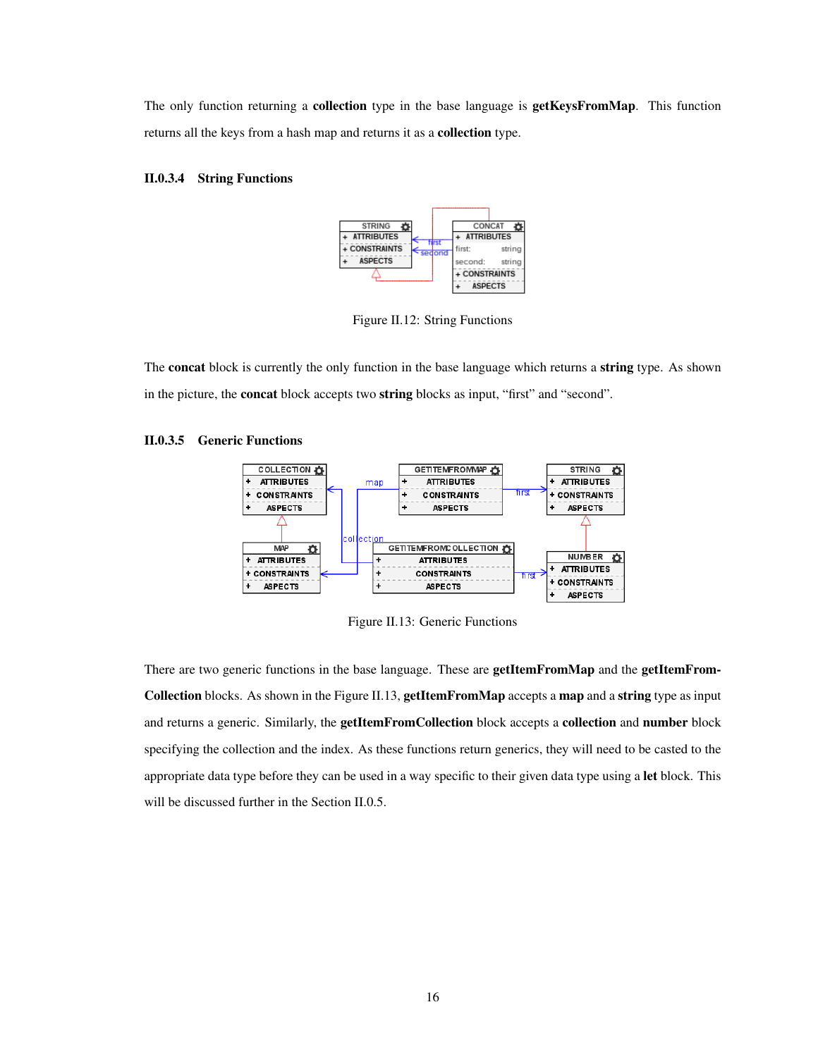The only function returning a **collection** type in the base language is **getKeysFromMap**. This function returns all the keys from a hash map and returns it as a **collection** type.

#### II.0.3.4 String Functions

Figure II.12: String Functions

The **concat** block is currently the only function in the base language which returns a **string** type. As shown in the picture, the **concat** block accepts two **string** blocks as input, “first” and “second”.

#### II.0.3.5 Generic Functions

Figure II.13: Generic Functions

There are two generic functions in the base language. These are **getItemFromMap** and the **getItemFromCollection** blocks. As shown in the Figure II.13, **getItemFromMap** accepts a **map** and a **string** type as input and returns a generic. Similarly, the **getItemFromCollection** block accepts a **collection** and **number** block specifying the collection and the index. As these functions return generics, they will need to be casted to the appropriate data type before they can be used in a way specific to their given data type using a **let** block. This will be discussed further in the Section II.0.5.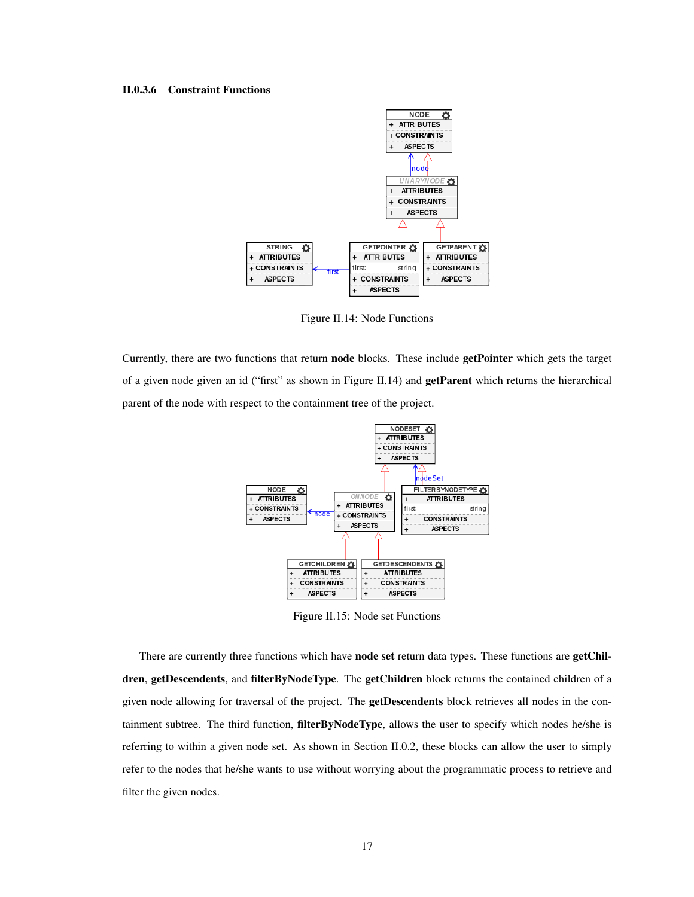### II.0.3.6 Constraint Functions

Figure II.14: Node Functions

Currently, there are two functions that return **node** blocks. These include **getPointer** which gets the target of a given node given an id ("first" as shown in Figure II.14) and **getParent** which returns the hierarchical parent of the node with respect to the containment tree of the project.

Figure II.15: Node set Functions

There are currently three functions which have **node set** return data types. These functions are **getChildren**, **getDescendents**, and **filterByNodeType**. The **getChildren** block returns the contained children of a given node allowing for traversal of the project. The **getDescendents** block retrieves all nodes in the containment subtree. The third function, **filterByNodeType**, allows the user to specify which nodes he/she is referring to within a given node set. As shown in Section II.0.2, these blocks can allow the user to simply refer to the nodes that he/she wants to use without worrying about the programmatic process to retrieve and filter the given nodes.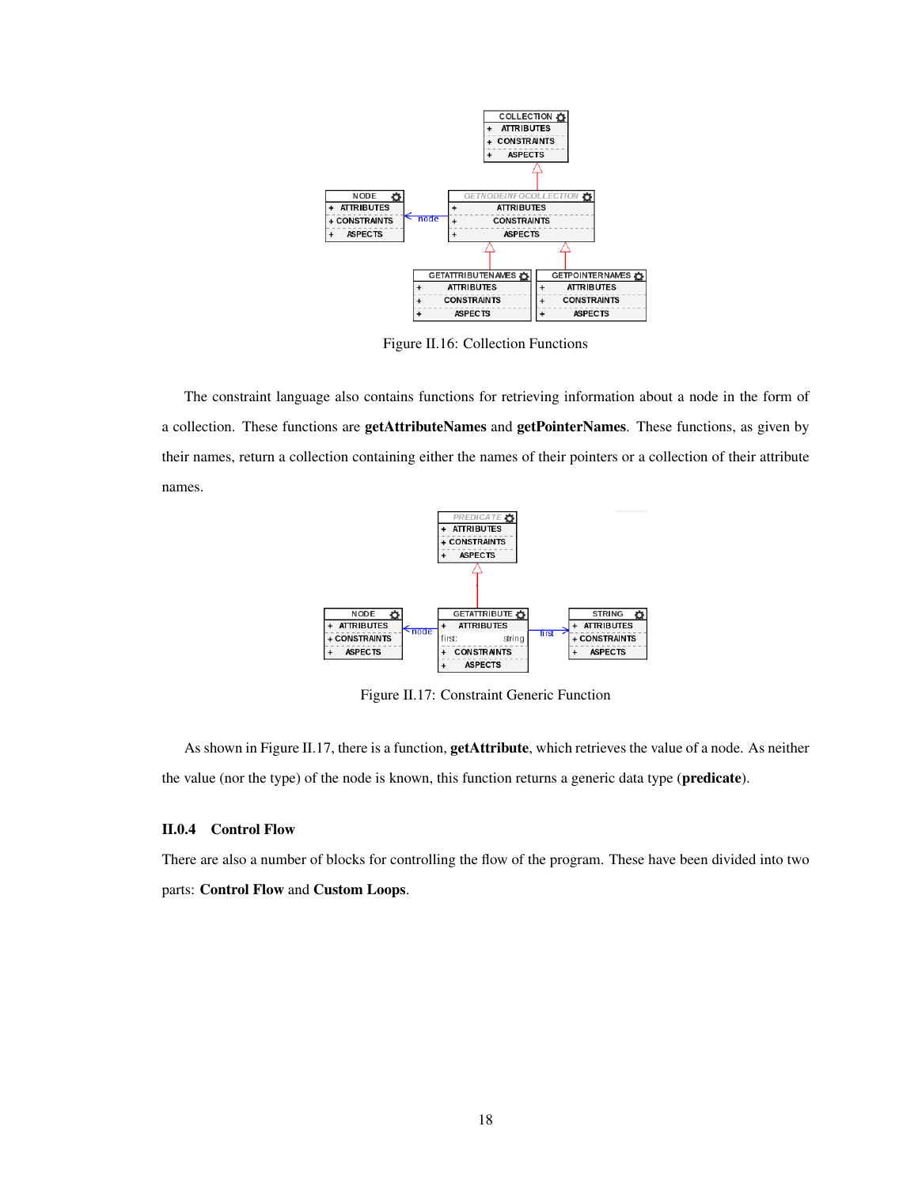Figure II.16: Collection Functions

The constraint language also contains functions for retrieving information about a node in the form of a collection. These functions are **getAttributeNames** and **getPointerNames**. These functions, as given by their names, return a collection containing either the names of their pointers or a collection of their attribute names.

Figure II.17: Constraint Generic Function

As shown in Figure II.17, there is a function, **getAttribute**, which retrieves the value of a node. As neither the value (nor the type) of the node is known, this function returns a generic data type (**predicate**).

### II.0.4 Control Flow

There are also a number of blocks for controlling the flow of the program. These have been divided into two parts: **Control Flow** and **Custom Loops**.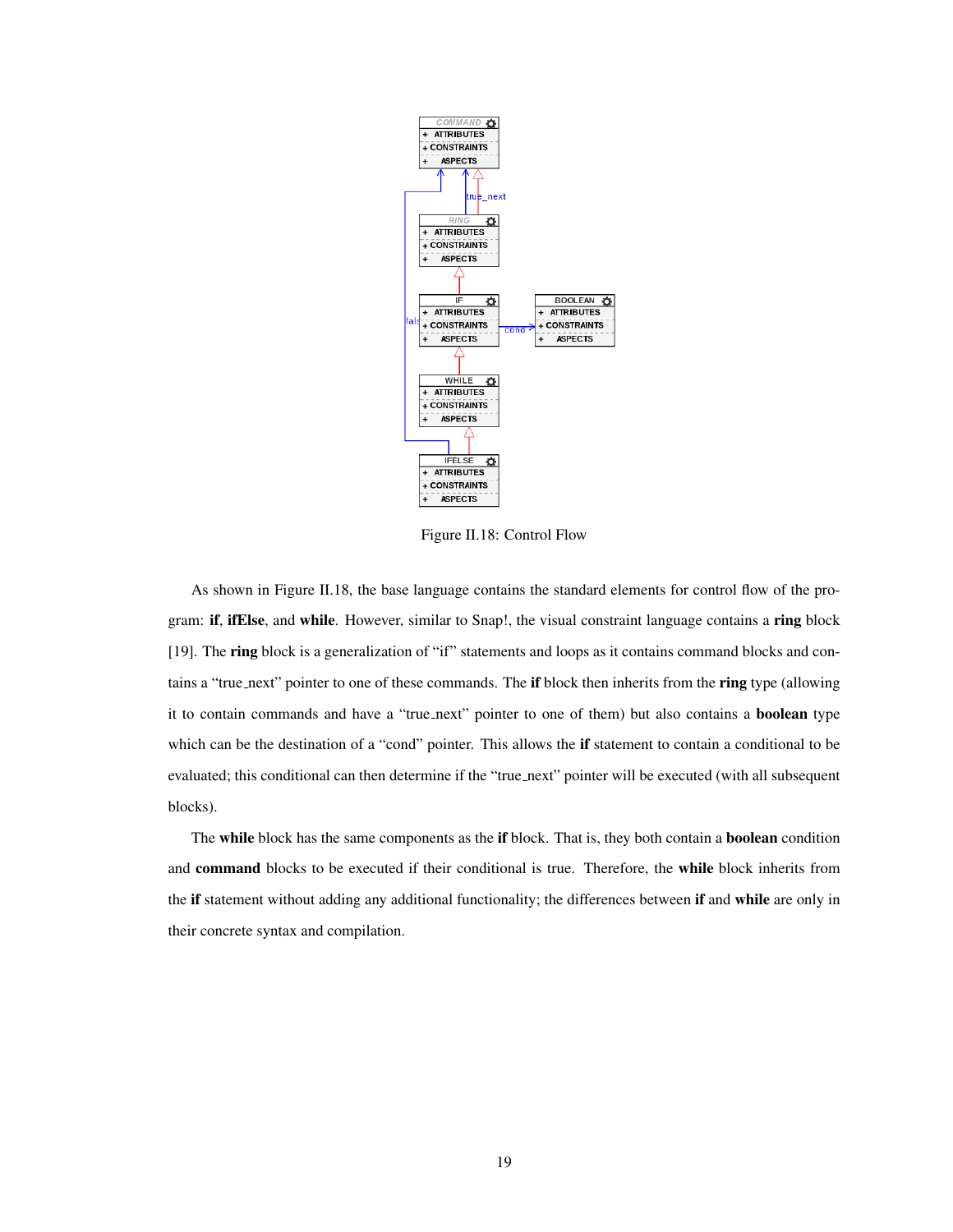Figure II.18: Control Flow

As shown in Figure II.18, the base language contains the standard elements for control flow of the program: **if**, **ifElse**, and **while**. However, similar to Snap!, the visual constraint language contains a **ring** block [19]. The **ring** block is a generalization of "if" statements and loops as it contains command blocks and contains a "true_next" pointer to one of these commands. The **if** block then inherits from the **ring** type (allowing it to contain commands and have a "true_next" pointer to one of them) but also contains a **boolean** type which can be the destination of a "cond" pointer. This allows the **if** statement to contain a conditional to be evaluated; this conditional can then determine if the "true_next" pointer will be executed (with all subsequent blocks).

The **while** block has the same components as the **if** block. That is, they both contain a **boolean** condition and **command** blocks to be executed if their conditional is true. Therefore, the **while** block inherits from the **if** statement without adding any additional functionality; the differences between **if** and **while** are only in their concrete syntax and compilation.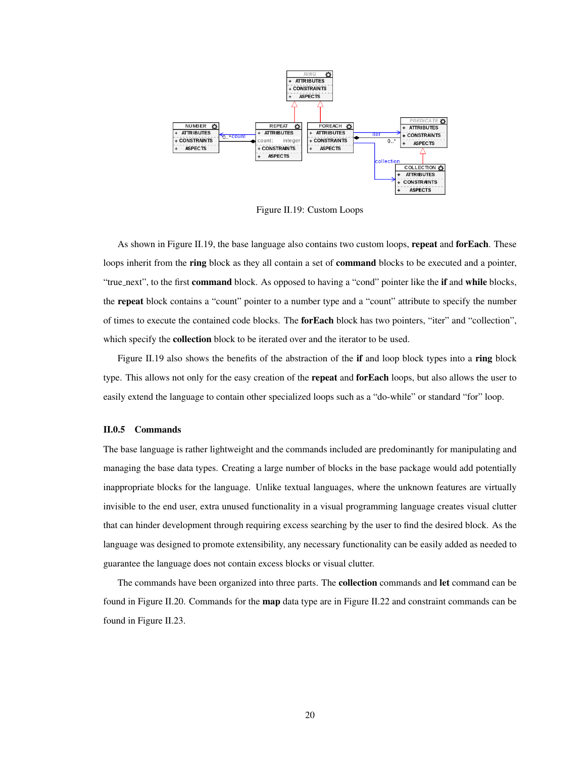Figure II.19: Custom Loops

As shown in Figure II.19, the base language also contains two custom loops, **repeat** and **forEach**. These loops inherit from the **ring** block as they all contain a set of **command** blocks to be executed and a pointer, "true_next", to the first **command** block. As opposed to having a "cond" pointer like the **if** and **while** blocks, the **repeat** block contains a "count" pointer to a number type and a "count" attribute to specify the number of times to execute the contained code blocks. The **forEach** block has two pointers, "iter" and "collection", which specify the **collection** block to be iterated over and the iterator to be used.

Figure II.19 also shows the benefits of the abstraction of the **if** and loop block types into a **ring** block type. This allows not only for the easy creation of the **repeat** and **forEach** loops, but also allows the user to easily extend the language to contain other specialized loops such as a "do-while" or standard "for" loop.

### II.0.5 Commands

The base language is rather lightweight and the commands included are predominantly for manipulating and managing the base data types. Creating a large number of blocks in the base package would add potentially inappropriate blocks for the language. Unlike textual languages, where the unknown features are virtually invisible to the end user, extra unused functionality in a visual programming language creates visual clutter that can hinder development through requiring excess searching by the user to find the desired block. As the language was designed to promote extensibility, any necessary functionality can be easily added as needed to guarantee the language does not contain excess blocks or visual clutter.

The commands have been organized into three parts. The **collection** commands and **let** command can be found in Figure II.20. Commands for the **map** data type are in Figure II.22 and constraint commands can be found in Figure II.23.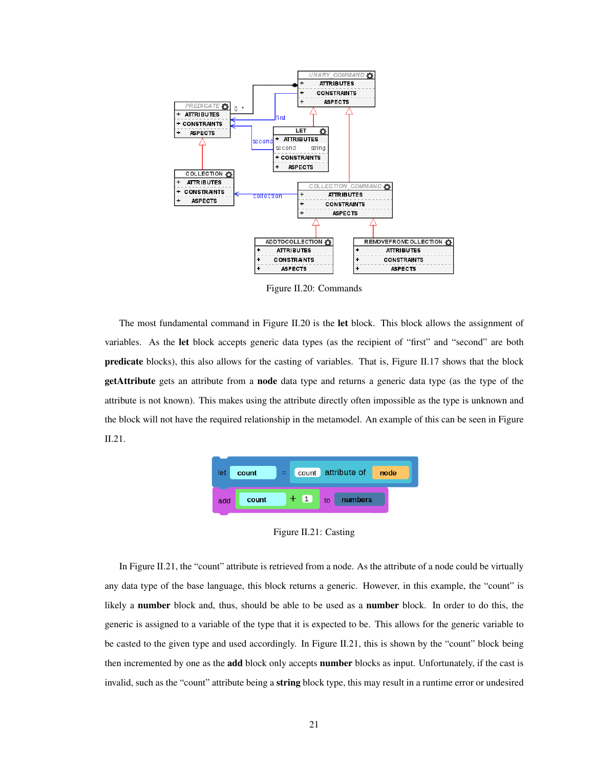Figure II.20: Commands

The most fundamental command in Figure II.20 is the **let** block. This block allows the assignment of variables. As the **let** block accepts generic data types (as the recipient of "first" and "second" are both **predicate** blocks), this also allows for the casting of variables. That is, Figure II.17 shows that the block **getAttribute** gets an attribute from a **node** data type and returns a generic data type (as the type of the attribute is not known). This makes using the attribute directly often impossible as the type is unknown and the block will not have the required relationship in the metamodel. An example of this can be seen in Figure II.21.

Figure II.21: Casting

In Figure II.21, the "count" attribute is retrieved from a node. As the attribute of a node could be virtually any data type of the base language, this block returns a generic. However, in this example, the "count" is likely a **number** block and, thus, should be able to be used as a **number** block. In order to do this, the generic is assigned to a variable of the type that it is expected to be. This allows for the generic variable to be casted to the given type and used accordingly. In Figure II.21, this is shown by the "count" block being then incremented by one as the **add** block only accepts **number** blocks as input. Unfortunately, if the cast is invalid, such as the "count" attribute being a **string** block type, this may result in a runtime error or undesired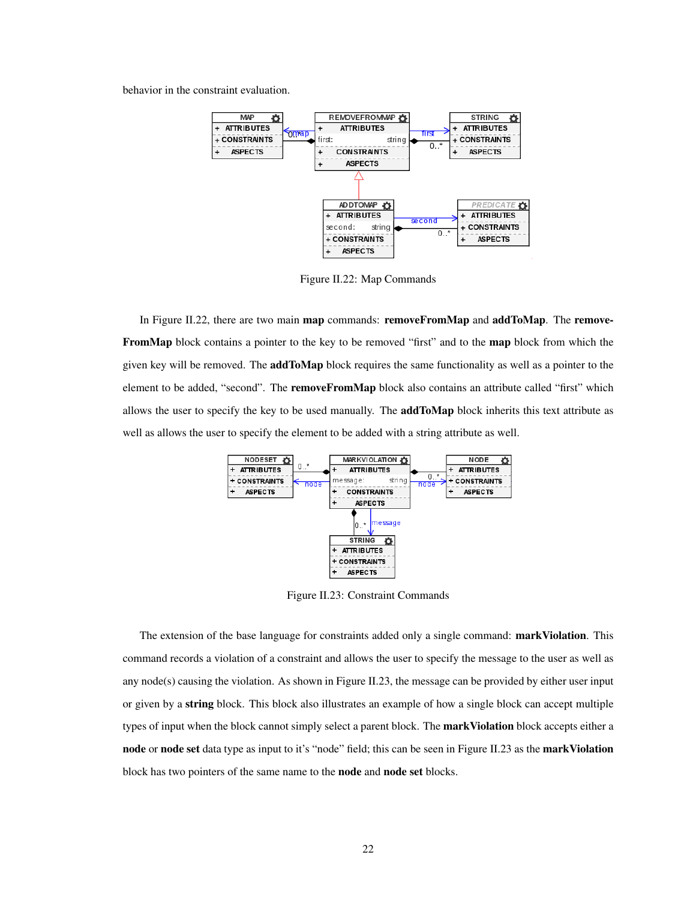behavior in the constraint evaluation.

Figure II.22: Map Commands

In Figure II.22, there are two main **map** commands: **removeFromMap** and **addToMap**. The **removeFromMap** block contains a pointer to the key to be removed "first" and to the **map** block from which the given key will be removed. The **addToMap** block requires the same functionality as well as a pointer to the element to be added, "second". The **removeFromMap** block also contains an attribute called "first" which allows the user to specify the key to be used manually. The **addToMap** block inherits this text attribute as well as allows the user to specify the element to be added with a string attribute as well.

Figure II.23: Constraint Commands

The extension of the base language for constraints added only a single command: **markViolation**. This command records a violation of a constraint and allows the user to specify the message to the user as well as any node(s) causing the violation. As shown in Figure II.23, the message can be provided by either user input or given by a **string** block. This block also illustrates an example of how a single block can accept multiple types of input when the block cannot simply select a parent block. The **markViolation** block accepts either a **node** or **node set** data type as input to it's "node" field; this can be seen in Figure II.23 as the **markViolation** block has two pointers of the same name to the **node** and **node set** blocks.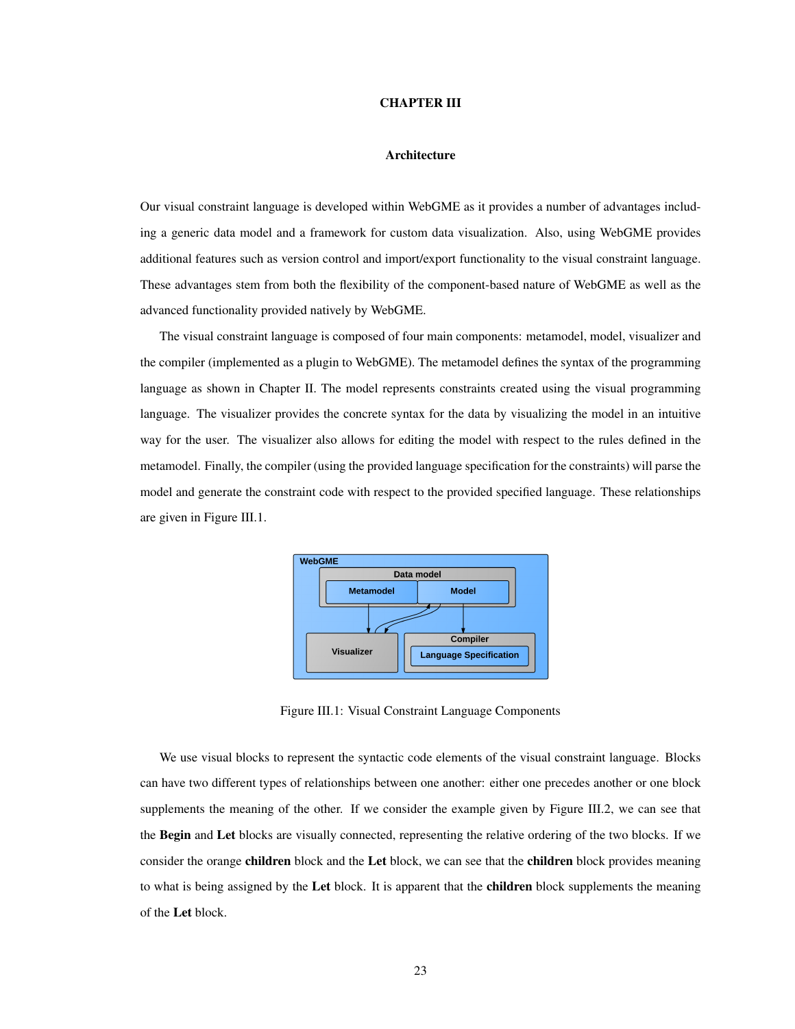# CHAPTER III

## Architecture

Our visual constraint language is developed within WebGME as it provides a number of advantages including a generic data model and a framework for custom data visualization. Also, using WebGME provides additional features such as version control and import/export functionality to the visual constraint language. These advantages stem from both the flexibility of the component-based nature of WebGME as well as the advanced functionality provided natively by WebGME.

The visual constraint language is composed of four main components: metamodel, model, visualizer and the compiler (implemented as a plugin to WebGME). The metamodel defines the syntax of the programming language as shown in Chapter II. The model represents constraints created using the visual programming language. The visualizer provides the concrete syntax for the data by visualizing the model in an intuitive way for the user. The visualizer also allows for editing the model with respect to the rules defined in the metamodel. Finally, the compiler (using the provided language specification for the constraints) will parse the model and generate the constraint code with respect to the provided specified language. These relationships are given in Figure III.1.

Figure III.1: Visual Constraint Language Components

We use visual blocks to represent the syntactic code elements of the visual constraint language. Blocks can have two different types of relationships between one another: either one precedes another or one block supplements the meaning of the other. If we consider the example given by Figure III.2, we can see that the **Begin** and **Let** blocks are visually connected, representing the relative ordering of the two blocks. If we consider the orange **children** block and the **Let** block, we can see that the **children** block provides meaning to what is being assigned by the **Let** block. It is apparent that the **children** block supplements the meaning of the **Let** block.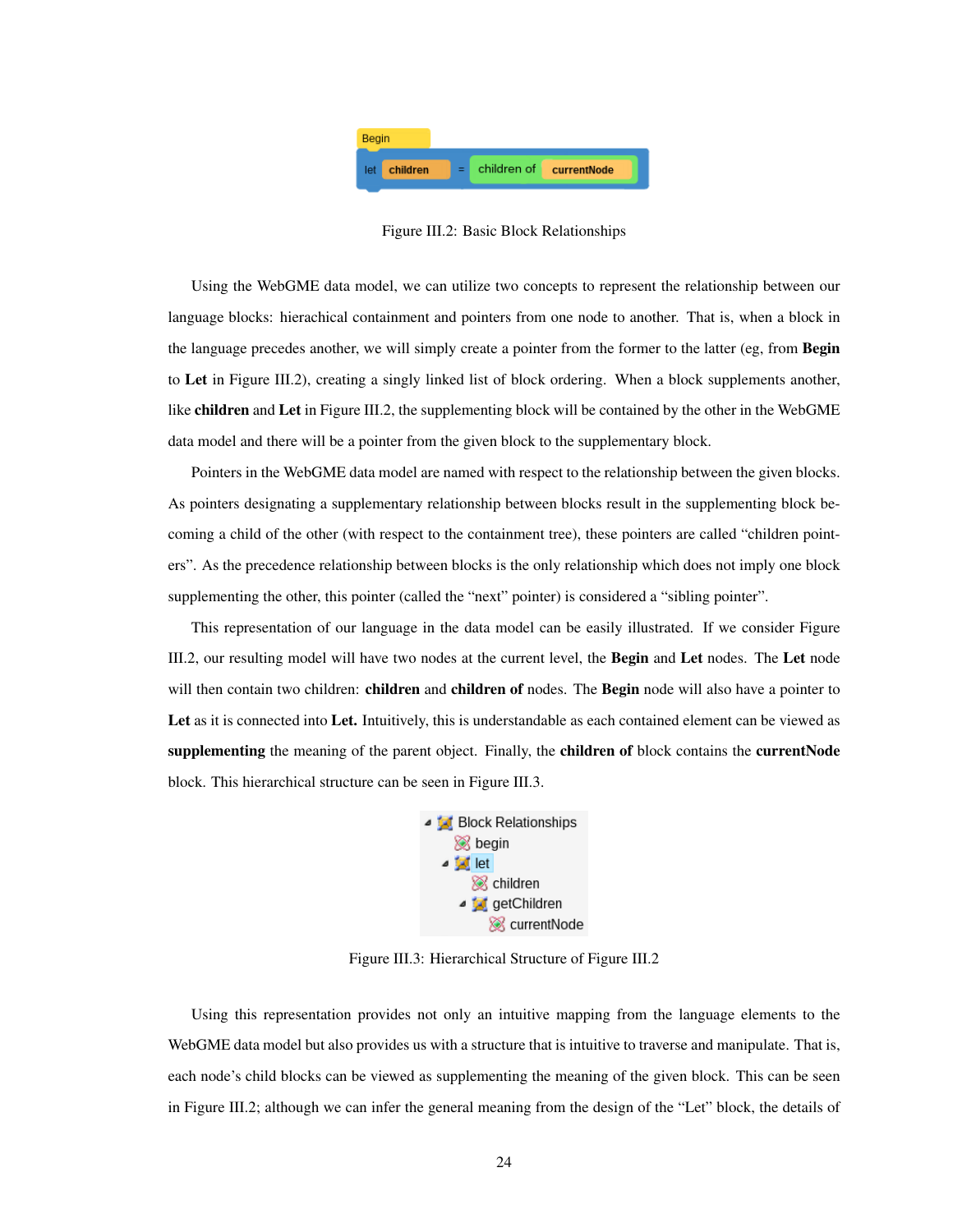Figure III.2: Basic Block Relationships

Using the WebGME data model, we can utilize two concepts to represent the relationship between our language blocks: hierachical containment and pointers from one node to another. That is, when a block in the language precedes another, we will simply create a pointer from the former to the latter (eg, from **Begin** to **Let** in Figure III.2), creating a singly linked list of block ordering. When a block supplements another, like **children** and **Let** in Figure III.2, the supplementing block will be contained by the other in the WebGME data model and there will be a pointer from the given block to the supplementary block.

Pointers in the WebGME data model are named with respect to the relationship between the given blocks. As pointers designating a supplementary relationship between blocks result in the supplementing block becoming a child of the other (with respect to the containment tree), these pointers are called "children pointers". As the precedence relationship between blocks is the only relationship which does not imply one block supplementing the other, this pointer (called the "next" pointer) is considered a "sibling pointer".

This representation of our language in the data model can be easily illustrated. If we consider Figure III.2, our resulting model will have two nodes at the current level, the **Begin** and **Let** nodes. The **Let** node will then contain two children: **children** and **children of** nodes. The **Begin** node will also have a pointer to **Let** as it is connected into **Let.** Intuitively, this is understandable as each contained element can be viewed as **supplementing** the meaning of the parent object. Finally, the **children of** block contains the **currentNode** block. This hierarchical structure can be seen in Figure III.3.

Figure III.3: Hierarchical Structure of Figure III.2

Using this representation provides not only an intuitive mapping from the language elements to the WebGME data model but also provides us with a structure that is intuitive to traverse and manipulate. That is, each node's child blocks can be viewed as supplementing the meaning of the given block. This can be seen in Figure III.2; although we can infer the general meaning from the design of the "Let" block, the details of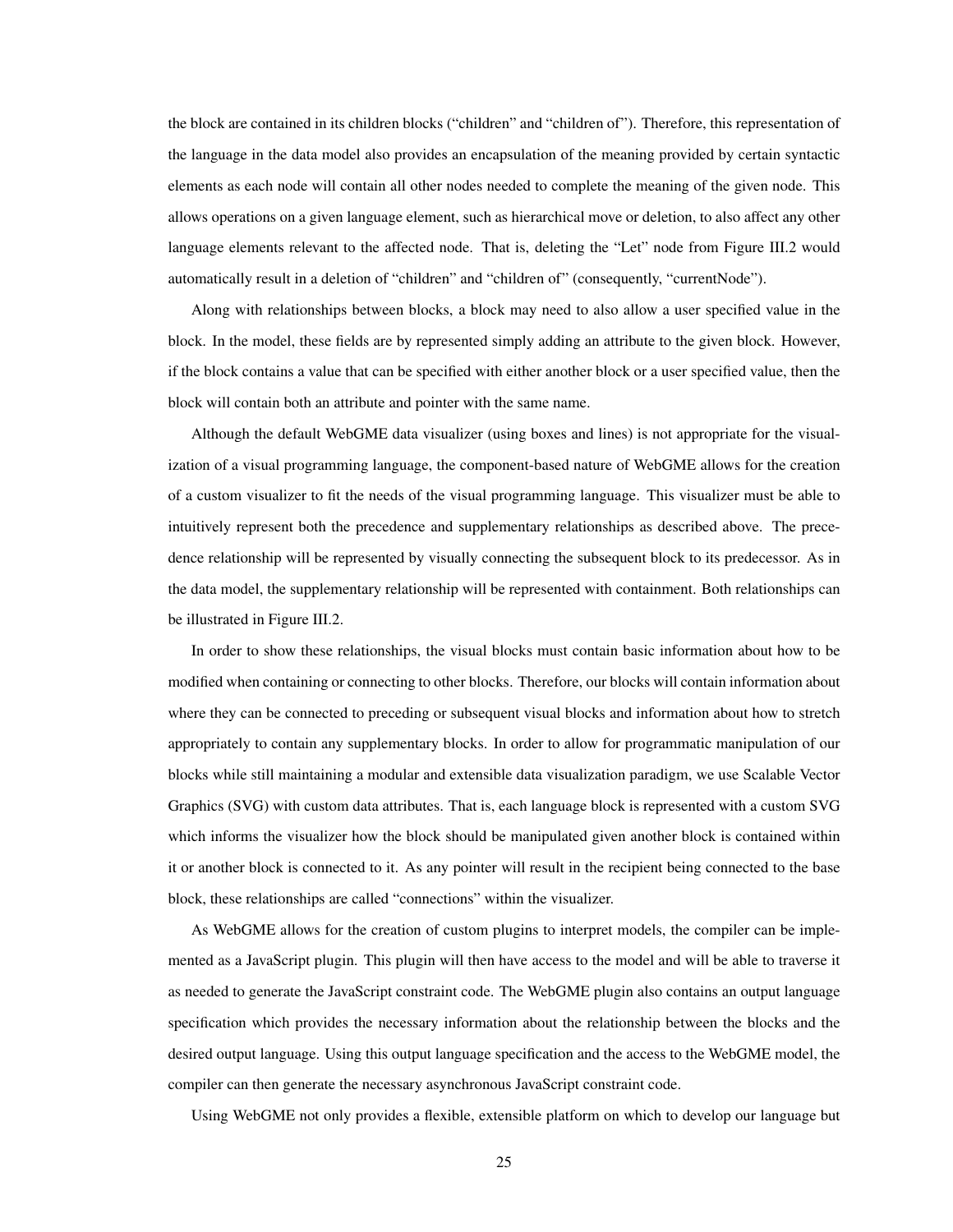the block are contained in its children blocks ("children" and "children of"). Therefore, this representation of the language in the data model also provides an encapsulation of the meaning provided by certain syntactic elements as each node will contain all other nodes needed to complete the meaning of the given node. This allows operations on a given language element, such as hierarchical move or deletion, to also affect any other language elements relevant to the affected node. That is, deleting the "Let" node from Figure III.2 would automatically result in a deletion of "children" and "children of" (consequently, "currentNode").

Along with relationships between blocks, a block may need to also allow a user specified value in the block. In the model, these fields are by represented simply adding an attribute to the given block. However, if the block contains a value that can be specified with either another block or a user specified value, then the block will contain both an attribute and pointer with the same name.

Although the default WebGME data visualizer (using boxes and lines) is not appropriate for the visualization of a visual programming language, the component-based nature of WebGME allows for the creation of a custom visualizer to fit the needs of the visual programming language. This visualizer must be able to intuitively represent both the precedence and supplementary relationships as described above. The precedence relationship will be represented by visually connecting the subsequent block to its predecessor. As in the data model, the supplementary relationship will be represented with containment. Both relationships can be illustrated in Figure III.2.

In order to show these relationships, the visual blocks must contain basic information about how to be modified when containing or connecting to other blocks. Therefore, our blocks will contain information about where they can be connected to preceding or subsequent visual blocks and information about how to stretch appropriately to contain any supplementary blocks. In order to allow for programmatic manipulation of our blocks while still maintaining a modular and extensible data visualization paradigm, we use Scalable Vector Graphics (SVG) with custom data attributes. That is, each language block is represented with a custom SVG which informs the visualizer how the block should be manipulated given another block is contained within it or another block is connected to it. As any pointer will result in the recipient being connected to the base block, these relationships are called "connections" within the visualizer.

As WebGME allows for the creation of custom plugins to interpret models, the compiler can be implemented as a JavaScript plugin. This plugin will then have access to the model and will be able to traverse it as needed to generate the JavaScript constraint code. The WebGME plugin also contains an output language specification which provides the necessary information about the relationship between the blocks and the desired output language. Using this output language specification and the access to the WebGME model, the compiler can then generate the necessary asynchronous JavaScript constraint code.

Using WebGME not only provides a flexible, extensible platform on which to develop our language but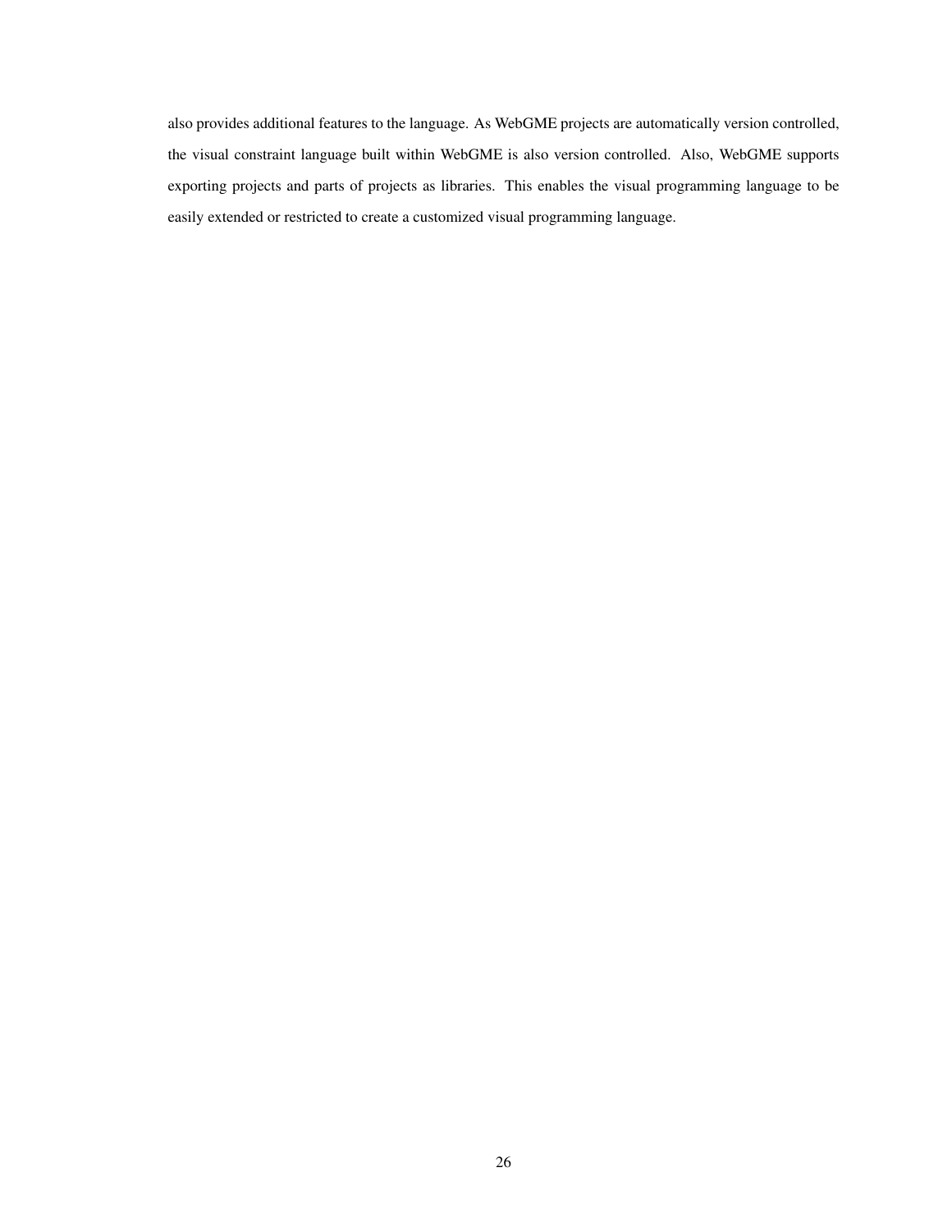also provides additional features to the language. As WebGME projects are automatically version controlled, the visual constraint language built within WebGME is also version controlled. Also, WebGME supports exporting projects and parts of projects as libraries. This enables the visual programming language to be easily extended or restricted to create a customized visual programming language.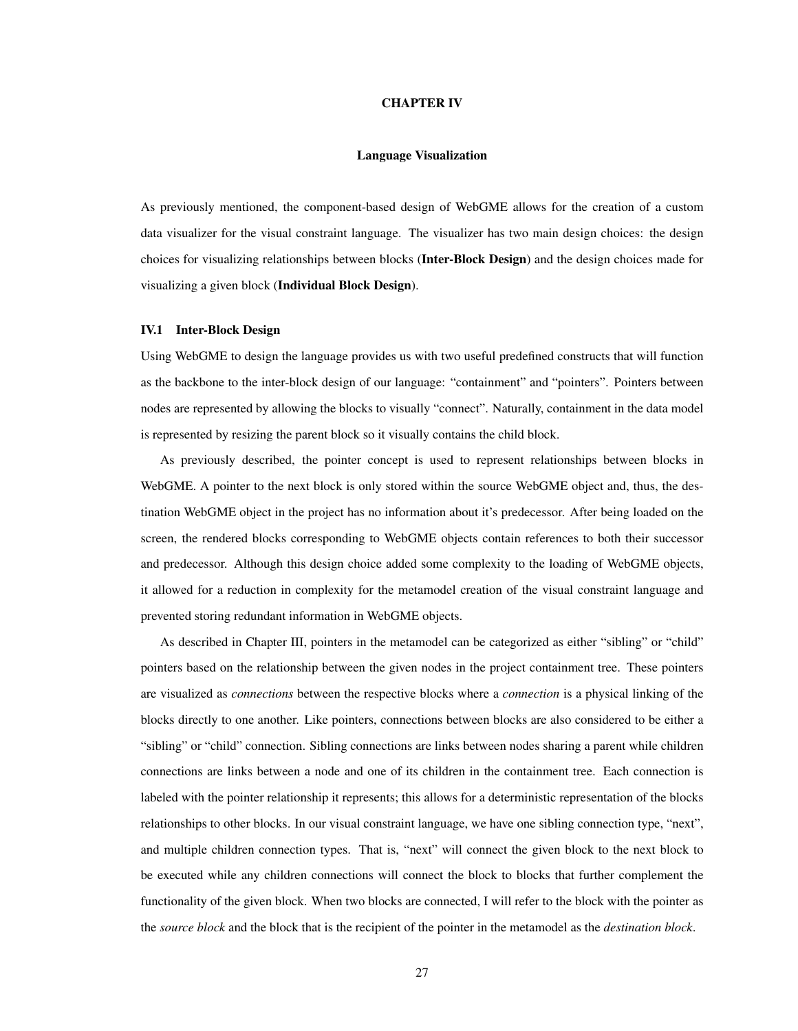# CHAPTER IV

## Language Visualization

As previously mentioned, the component-based design of WebGME allows for the creation of a custom data visualizer for the visual constraint language. The visualizer has two main design choices: the design choices for visualizing relationships between blocks (**Inter-Block Design**) and the design choices made for visualizing a given block (**Individual Block Design**).

### IV.1 Inter-Block Design

Using WebGME to design the language provides us with two useful predefined constructs that will function as the backbone to the inter-block design of our language: "containment" and "pointers". Pointers between nodes are represented by allowing the blocks to visually "connect". Naturally, containment in the data model is represented by resizing the parent block so it visually contains the child block.

As previously described, the pointer concept is used to represent relationships between blocks in WebGME. A pointer to the next block is only stored within the source WebGME object and, thus, the destination WebGME object in the project has no information about it's predecessor. After being loaded on the screen, the rendered blocks corresponding to WebGME objects contain references to both their successor and predecessor. Although this design choice added some complexity to the loading of WebGME objects, it allowed for a reduction in complexity for the metamodel creation of the visual constraint language and prevented storing redundant information in WebGME objects.

As described in Chapter III, pointers in the metamodel can be categorized as either "sibling" or "child" pointers based on the relationship between the given nodes in the project containment tree. These pointers are visualized as *connections* between the respective blocks where a *connection* is a physical linking of the blocks directly to one another. Like pointers, connections between blocks are also considered to be either a "sibling" or "child" connection. Sibling connections are links between nodes sharing a parent while children connections are links between a node and one of its children in the containment tree. Each connection is labeled with the pointer relationship it represents; this allows for a deterministic representation of the blocks relationships to other blocks. In our visual constraint language, we have one sibling connection type, "next", and multiple children connection types. That is, "next" will connect the given block to the next block to be executed while any children connections will connect the block to blocks that further complement the functionality of the given block. When two blocks are connected, I will refer to the block with the pointer as the *source block* and the block that is the recipient of the pointer in the metamodel as the *destination block*.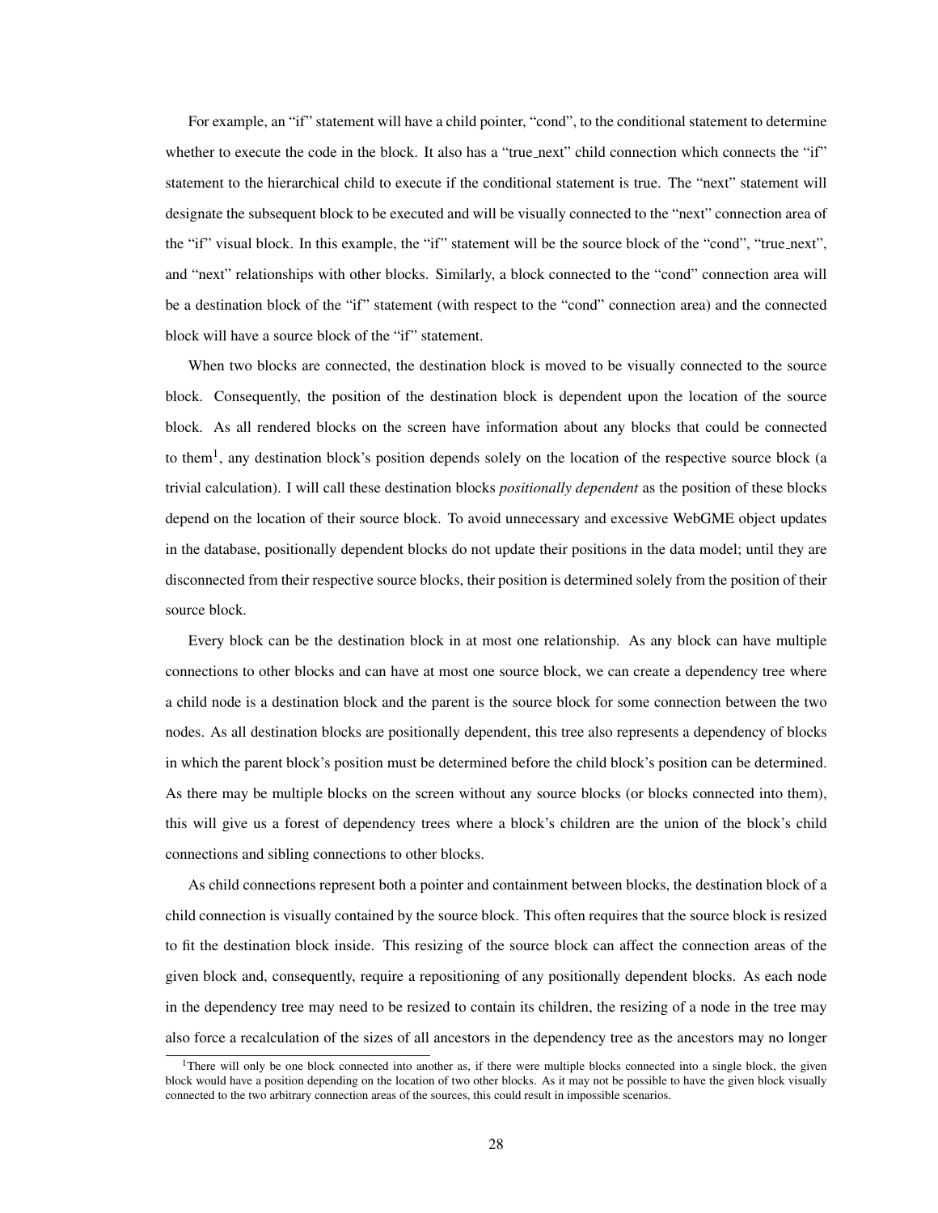For example, an "if" statement will have a child pointer, "cond", to the conditional statement to determine whether to execute the code in the block. It also has a "true_next" child connection which connects the "if" statement to the hierarchical child to execute if the conditional statement is true. The "next" statement will designate the subsequent block to be executed and will be visually connected to the "next" connection area of the "if" visual block. In this example, the "if" statement will be the source block of the "cond", "true_next", and "next" relationships with other blocks. Similarly, a block connected to the "cond" connection area will be a destination block of the "if" statement (with respect to the "cond" connection area) and the connected block will have a source block of the "if" statement.

When two blocks are connected, the destination block is moved to be visually connected to the source block. Consequently, the position of the destination block is dependent upon the location of the source block. As all rendered blocks on the screen have information about any blocks that could be connected to them[1], any destination block's position depends solely on the location of the respective source block (a trivial calculation). I will call these destination blocks *positionally dependent* as the position of these blocks depend on the location of their source block. To avoid unnecessary and excessive WebGME object updates in the database, positionally dependent blocks do not update their positions in the data model; until they are disconnected from their respective source blocks, their position is determined solely from the position of their source block.

Every block can be the destination block in at most one relationship. As any block can have multiple connections to other blocks and can have at most one source block, we can create a dependency tree where a child node is a destination block and the parent is the source block for some connection between the two nodes. As all destination blocks are positionally dependent, this tree also represents a dependency of blocks in which the parent block's position must be determined before the child block's position can be determined. As there may be multiple blocks on the screen without any source blocks (or blocks connected into them), this will give us a forest of dependency trees where a block's children are the union of the block's child connections and sibling connections to other blocks.

As child connections represent both a pointer and containment between blocks, the destination block of a child connection is visually contained by the source block. This often requires that the source block is resized to fit the destination block inside. This resizing of the source block can affect the connection areas of the given block and, consequently, require a repositioning of any positionally dependent blocks. As each node in the dependency tree may need to be resized to contain its children, the resizing of a node in the tree may also force a recalculation of the sizes of all ancestors in the dependency tree as the ancestors may no longer

[1] There will only be one block connected into another as, if there were multiple blocks connected into a single block, the given block would have a position depending on the location of two other blocks. As it may not be possible to have the given block visually connected to the two arbitrary connection areas of the sources, this could result in impossible scenarios.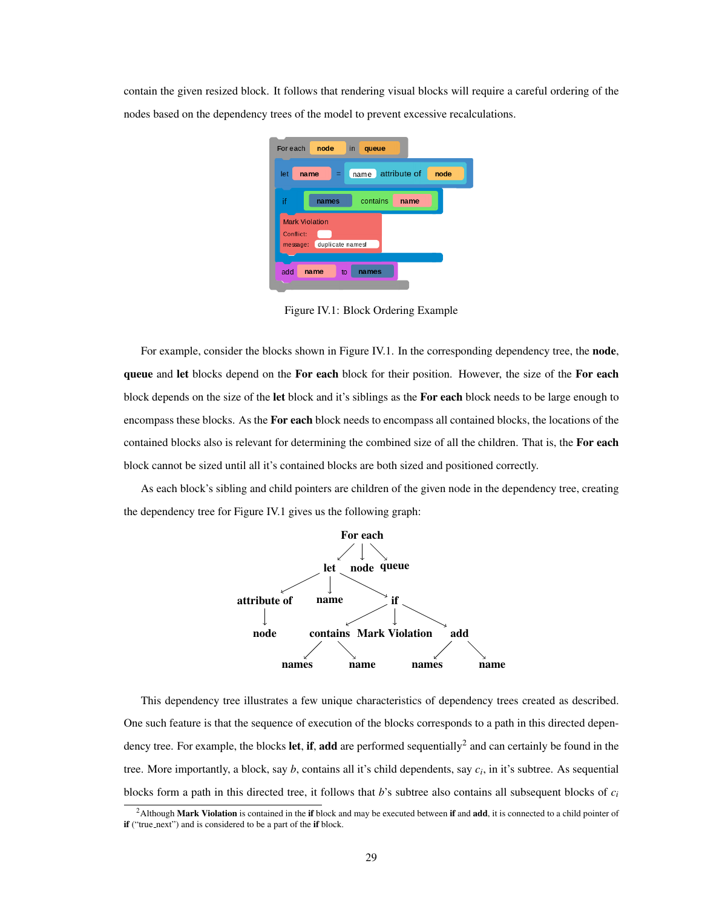contain the given resized block. It follows that rendering visual blocks will require a careful ordering of the nodes based on the dependency trees of the model to prevent excessive recalculations.

Figure IV.1: Block Ordering Example

For example, consider the blocks shown in Figure IV.1. In the corresponding dependency tree, the **node**, **queue** and **let** blocks depend on the **For each** block for their position. However, the size of the **For each** block depends on the size of the **let** block and it's siblings as the **For each** block needs to be large enough to encompass these blocks. As the **For each** block needs to encompass all contained blocks, the locations of the contained blocks also is relevant for determining the combined size of all the children. That is, the **For each** block cannot be sized until all it's contained blocks are both sized and positioned correctly.

As each block's sibling and child pointers are children of the given node in the dependency tree, creating the dependency tree for Figure IV.1 gives us the following graph:

This dependency tree illustrates a few unique characteristics of dependency trees created as described. One such feature is that the sequence of execution of the blocks corresponds to a path in this directed dependency tree. For example, the blocks **let**, **if**, **add** are performed sequentially[2] and can certainly be found in the tree. More importantly, a block, say $b$, contains all it's child dependents, say $c_i$, in it's subtree. As sequential blocks form a path in this directed tree, it follows that $b$'s subtree also contains all subsequent blocks of $c_i$

[2]Although **Mark Violation** is contained in the **if** block and may be executed between **if** and **add**, it is connected to a child pointer of **if** ("true_next") and is considered to be a part of the **if** block.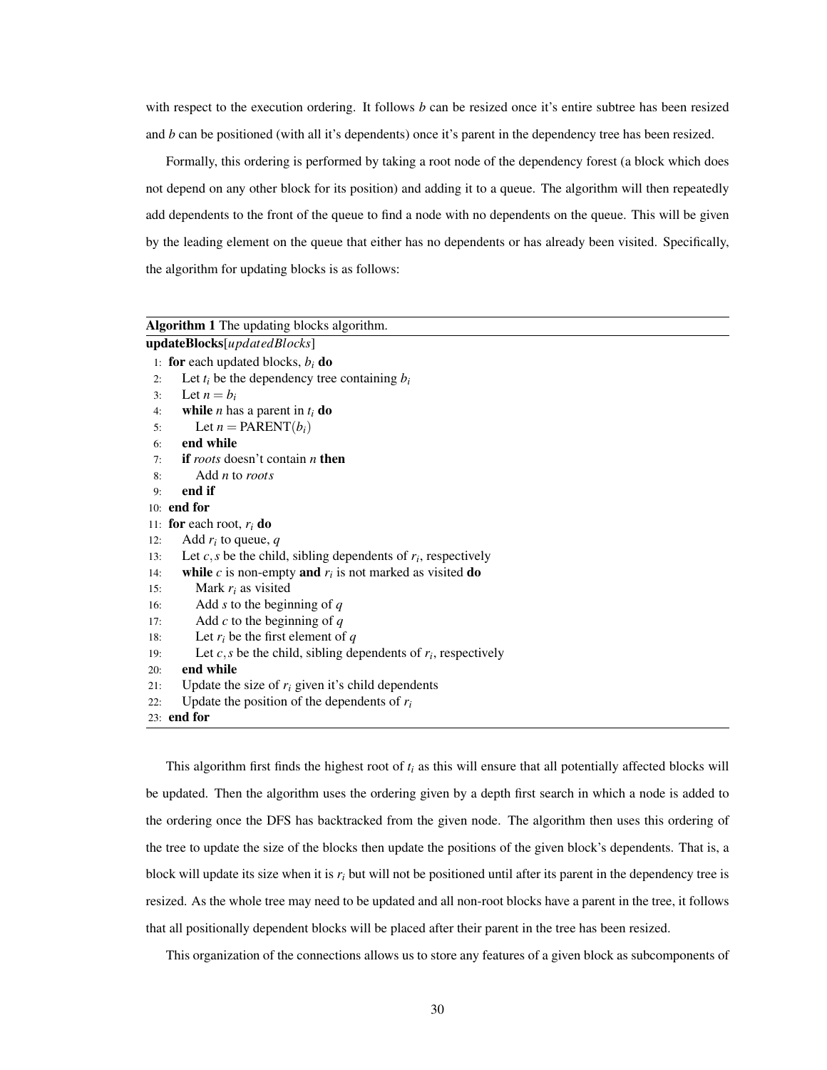with respect to the execution ordering. It follows $b$ can be resized once it's entire subtree has been resized and $b$ can be positioned (with all it's dependents) once it's parent in the dependency tree has been resized.

Formally, this ordering is performed by taking a root node of the dependency forest (a block which does not depend on any other block for its position) and adding it to a queue. The algorithm will then repeatedly add dependents to the front of the queue to find a node with no dependents on the queue. This will be given by the leading element on the queue that either has no dependents or has already been visited. Specifically, the algorithm for updating blocks is as follows:

**Algorithm 1** The updating blocks algorithm.

**updateBlocks**[*updatedBlocks*]

```
1:  for each updated blocks, b_i do
2:      Let t_i be the dependency tree containing b_i
3:      Let n = b_i
4:      while n has a parent in t_i do
5:          Let n = PARENT(b_i)
6:      end while
7:      if roots doesn't contain n then
8:          Add n to roots
9:      end if
10: end for
11: for each root, r_i do
12:     Add r_i to queue, q
13:     Let c, s be the child, sibling dependents of r_i, respectively
14:     while c is non-empty and r_i is not marked as visited do
15:         Mark r_i as visited
16:         Add s to the beginning of q
17:         Add c to the beginning of q
18:         Let r_i be the first element of q
19:         Let c, s be the child, sibling dependents of r_i, respectively
20:     end while
21:     Update the size of r_i given it's child dependents
22:     Update the position of the dependents of r_i
23: end for
```

This algorithm first finds the highest root of $t_i$ as this will ensure that all potentially affected blocks will be updated. Then the algorithm uses the ordering given by a depth first search in which a node is added to the ordering once the DFS has backtracked from the given node. The algorithm then uses this ordering of the tree to update the size of the blocks then update the positions of the given block's dependents. That is, a block will update its size when it is $r_i$ but will not be positioned until after its parent in the dependency tree is resized. As the whole tree may need to be updated and all non-root blocks have a parent in the tree, it follows that all positionally dependent blocks will be placed after their parent in the tree has been resized.

This organization of the connections allows us to store any features of a given block as subcomponents of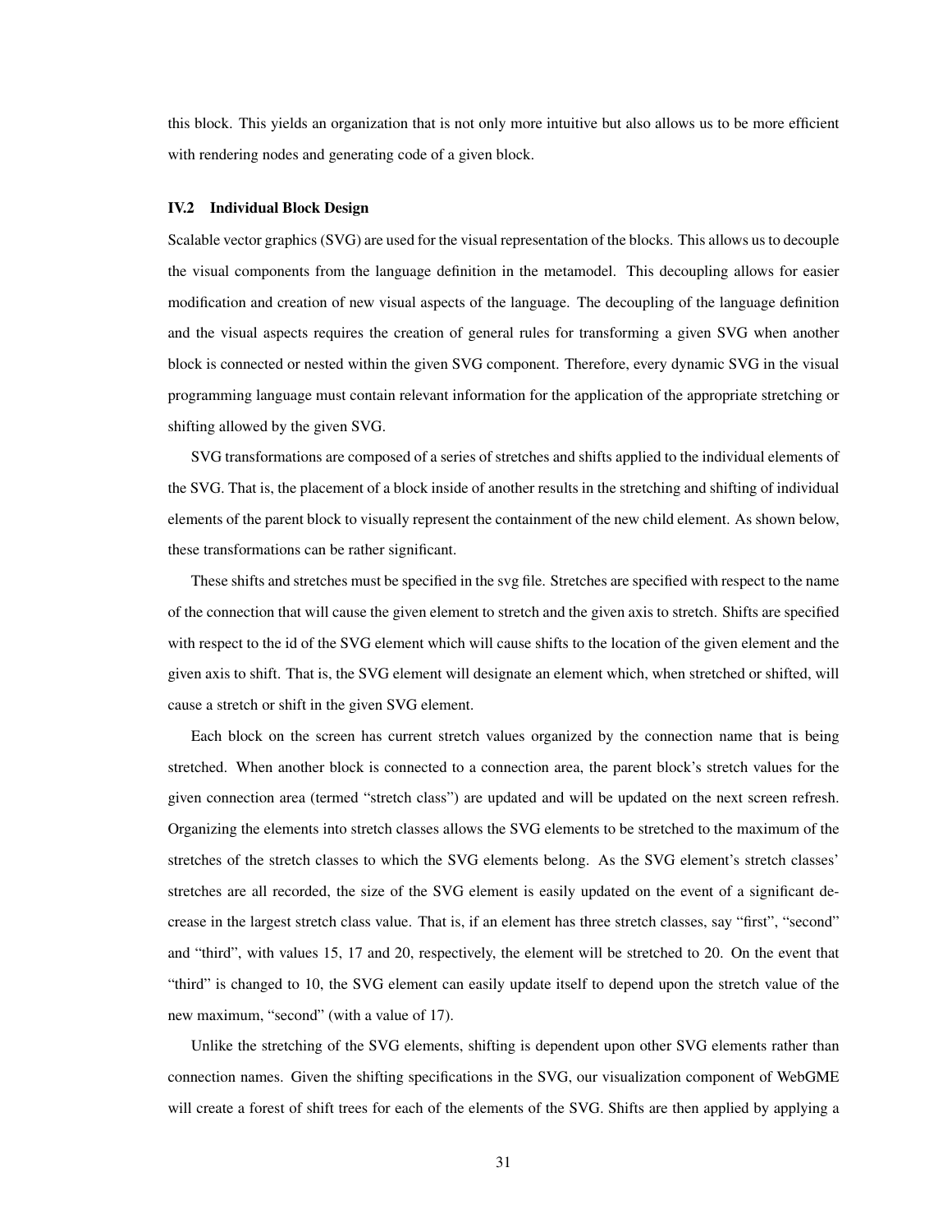this block. This yields an organization that is not only more intuitive but also allows us to be more efficient with rendering nodes and generating code of a given block.

### IV.2 Individual Block Design

Scalable vector graphics (SVG) are used for the visual representation of the blocks. This allows us to decouple the visual components from the language definition in the metamodel. This decoupling allows for easier modification and creation of new visual aspects of the language. The decoupling of the language definition and the visual aspects requires the creation of general rules for transforming a given SVG when another block is connected or nested within the given SVG component. Therefore, every dynamic SVG in the visual programming language must contain relevant information for the application of the appropriate stretching or shifting allowed by the given SVG.

SVG transformations are composed of a series of stretches and shifts applied to the individual elements of the SVG. That is, the placement of a block inside of another results in the stretching and shifting of individual elements of the parent block to visually represent the containment of the new child element. As shown below, these transformations can be rather significant.

These shifts and stretches must be specified in the svg file. Stretches are specified with respect to the name of the connection that will cause the given element to stretch and the given axis to stretch. Shifts are specified with respect to the id of the SVG element which will cause shifts to the location of the given element and the given axis to shift. That is, the SVG element will designate an element which, when stretched or shifted, will cause a stretch or shift in the given SVG element.

Each block on the screen has current stretch values organized by the connection name that is being stretched. When another block is connected to a connection area, the parent block's stretch values for the given connection area (termed "stretch class") are updated and will be updated on the next screen refresh. Organizing the elements into stretch classes allows the SVG elements to be stretched to the maximum of the stretches of the stretch classes to which the SVG elements belong. As the SVG element's stretch classes' stretches are all recorded, the size of the SVG element is easily updated on the event of a significant decrease in the largest stretch class value. That is, if an element has three stretch classes, say "first", "second" and "third", with values 15, 17 and 20, respectively, the element will be stretched to 20. On the event that "third" is changed to 10, the SVG element can easily update itself to depend upon the stretch value of the new maximum, "second" (with a value of 17).

Unlike the stretching of the SVG elements, shifting is dependent upon other SVG elements rather than connection names. Given the shifting specifications in the SVG, our visualization component of WebGME will create a forest of shift trees for each of the elements of the SVG. Shifts are then applied by applying a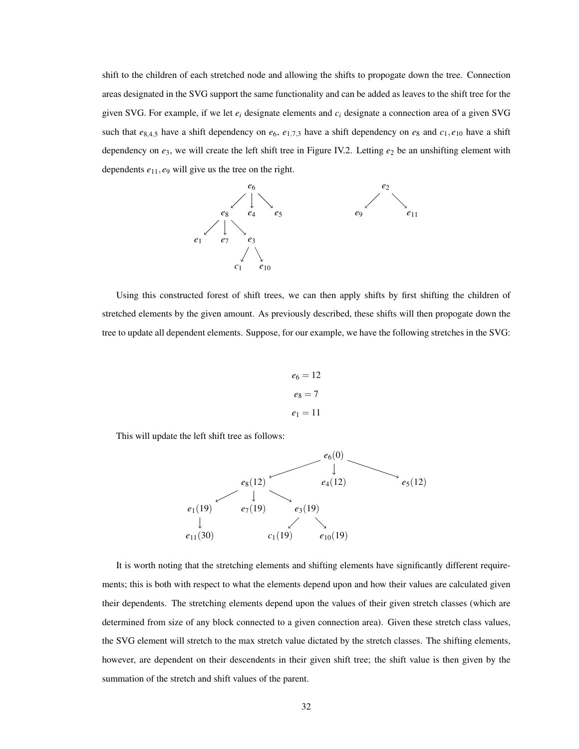shift to the children of each stretched node and allowing the shifts to propogate down the tree. Connection areas designated in the SVG support the same functionality and can be added as leaves to the shift tree for the given SVG. For example, if we let $e_i$ designate elements and $c_i$ designate a connection area of a given SVG such that $e_{8,4,5}$ have a shift dependency on $e_6$, $e_{1,7,3}$ have a shift dependency on $e_8$ and $c_1, e_{10}$ have a shift dependency on $e_3$, we will create the left shift tree in Figure IV.2. Letting $e_2$ be an unshifting element with dependents $e_{11}, e_9$ will give us the tree on the right.

```
            e6                          e2
         /  |  \                       /  \
       e8   e4  e5                   e9    e11
     /  |  \
   e1   e7  e3
           /  \
         c1    e10
```

Using this constructed forest of shift trees, we can then apply shifts by first shifting the children of stretched elements by the given amount. As previously described, these shifts will then propogate down the tree to update all dependent elements. Suppose, for our example, we have the following stretches in the SVG:

$$e_6 = 12$$

$$e_8 = 7$$

$$e_1 = 11$$

This will update the left shift tree as follows:

```
                     e6(0)
           /           |           \
       e8(12)        e4(12)       e5(12)
     /    |     \
  e1(19) e7(19)  e3(19)
    |            /    \
  e11(30)     c1(19)  e10(19)
```

It is worth noting that the stretching elements and shifting elements have significantly different requirements; this is both with respect to what the elements depend upon and how their values are calculated given their dependents. The stretching elements depend upon the values of their given stretch classes (which are determined from size of any block connected to a given connection area). Given these stretch class values, the SVG element will stretch to the max stretch value dictated by the stretch classes. The shifting elements, however, are dependent on their descendents in their given shift tree; the shift value is then given by the summation of the stretch and shift values of the parent.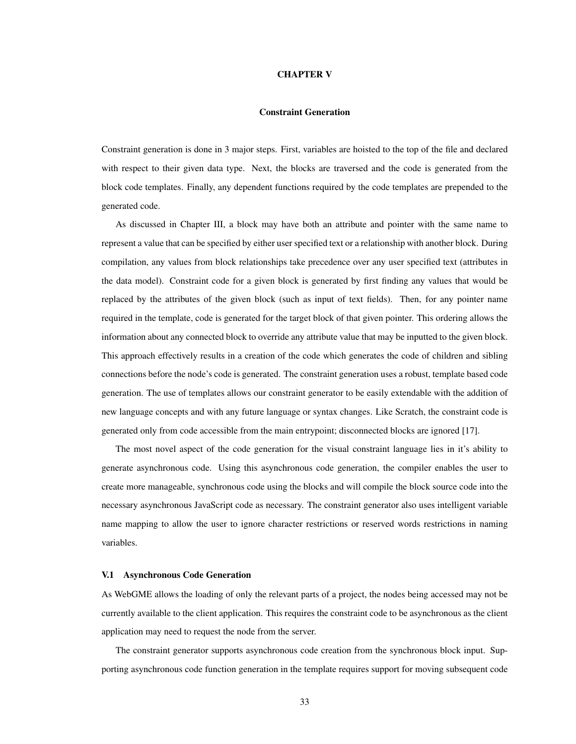# CHAPTER V

## Constraint Generation

Constraint generation is done in 3 major steps. First, variables are hoisted to the top of the file and declared with respect to their given data type. Next, the blocks are traversed and the code is generated from the block code templates. Finally, any dependent functions required by the code templates are prepended to the generated code.

As discussed in Chapter III, a block may have both an attribute and pointer with the same name to represent a value that can be specified by either user specified text or a relationship with another block. During compilation, any values from block relationships take precedence over any user specified text (attributes in the data model). Constraint code for a given block is generated by first finding any values that would be replaced by the attributes of the given block (such as input of text fields). Then, for any pointer name required in the template, code is generated for the target block of that given pointer. This ordering allows the information about any connected block to override any attribute value that may be inputted to the given block. This approach effectively results in a creation of the code which generates the code of children and sibling connections before the node's code is generated. The constraint generation uses a robust, template based code generation. The use of templates allows our constraint generator to be easily extendable with the addition of new language concepts and with any future language or syntax changes. Like Scratch, the constraint code is generated only from code accessible from the main entrypoint; disconnected blocks are ignored [17].

The most novel aspect of the code generation for the visual constraint language lies in it's ability to generate asynchronous code. Using this asynchronous code generation, the compiler enables the user to create more manageable, synchronous code using the blocks and will compile the block source code into the necessary asynchronous JavaScript code as necessary. The constraint generator also uses intelligent variable name mapping to allow the user to ignore character restrictions or reserved words restrictions in naming variables.

### V.1 Asynchronous Code Generation

As WebGME allows the loading of only the relevant parts of a project, the nodes being accessed may not be currently available to the client application. This requires the constraint code to be asynchronous as the client application may need to request the node from the server.

The constraint generator supports asynchronous code creation from the synchronous block input. Supporting asynchronous code function generation in the template requires support for moving subsequent code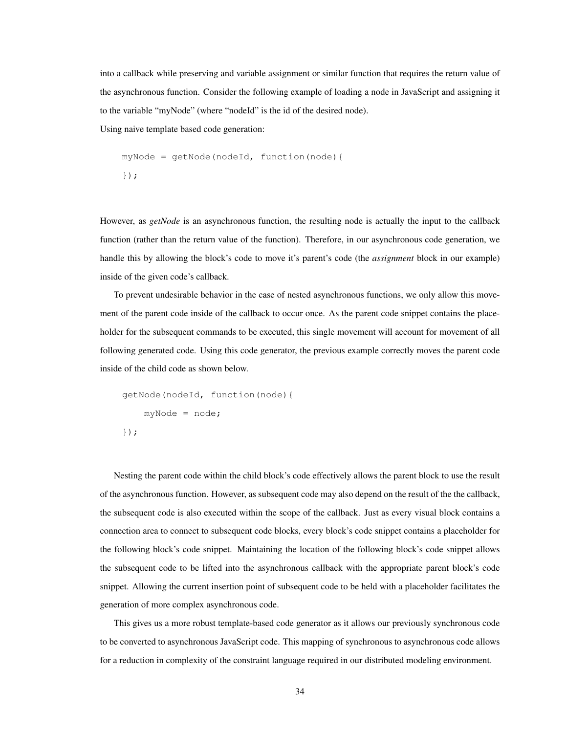into a callback while preserving and variable assignment or similar function that requires the return value of the asynchronous function. Consider the following example of loading a node in JavaScript and assigning it to the variable "myNode" (where "nodeId" is the id of the desired node).

Using naive template based code generation:

```
myNode = getNode(nodeId, function(node){
});
```

However, as *getNode* is an asynchronous function, the resulting node is actually the input to the callback function (rather than the return value of the function). Therefore, in our asynchronous code generation, we handle this by allowing the block's code to move it's parent's code (the *assignment* block in our example) inside of the given code's callback.

To prevent undesirable behavior in the case of nested asynchronous functions, we only allow this movement of the parent code inside of the callback to occur once. As the parent code snippet contains the placeholder for the subsequent commands to be executed, this single movement will account for movement of all following generated code. Using this code generator, the previous example correctly moves the parent code inside of the child code as shown below.

```
getNode(nodeId, function(node){
    myNode = node;
});
```

Nesting the parent code within the child block's code effectively allows the parent block to use the result of the asynchronous function. However, as subsequent code may also depend on the result of the the callback, the subsequent code is also executed within the scope of the callback. Just as every visual block contains a connection area to connect to subsequent code blocks, every block's code snippet contains a placeholder for the following block's code snippet. Maintaining the location of the following block's code snippet allows the subsequent code to be lifted into the asynchronous callback with the appropriate parent block's code snippet. Allowing the current insertion point of subsequent code to be held with a placeholder facilitates the generation of more complex asynchronous code.

This gives us a more robust template-based code generator as it allows our previously synchronous code to be converted to asynchronous JavaScript code. This mapping of synchronous to asynchronous code allows for a reduction in complexity of the constraint language required in our distributed modeling environment.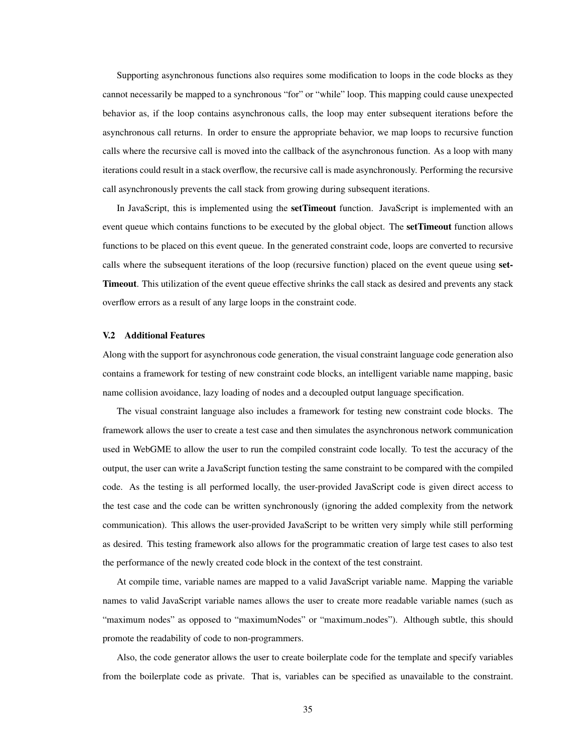Supporting asynchronous functions also requires some modification to loops in the code blocks as they cannot necessarily be mapped to a synchronous "for" or "while" loop. This mapping could cause unexpected behavior as, if the loop contains asynchronous calls, the loop may enter subsequent iterations before the asynchronous call returns. In order to ensure the appropriate behavior, we map loops to recursive function calls where the recursive call is moved into the callback of the asynchronous function. As a loop with many iterations could result in a stack overflow, the recursive call is made asynchronously. Performing the recursive call asynchronously prevents the call stack from growing during subsequent iterations.

In JavaScript, this is implemented using the **setTimeout** function. JavaScript is implemented with an event queue which contains functions to be executed by the global object. The **setTimeout** function allows functions to be placed on this event queue. In the generated constraint code, loops are converted to recursive calls where the subsequent iterations of the loop (recursive function) placed on the event queue using **setTimeout**. This utilization of the event queue effective shrinks the call stack as desired and prevents any stack overflow errors as a result of any large loops in the constraint code.

### V.2 Additional Features

Along with the support for asynchronous code generation, the visual constraint language code generation also contains a framework for testing of new constraint code blocks, an intelligent variable name mapping, basic name collision avoidance, lazy loading of nodes and a decoupled output language specification.

The visual constraint language also includes a framework for testing new constraint code blocks. The framework allows the user to create a test case and then simulates the asynchronous network communication used in WebGME to allow the user to run the compiled constraint code locally. To test the accuracy of the output, the user can write a JavaScript function testing the same constraint to be compared with the compiled code. As the testing is all performed locally, the user-provided JavaScript code is given direct access to the test case and the code can be written synchronously (ignoring the added complexity from the network communication). This allows the user-provided JavaScript to be written very simply while still performing as desired. This testing framework also allows for the programmatic creation of large test cases to also test the performance of the newly created code block in the context of the test constraint.

At compile time, variable names are mapped to a valid JavaScript variable name. Mapping the variable names to valid JavaScript variable names allows the user to create more readable variable names (such as "maximum nodes" as opposed to "maximumNodes" or "maximum_nodes"). Although subtle, this should promote the readability of code to non-programmers.

Also, the code generator allows the user to create boilerplate code for the template and specify variables from the boilerplate code as private. That is, variables can be specified as unavailable to the constraint.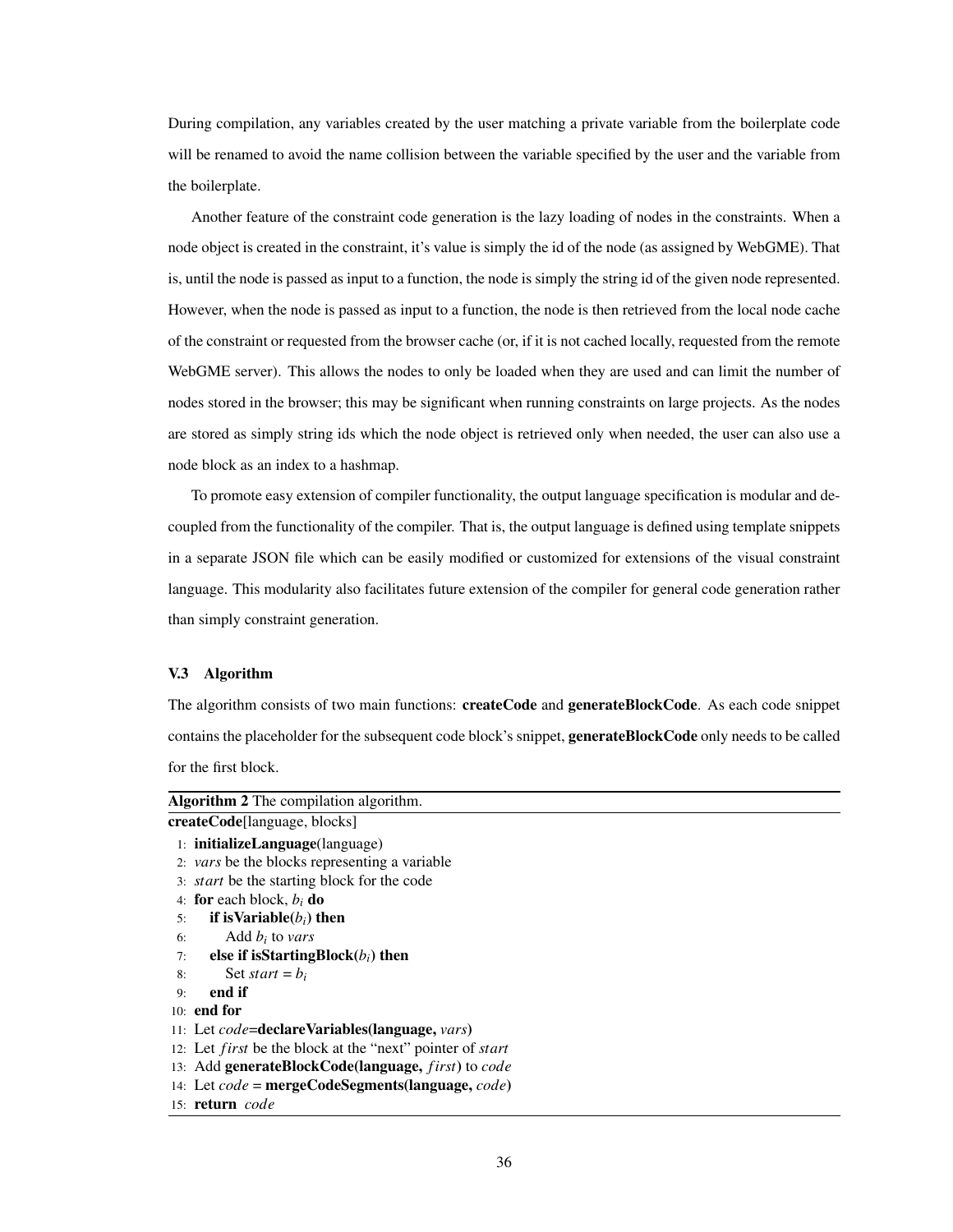During compilation, any variables created by the user matching a private variable from the boilerplate code will be renamed to avoid the name collision between the variable specified by the user and the variable from the boilerplate.

Another feature of the constraint code generation is the lazy loading of nodes in the constraints. When a node object is created in the constraint, it's value is simply the id of the node (as assigned by WebGME). That is, until the node is passed as input to a function, the node is simply the string id of the given node represented. However, when the node is passed as input to a function, the node is then retrieved from the local node cache of the constraint or requested from the browser cache (or, if it is not cached locally, requested from the remote WebGME server). This allows the nodes to only be loaded when they are used and can limit the number of nodes stored in the browser; this may be significant when running constraints on large projects. As the nodes are stored as simply string ids which the node object is retrieved only when needed, the user can also use a node block as an index to a hashmap.

To promote easy extension of compiler functionality, the output language specification is modular and decoupled from the functionality of the compiler. That is, the output language is defined using template snippets in a separate JSON file which can be easily modified or customized for extensions of the visual constraint language. This modularity also facilitates future extension of the compiler for general code generation rather than simply constraint generation.

### V.3 Algorithm

The algorithm consists of two main functions: **createCode** and **generateBlockCode**. As each code snippet contains the placeholder for the subsequent code block's snippet, **generateBlockCode** only needs to be called for the first block.

**Algorithm 2** The compilation algorithm.

**createCode**[language, blocks]

1: **initializeLanguage**(language)
2: *vars* be the blocks representing a variable
3: *start* be the starting block for the code
4: **for** each block, $b_i$ **do**
5: &nbsp;&nbsp;&nbsp;&nbsp;**if isVariable**($b_i$) **then**
6: &nbsp;&nbsp;&nbsp;&nbsp;&nbsp;&nbsp;&nbsp;&nbsp;Add $b_i$ to *vars*
7: &nbsp;&nbsp;&nbsp;&nbsp;**else if isStartingBlock**($b_i$) **then**
8: &nbsp;&nbsp;&nbsp;&nbsp;&nbsp;&nbsp;&nbsp;&nbsp;Set $start = b_i$
9: &nbsp;&nbsp;&nbsp;&nbsp;**end if**
10: **end for**
11: Let *code*=**declareVariables(language,** *vars***)**
12: Let *first* be the block at the "next" pointer of *start*
13: Add **generateBlockCode(language,** *first***)** to *code*
14: Let *code* = **mergeCodeSegments(language,** *code***)**
15: **return** *code*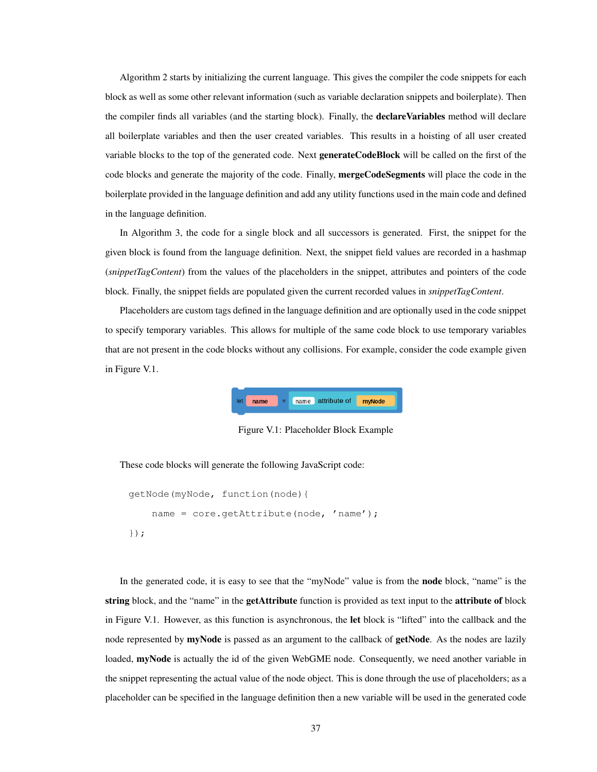Algorithm 2 starts by initializing the current language. This gives the compiler the code snippets for each block as well as some other relevant information (such as variable declaration snippets and boilerplate). Then the compiler finds all variables (and the starting block). Finally, the **declareVariables** method will declare all boilerplate variables and then the user created variables. This results in a hoisting of all user created variable blocks to the top of the generated code. Next **generateCodeBlock** will be called on the first of the code blocks and generate the majority of the code. Finally, **mergeCodeSegments** will place the code in the boilerplate provided in the language definition and add any utility functions used in the main code and defined in the language definition.

In Algorithm 3, the code for a single block and all successors is generated. First, the snippet for the given block is found from the language definition. Next, the snippet field values are recorded in a hashmap (*snippetTagContent*) from the values of the placeholders in the snippet, attributes and pointers of the code block. Finally, the snippet fields are populated given the current recorded values in *snippetTagContent*.

Placeholders are custom tags defined in the language definition and are optionally used in the code snippet to specify temporary variables. This allows for multiple of the same code block to use temporary variables that are not present in the code blocks without any collisions. For example, consider the code example given in Figure V.1.

Figure V.1: Placeholder Block Example

These code blocks will generate the following JavaScript code:

```
getNode(myNode, function(node){
    name = core.getAttribute(node, 'name');
});
```

In the generated code, it is easy to see that the "myNode" value is from the **node** block, "name" is the **string** block, and the "name" in the **getAttribute** function is provided as text input to the **attribute of** block in Figure V.1. However, as this function is asynchronous, the **let** block is "lifted" into the callback and the node represented by **myNode** is passed as an argument to the callback of **getNode**. As the nodes are lazily loaded, **myNode** is actually the id of the given WebGME node. Consequently, we need another variable in the snippet representing the actual value of the node object. This is done through the use of placeholders; as a placeholder can be specified in the language definition then a new variable will be used in the generated code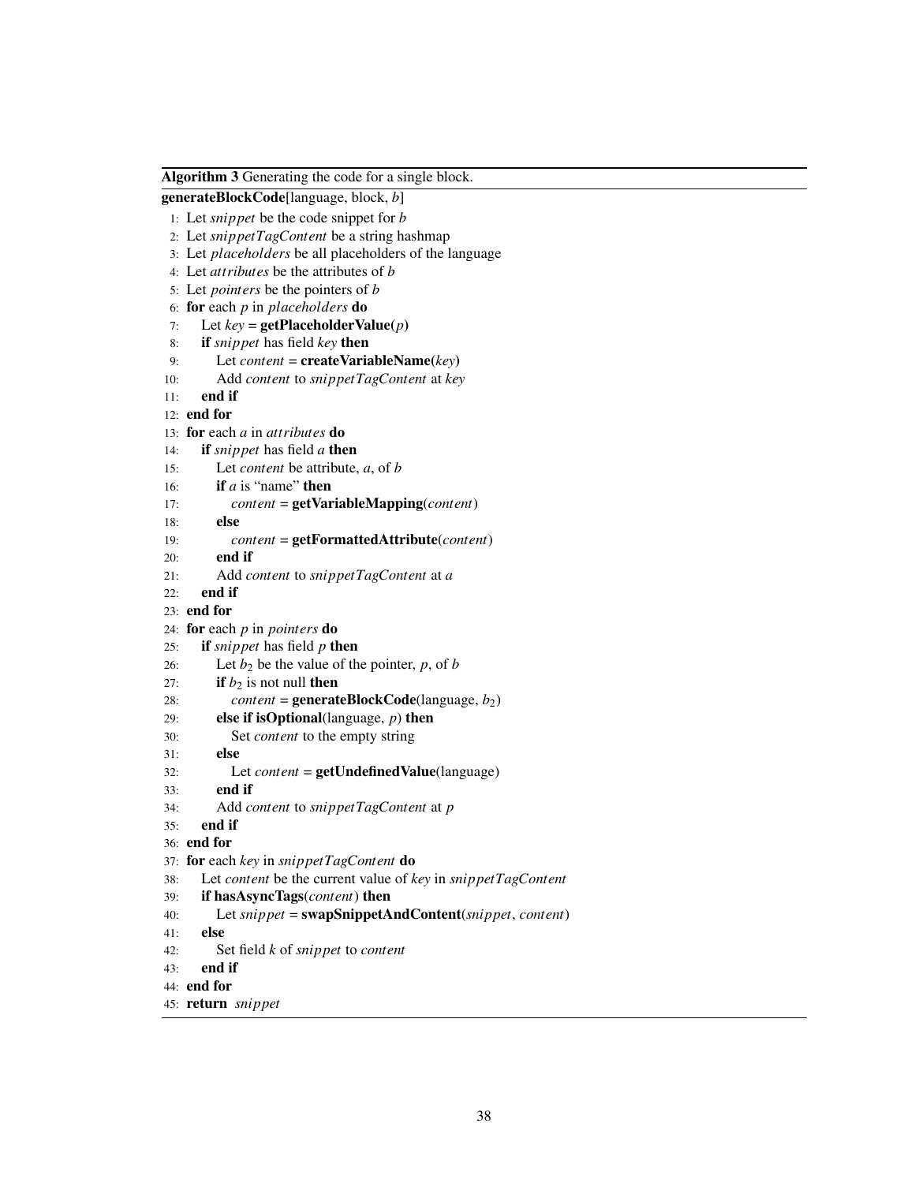**Algorithm 3** Generating the code for a single block.

```
generateBlockCode[language, block, b]
 1: Let snippet be the code snippet for b
 2: Let snippetTagContent be a string hashmap
 3: Let placeholders be all placeholders of the language
 4: Let attributes be the attributes of b
 5: Let pointers be the pointers of b
 6: for each p in placeholders do
 7:     Let key = getPlaceholderValue(p)
 8:     if snippet has field key then
 9:         Let content = createVariableName(key)
10:         Add content to snippetTagContent at key
11:     end if
12: end for
13: for each a in attributes do
14:     if snippet has field a then
15:         Let content be attribute, a, of b
16:         if a is "name" then
17:             content = getVariableMapping(content)
18:         else
19:             content = getFormattedAttribute(content)
20:         end if
21:         Add content to snippetTagContent at a
22:     end if
23: end for
24: for each p in pointers do
25:     if snippet has field p then
26:         Let b2 be the value of the pointer, p, of b
27:         if b2 is not null then
28:             content = generateBlockCode(language, b2)
29:         else if isOptional(language, p) then
30:             Set content to the empty string
31:         else
32:             Let content = getUndefinedValue(language)
33:         end if
34:         Add content to snippetTagContent at p
35:     end if
36: end for
37: for each key in snippetTagContent do
38:     Let content be the current value of key in snippetTagContent
39:     if hasAsyncTags(content) then
40:         Let snippet = swapSnippetAndContent(snippet, content)
41:     else
42:         Set field k of snippet to content
43:     end if
44: end for
45: return snippet
```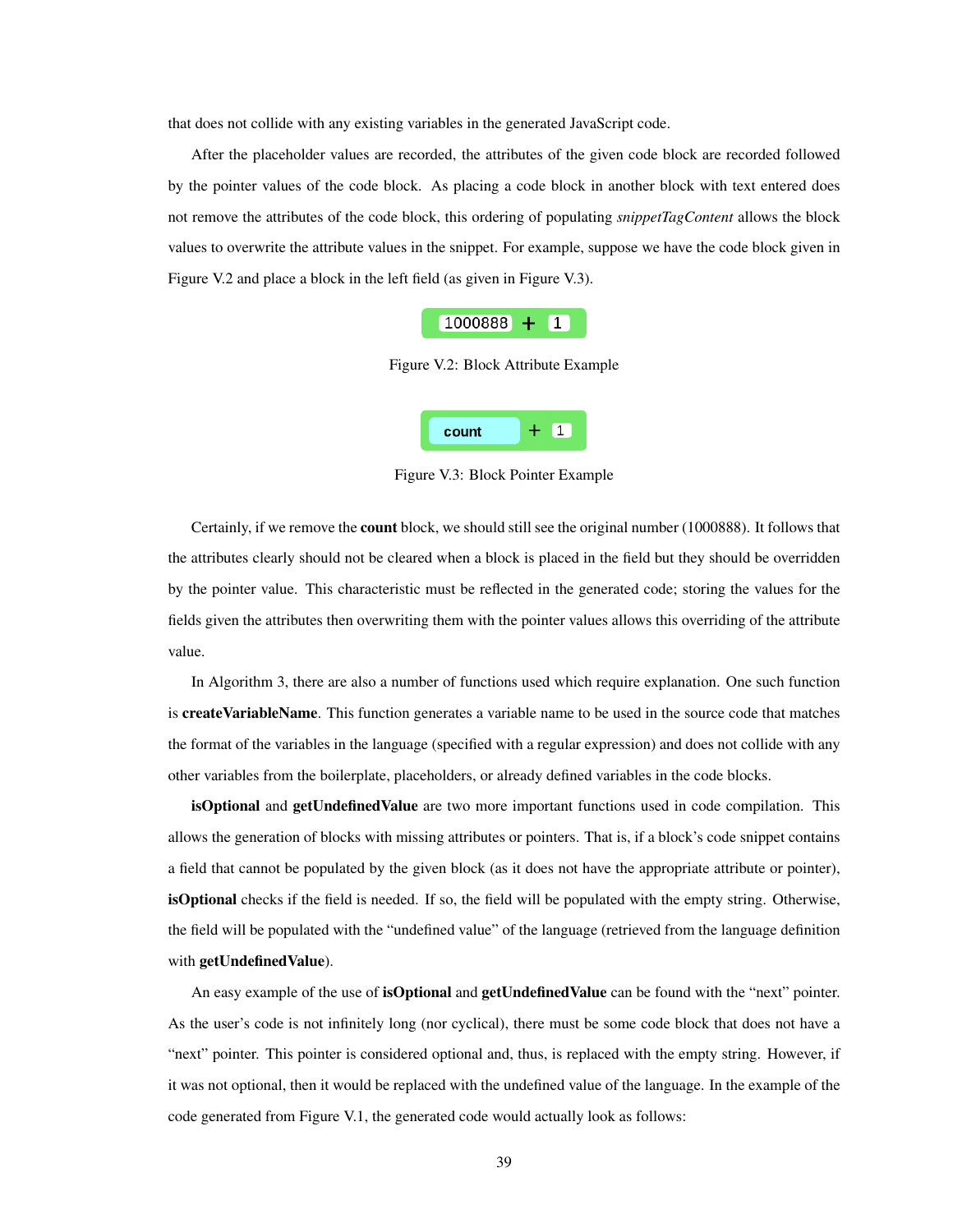that does not collide with any existing variables in the generated JavaScript code.

After the placeholder values are recorded, the attributes of the given code block are recorded followed by the pointer values of the code block. As placing a code block in another block with text entered does not remove the attributes of the code block, this ordering of populating *snippetTagContent* allows the block values to overwrite the attribute values in the snippet. For example, suppose we have the code block given in Figure V.2 and place a block in the left field (as given in Figure V.3).

Figure V.2: Block Attribute Example

Figure V.3: Block Pointer Example

Certainly, if we remove the **count** block, we should still see the original number (1000888). It follows that the attributes clearly should not be cleared when a block is placed in the field but they should be overridden by the pointer value. This characteristic must be reflected in the generated code; storing the values for the fields given the attributes then overwriting them with the pointer values allows this overriding of the attribute value.

In Algorithm 3, there are also a number of functions used which require explanation. One such function is **createVariableName**. This function generates a variable name to be used in the source code that matches the format of the variables in the language (specified with a regular expression) and does not collide with any other variables from the boilerplate, placeholders, or already defined variables in the code blocks.

**isOptional** and **getUndefinedValue** are two more important functions used in code compilation. This allows the generation of blocks with missing attributes or pointers. That is, if a block's code snippet contains a field that cannot be populated by the given block (as it does not have the appropriate attribute or pointer), **isOptional** checks if the field is needed. If so, the field will be populated with the empty string. Otherwise, the field will be populated with the "undefined value" of the language (retrieved from the language definition with **getUndefinedValue**).

An easy example of the use of **isOptional** and **getUndefinedValue** can be found with the "next" pointer. As the user's code is not infinitely long (nor cyclical), there must be some code block that does not have a "next" pointer. This pointer is considered optional and, thus, is replaced with the empty string. However, if it was not optional, then it would be replaced with the undefined value of the language. In the example of the code generated from Figure V.1, the generated code would actually look as follows: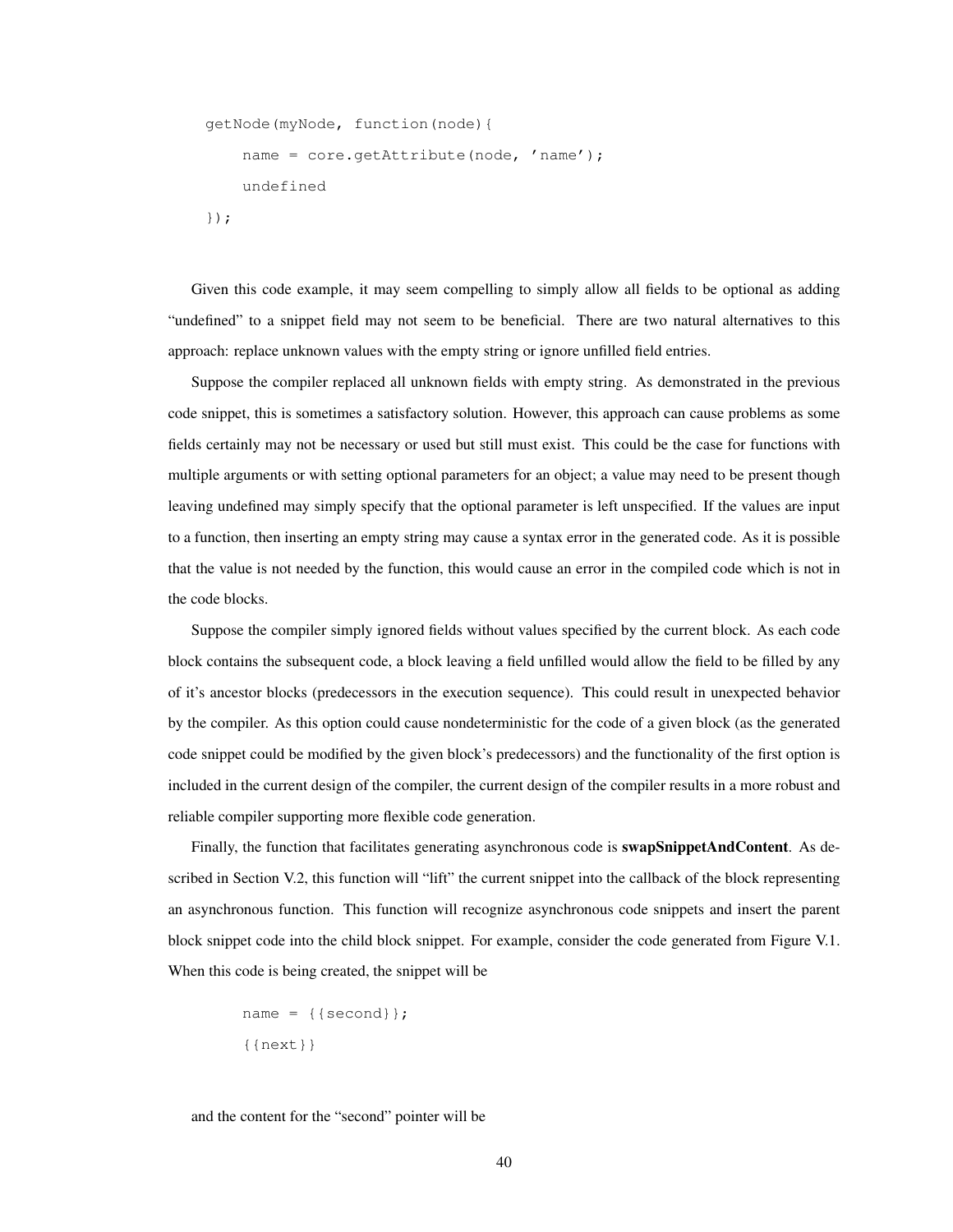```
getNode(myNode, function(node){
    name = core.getAttribute(node, 'name');
    undefined
});
```

Given this code example, it may seem compelling to simply allow all fields to be optional as adding “undefined” to a snippet field may not seem to be beneficial. There are two natural alternatives to this approach: replace unknown values with the empty string or ignore unfilled field entries.

Suppose the compiler replaced all unknown fields with empty string. As demonstrated in the previous code snippet, this is sometimes a satisfactory solution. However, this approach can cause problems as some fields certainly may not be necessary or used but still must exist. This could be the case for functions with multiple arguments or with setting optional parameters for an object; a value may need to be present though leaving undefined may simply specify that the optional parameter is left unspecified. If the values are input to a function, then inserting an empty string may cause a syntax error in the generated code. As it is possible that the value is not needed by the function, this would cause an error in the compiled code which is not in the code blocks.

Suppose the compiler simply ignored fields without values specified by the current block. As each code block contains the subsequent code, a block leaving a field unfilled would allow the field to be filled by any of it's ancestor blocks (predecessors in the execution sequence). This could result in unexpected behavior by the compiler. As this option could cause nondeterministic for the code of a given block (as the generated code snippet could be modified by the given block's predecessors) and the functionality of the first option is included in the current design of the compiler, the current design of the compiler results in a more robust and reliable compiler supporting more flexible code generation.

Finally, the function that facilitates generating asynchronous code is **swapSnippetAndContent**. As described in Section V.2, this function will “lift” the current snippet into the callback of the block representing an asynchronous function. This function will recognize asynchronous code snippets and insert the parent block snippet code into the child block snippet. For example, consider the code generated from Figure V.1. When this code is being created, the snippet will be

```
name = {{second}};
{{next}}
```

and the content for the “second” pointer will be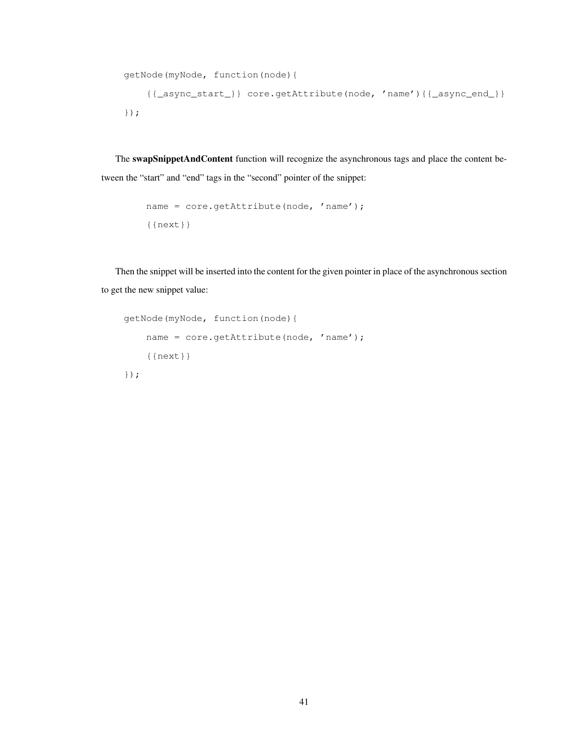```
getNode(myNode, function(node){
    {{_async_start_}} core.getAttribute(node, 'name'){{_async_end_}}
});
```

The **swapSnippetAndContent** function will recognize the asynchronous tags and place the content between the "start" and "end" tags in the "second" pointer of the snippet:

```
    name = core.getAttribute(node, 'name');
    {{next}}
```

Then the snippet will be inserted into the content for the given pointer in place of the asynchronous section to get the new snippet value:

```
getNode(myNode, function(node){
    name = core.getAttribute(node, 'name');
    {{next}}
});
```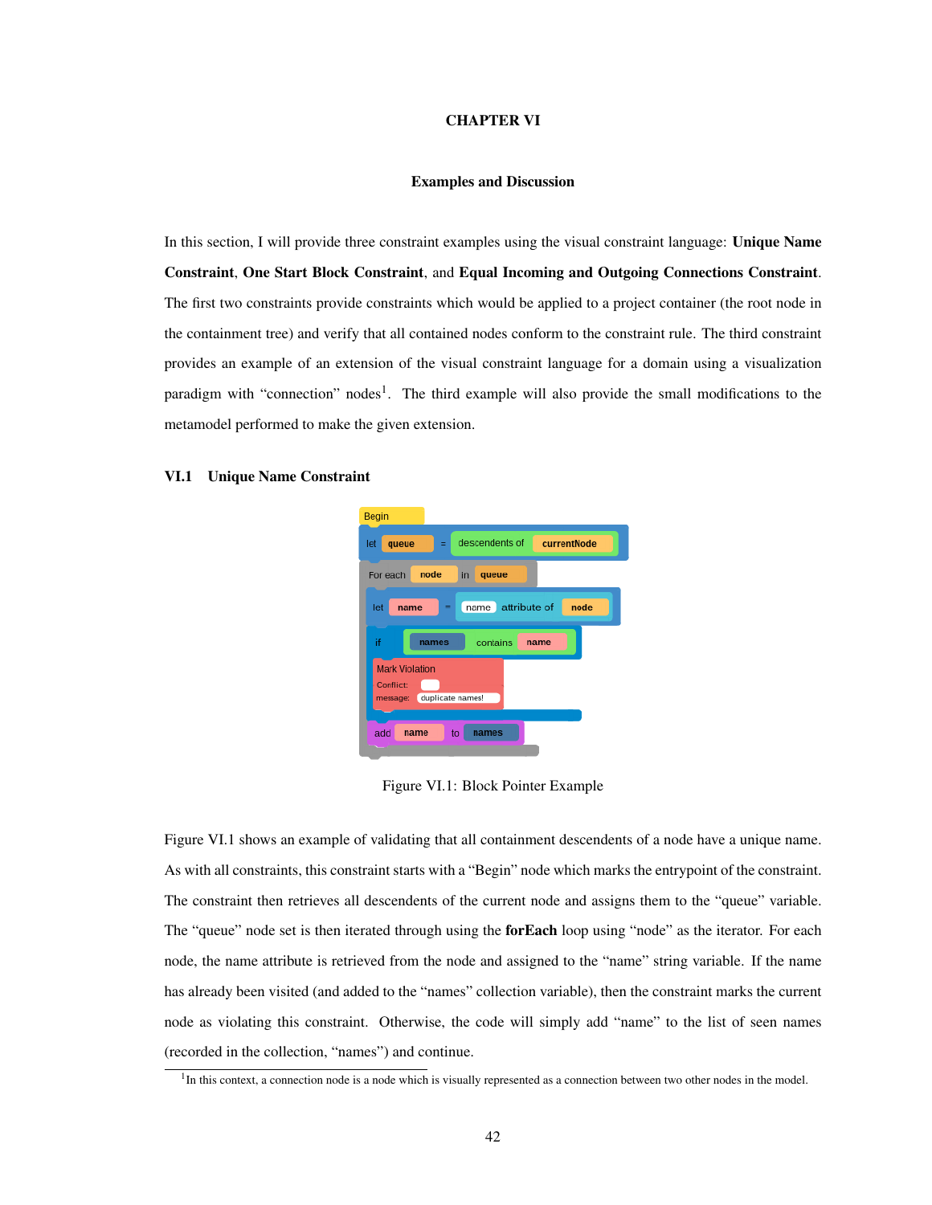# CHAPTER VI

## Examples and Discussion

In this section, I will provide three constraint examples using the visual constraint language: **Unique Name Constraint**, **One Start Block Constraint**, and **Equal Incoming and Outgoing Connections Constraint**. The first two constraints provide constraints which would be applied to a project container (the root node in the containment tree) and verify that all contained nodes conform to the constraint rule. The third constraint provides an example of an extension of the visual constraint language for a domain using a visualization paradigm with "connection" nodes[1]. The third example will also provide the small modifications to the metamodel performed to make the given extension.

### VI.1 Unique Name Constraint

Figure VI.1: Block Pointer Example

Figure VI.1 shows an example of validating that all containment descendents of a node have a unique name. As with all constraints, this constraint starts with a "Begin" node which marks the entrypoint of the constraint. The constraint then retrieves all descendents of the current node and assigns them to the "queue" variable. The "queue" node set is then iterated through using the **forEach** loop using "node" as the iterator. For each node, the name attribute is retrieved from the node and assigned to the "name" string variable. If the name has already been visited (and added to the "names" collection variable), then the constraint marks the current node as violating this constraint. Otherwise, the code will simply add "name" to the list of seen names (recorded in the collection, "names") and continue.

[1] In this context, a connection node is a node which is visually represented as a connection between two other nodes in the model.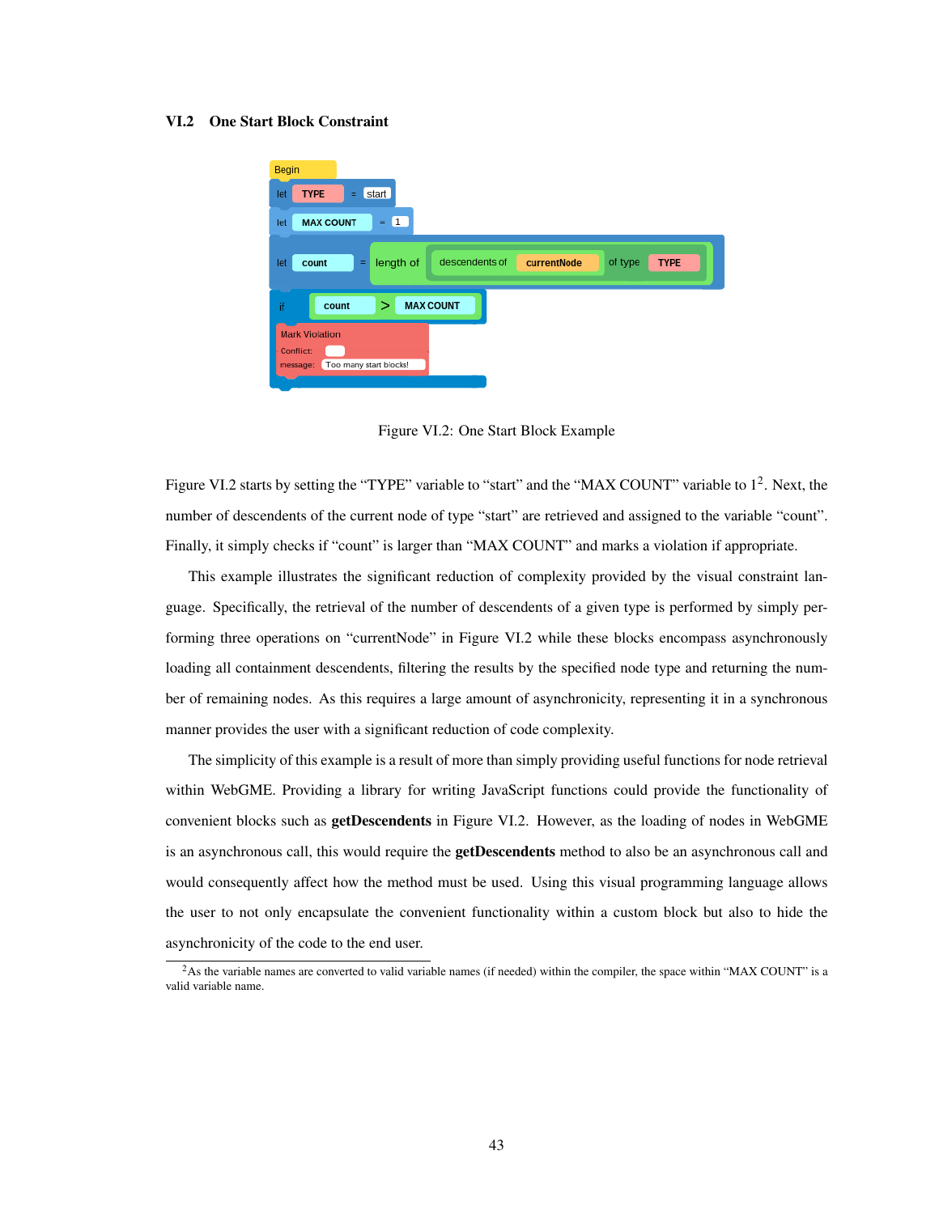### VI.2 One Start Block Constraint

Figure VI.2: One Start Block Example

Figure VI.2 starts by setting the "TYPE" variable to "start" and the "MAX COUNT" variable to 1[2]. Next, the number of descendents of the current node of type "start" are retrieved and assigned to the variable "count". Finally, it simply checks if "count" is larger than "MAX COUNT" and marks a violation if appropriate.

This example illustrates the significant reduction of complexity provided by the visual constraint language. Specifically, the retrieval of the number of descendents of a given type is performed by simply performing three operations on "currentNode" in Figure VI.2 while these blocks encompass asynchronously loading all containment descendents, filtering the results by the specified node type and returning the number of remaining nodes. As this requires a large amount of asynchronicity, representing it in a synchronous manner provides the user with a significant reduction of code complexity.

The simplicity of this example is a result of more than simply providing useful functions for node retrieval within WebGME. Providing a library for writing JavaScript functions could provide the functionality of convenient blocks such as **getDescendents** in Figure VI.2. However, as the loading of nodes in WebGME is an asynchronous call, this would require the **getDescendents** method to also be an asynchronous call and would consequently affect how the method must be used. Using this visual programming language allows the user to not only encapsulate the convenient functionality within a custom block but also to hide the asynchronicity of the code to the end user.

[2] As the variable names are converted to valid variable names (if needed) within the compiler, the space within "MAX COUNT" is a valid variable name.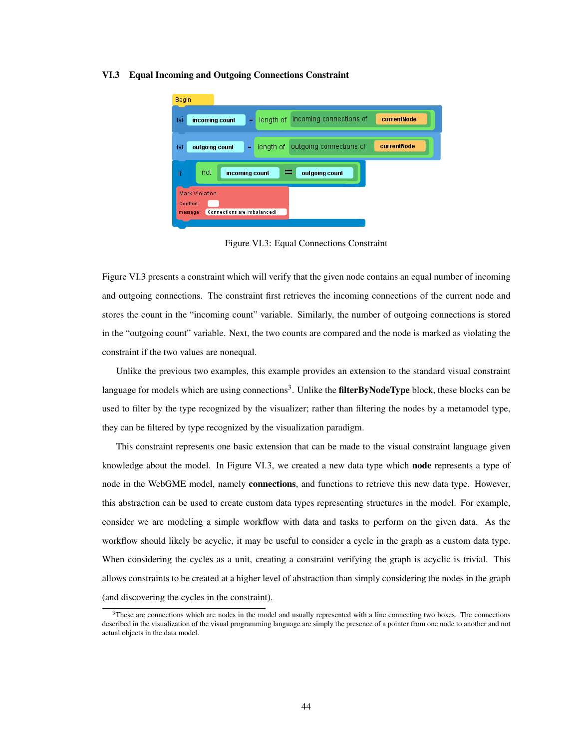### VI.3 Equal Incoming and Outgoing Connections Constraint

Figure VI.3: Equal Connections Constraint

Figure VI.3 presents a constraint which will verify that the given node contains an equal number of incoming and outgoing connections. The constraint first retrieves the incoming connections of the current node and stores the count in the "incoming count" variable. Similarly, the number of outgoing connections is stored in the "outgoing count" variable. Next, the two counts are compared and the node is marked as violating the constraint if the two values are nonequal.

Unlike the previous two examples, this example provides an extension to the standard visual constraint language for models which are using connections[3]. Unlike the **filterByNodeType** block, these blocks can be used to filter by the type recognized by the visualizer; rather than filtering the nodes by a metamodel type, they can be filtered by type recognized by the visualization paradigm.

This constraint represents one basic extension that can be made to the visual constraint language given knowledge about the model. In Figure VI.3, we created a new data type which **node** represents a type of node in the WebGME model, namely **connections**, and functions to retrieve this new data type. However, this abstraction can be used to create custom data types representing structures in the model. For example, consider we are modeling a simple workflow with data and tasks to perform on the given data. As the workflow should likely be acyclic, it may be useful to consider a cycle in the graph as a custom data type. When considering the cycles as a unit, creating a constraint verifying the graph is acyclic is trivial. This allows constraints to be created at a higher level of abstraction than simply considering the nodes in the graph (and discovering the cycles in the constraint).

[3] These are connections which are nodes in the model and usually represented with a line connecting two boxes. The connections described in the visualization of the visual programming language are simply the presence of a pointer from one node to another and not actual objects in the data model.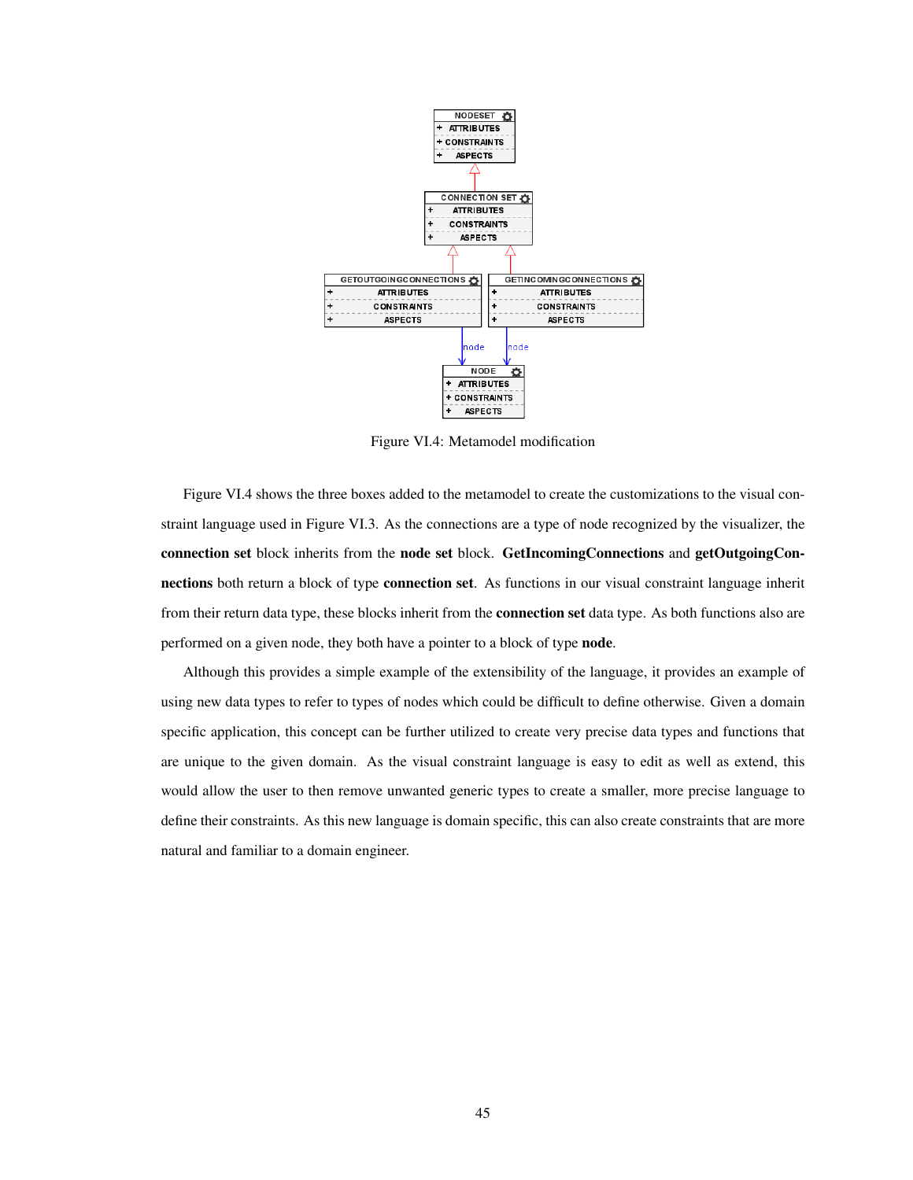Figure VI.4: Metamodel modification

Figure VI.4 shows the three boxes added to the metamodel to create the customizations to the visual constraint language used in Figure VI.3. As the connections are a type of node recognized by the visualizer, the **connection set** block inherits from the **node set** block. **GetIncomingConnections** and **getOutgoingConnections** both return a block of type **connection set**. As functions in our visual constraint language inherit from their return data type, these blocks inherit from the **connection set** data type. As both functions also are performed on a given node, they both have a pointer to a block of type **node**.

Although this provides a simple example of the extensibility of the language, it provides an example of using new data types to refer to types of nodes which could be difficult to define otherwise. Given a domain specific application, this concept can be further utilized to create very precise data types and functions that are unique to the given domain. As the visual constraint language is easy to edit as well as extend, this would allow the user to then remove unwanted generic types to create a smaller, more precise language to define their constraints. As this new language is domain specific, this can also create constraints that are more natural and familiar to a domain engineer.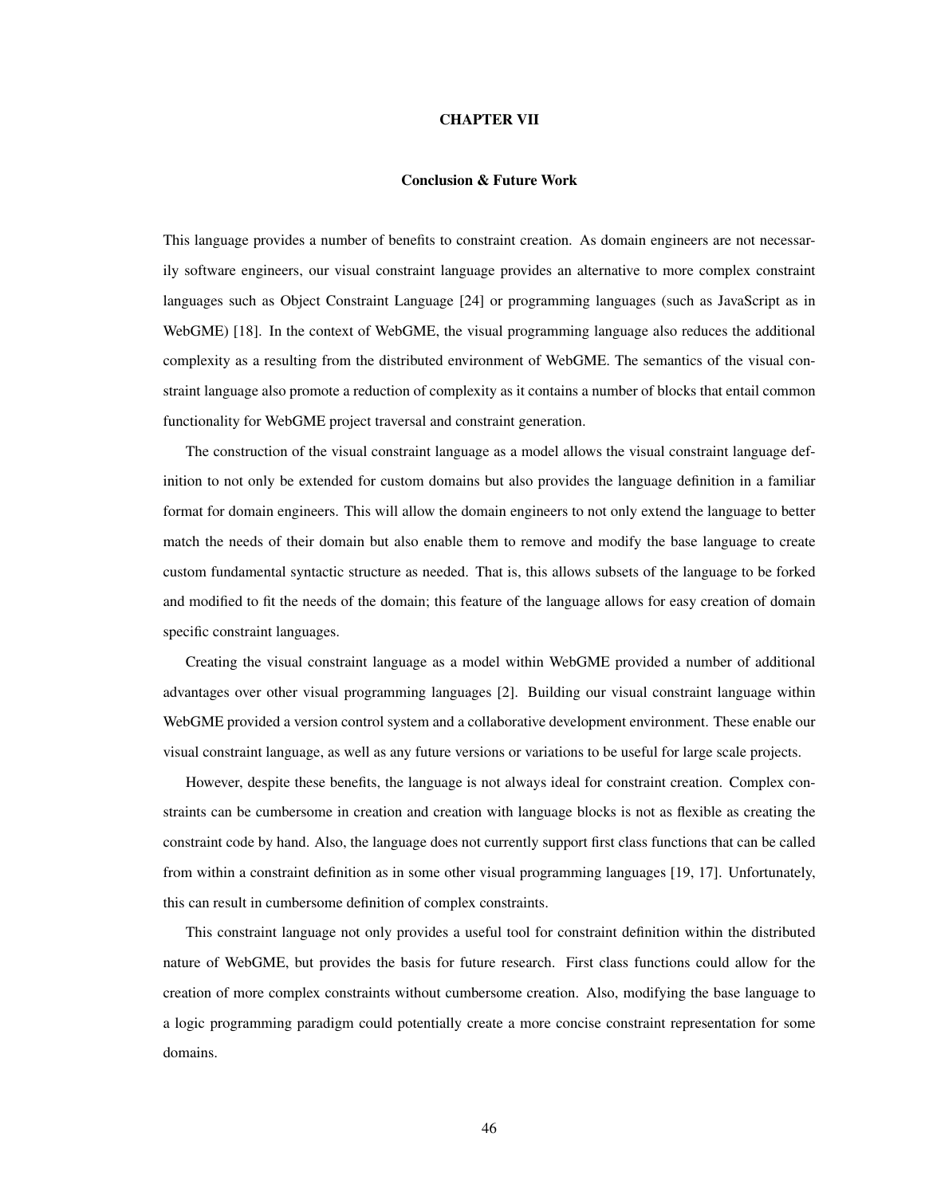# CHAPTER VII

## Conclusion & Future Work

This language provides a number of benefits to constraint creation. As domain engineers are not necessarily software engineers, our visual constraint language provides an alternative to more complex constraint languages such as Object Constraint Language [24] or programming languages (such as JavaScript as in WebGME) [18]. In the context of WebGME, the visual programming language also reduces the additional complexity as a resulting from the distributed environment of WebGME. The semantics of the visual constraint language also promote a reduction of complexity as it contains a number of blocks that entail common functionality for WebGME project traversal and constraint generation.

The construction of the visual constraint language as a model allows the visual constraint language definition to not only be extended for custom domains but also provides the language definition in a familiar format for domain engineers. This will allow the domain engineers to not only extend the language to better match the needs of their domain but also enable them to remove and modify the base language to create custom fundamental syntactic structure as needed. That is, this allows subsets of the language to be forked and modified to fit the needs of the domain; this feature of the language allows for easy creation of domain specific constraint languages.

Creating the visual constraint language as a model within WebGME provided a number of additional advantages over other visual programming languages [2]. Building our visual constraint language within WebGME provided a version control system and a collaborative development environment. These enable our visual constraint language, as well as any future versions or variations to be useful for large scale projects.

However, despite these benefits, the language is not always ideal for constraint creation. Complex constraints can be cumbersome in creation and creation with language blocks is not as flexible as creating the constraint code by hand. Also, the language does not currently support first class functions that can be called from within a constraint definition as in some other visual programming languages [19, 17]. Unfortunately, this can result in cumbersome definition of complex constraints.

This constraint language not only provides a useful tool for constraint definition within the distributed nature of WebGME, but provides the basis for future research. First class functions could allow for the creation of more complex constraints without cumbersome creation. Also, modifying the base language to a logic programming paradigm could potentially create a more concise constraint representation for some domains.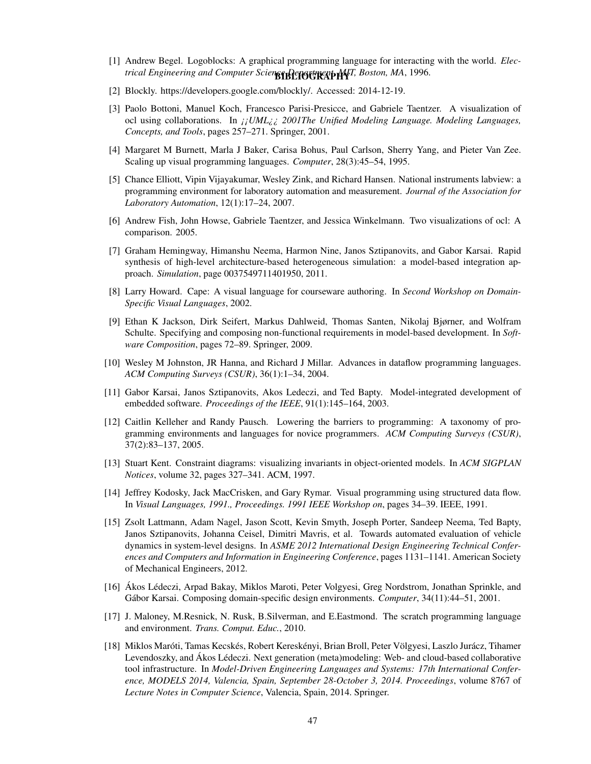# BIBLIOGRAPHY

[1] Andrew Begel. Logoblocks: A graphical programming language for interacting with the world. *Electrical Engineering and Computer Science Department, MIT, Boston, MA*, 1996.

[2] Blockly. https://developers.google.com/blockly/. Accessed: 2014-12-19.

[3] Paolo Bottoni, Manuel Koch, Francesco Parisi-Presicce, and Gabriele Taentzer. A visualization of ocl using collaborations. In *¡¡UML¿¿ 2001The Unified Modeling Language. Modeling Languages, Concepts, and Tools*, pages 257–271. Springer, 2001.

[4] Margaret M Burnett, Marla J Baker, Carisa Bohus, Paul Carlson, Sherry Yang, and Pieter Van Zee. Scaling up visual programming languages. *Computer*, 28(3):45–54, 1995.

[5] Chance Elliott, Vipin Vijayakumar, Wesley Zink, and Richard Hansen. National instruments labview: a programming environment for laboratory automation and measurement. *Journal of the Association for Laboratory Automation*, 12(1):17–24, 2007.

[6] Andrew Fish, John Howse, Gabriele Taentzer, and Jessica Winkelmann. Two visualizations of ocl: A comparison. 2005.

[7] Graham Hemingway, Himanshu Neema, Harmon Nine, Janos Sztipanovits, and Gabor Karsai. Rapid synthesis of high-level architecture-based heterogeneous simulation: a model-based integration approach. *Simulation*, page 0037549711401950, 2011.

[8] Larry Howard. Cape: A visual language for courseware authoring. In *Second Workshop on Domain-Specific Visual Languages*, 2002.

[9] Ethan K Jackson, Dirk Seifert, Markus Dahlweid, Thomas Santen, Nikolaj Bjørner, and Wolfram Schulte. Specifying and composing non-functional requirements in model-based development. In *Software Composition*, pages 72–89. Springer, 2009.

[10] Wesley M Johnston, JR Hanna, and Richard J Millar. Advances in dataflow programming languages. *ACM Computing Surveys (CSUR)*, 36(1):1–34, 2004.

[11] Gabor Karsai, Janos Sztipanovits, Akos Ledeczi, and Ted Bapty. Model-integrated development of embedded software. *Proceedings of the IEEE*, 91(1):145–164, 2003.

[12] Caitlin Kelleher and Randy Pausch. Lowering the barriers to programming: A taxonomy of programming environments and languages for novice programmers. *ACM Computing Surveys (CSUR)*, 37(2):83–137, 2005.

[13] Stuart Kent. Constraint diagrams: visualizing invariants in object-oriented models. In *ACM SIGPLAN Notices*, volume 32, pages 327–341. ACM, 1997.

[14] Jeffrey Kodosky, Jack MacCrisken, and Gary Rymar. Visual programming using structured data flow. In *Visual Languages, 1991., Proceedings. 1991 IEEE Workshop on*, pages 34–39. IEEE, 1991.

[15] Zsolt Lattmann, Adam Nagel, Jason Scott, Kevin Smyth, Joseph Porter, Sandeep Neema, Ted Bapty, Janos Sztipanovits, Johanna Ceisel, Dimitri Mavris, et al. Towards automated evaluation of vehicle dynamics in system-level designs. In *ASME 2012 International Design Engineering Technical Conferences and Computers and Information in Engineering Conference*, pages 1131–1141. American Society of Mechanical Engineers, 2012.

[16] Ákos Lédeczi, Arpad Bakay, Miklos Maroti, Peter Volgyesi, Greg Nordstrom, Jonathan Sprinkle, and Gábor Karsai. Composing domain-specific design environments. *Computer*, 34(11):44–51, 2001.

[17] J. Maloney, M.Resnick, N. Rusk, B.Silverman, and E.Eastmond. The scratch programming language and environment. *Trans. Comput. Educ.*, 2010.

[18] Miklos Maróti, Tamas Kecskés, Robert Kereskényi, Brian Broll, Peter Völgyesi, Laszlo Jurácz, Tihamer Levendoszky, and Ákos Lédeczi. Next generation (meta)modeling: Web- and cloud-based collaborative tool infrastructure. In *Model-Driven Engineering Languages and Systems: 17th International Conference, MODELS 2014, Valencia, Spain, September 28-October 3, 2014. Proceedings*, volume 8767 of *Lecture Notes in Computer Science*, Valencia, Spain, 2014. Springer.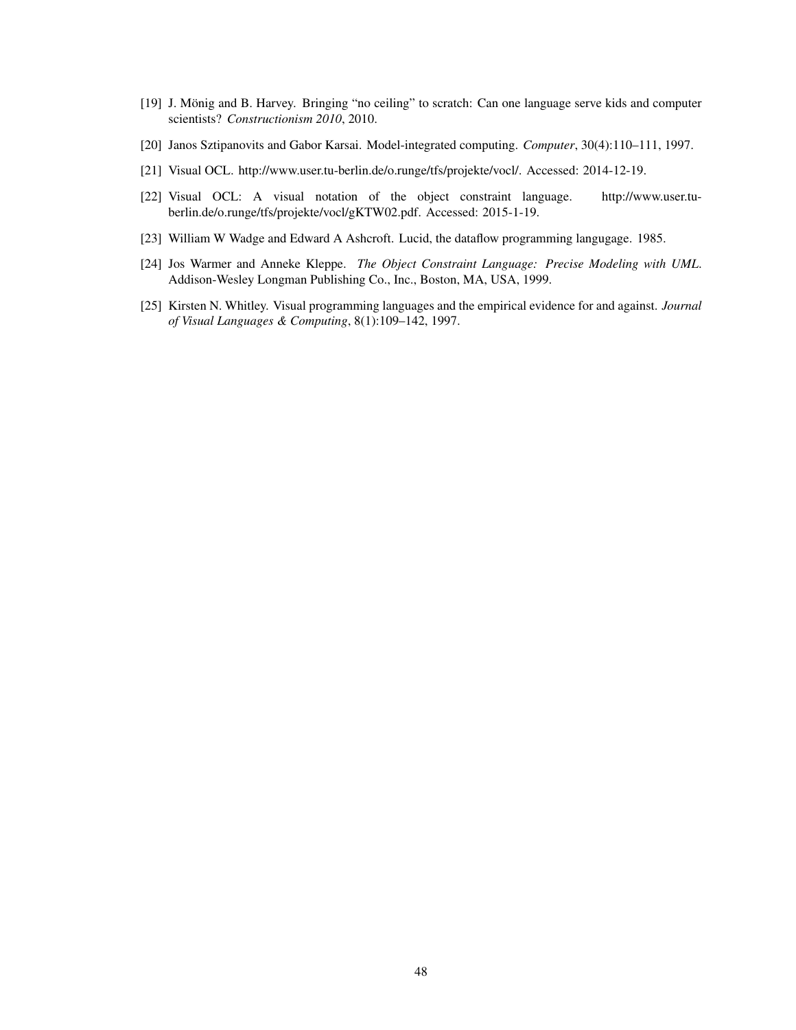[19] J. Mönig and B. Harvey. Bringing “no ceiling” to scratch: Can one language serve kids and computer scientists? *Constructionism 2010*, 2010.

[20] Janos Sztipanovits and Gabor Karsai. Model-integrated computing. *Computer*, 30(4):110–111, 1997.

[21] Visual OCL. http://www.user.tu-berlin.de/o.runge/tfs/projekte/vocl/. Accessed: 2014-12-19.

[22] Visual OCL: A visual notation of the object constraint language. http://www.user.tu-berlin.de/o.runge/tfs/projekte/vocl/gKTW02.pdf. Accessed: 2015-1-19.

[23] William W Wadge and Edward A Ashcroft. Lucid, the dataflow programming langugage. 1985.

[24] Jos Warmer and Anneke Kleppe. *The Object Constraint Language: Precise Modeling with UML*. Addison-Wesley Longman Publishing Co., Inc., Boston, MA, USA, 1999.

[25] Kirsten N. Whitley. Visual programming languages and the empirical evidence for and against. *Journal of Visual Languages & Computing*, 8(1):109–142, 1997.